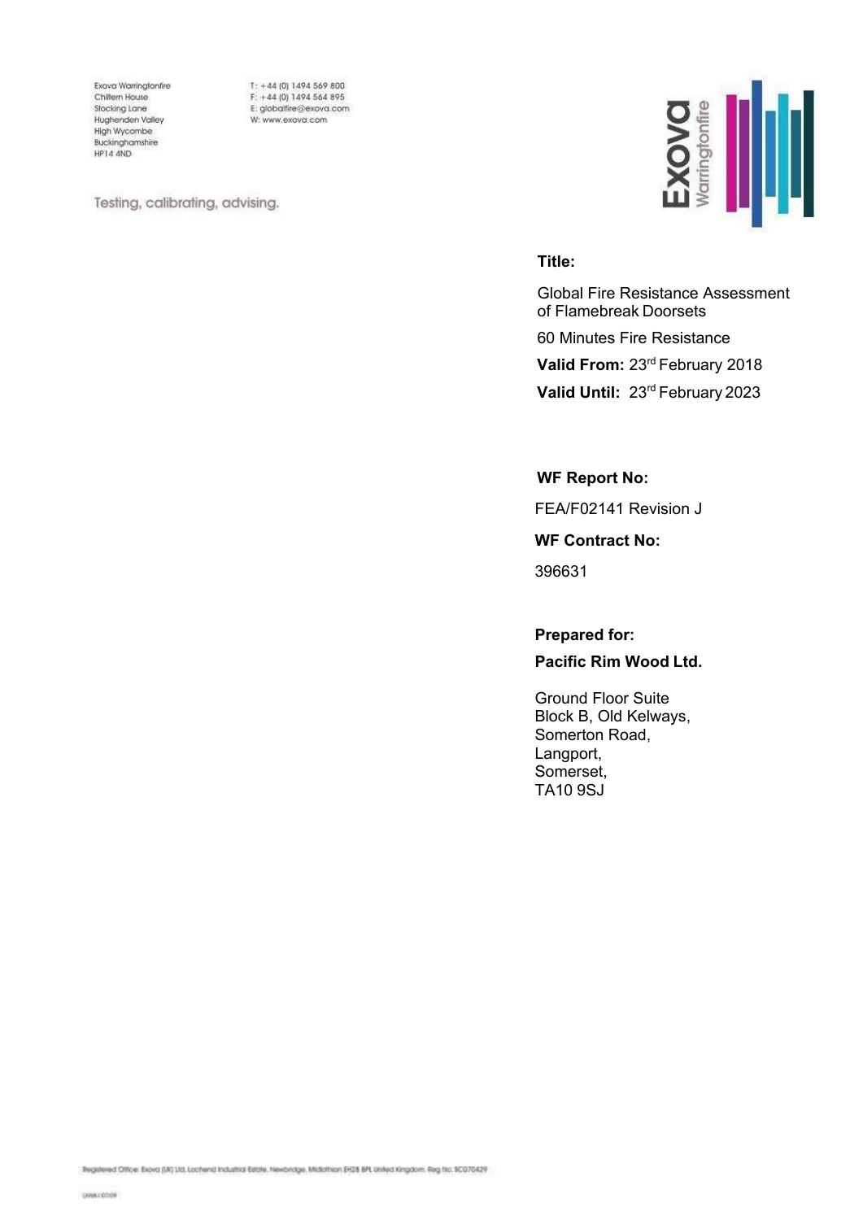Exova Warringtonfire
Chiltern House
Stocking Lane
Hughenden Valley
High Wycombe
Buckinghamshire
HP14 4ND

T: +44 (0) 1494 569 800
F: +44 (0) 1494 564 895
E: globalfire@exova.com
W: www.exova.com

Testing, calibrating, advising.

Exova Warringtonfire

**Title:**

Global Fire Resistance Assessment of Flamebreak Doorsets

60 Minutes Fire Resistance

**Valid From:** 23rd February 2018

**Valid Until:** 23rd February 2023

**WF Report No:**

FEA/F02141 Revision J

**WF Contract No:**

396631

**Prepared for:**

**Pacific Rim Wood Ltd.**

Ground Floor Suite
Block B, Old Kelways,
Somerton Road,
Langport,
Somerset,
TA10 9SJ

Registered Office: Exova (UK) Ltd, Lochend Industrial Estate, Newbridge, Midlothian EH28 8PL United Kingdom. Reg No. SC070429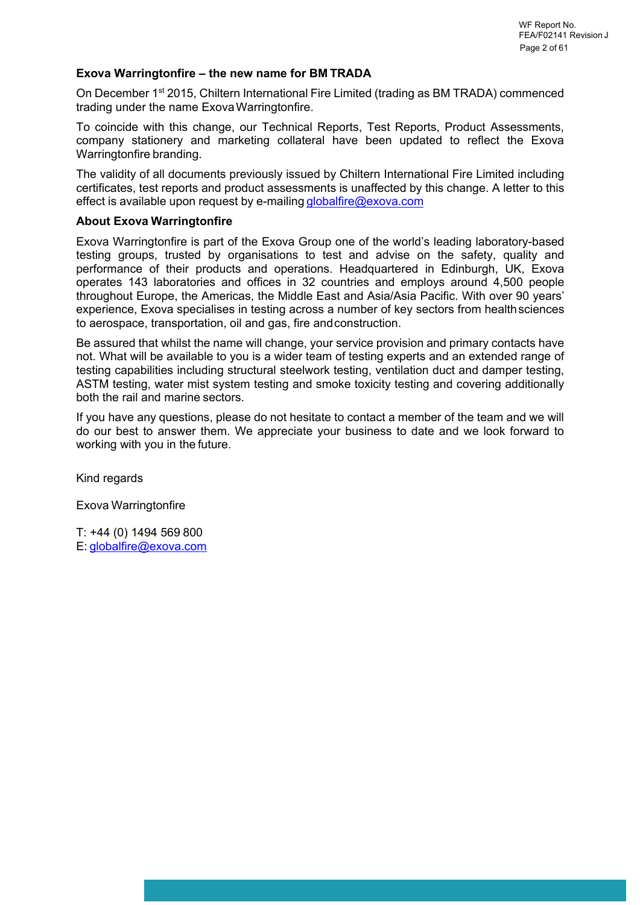**Exova Warringtonfire – the new name for BM TRADA**

On December 1st 2015, Chiltern International Fire Limited (trading as BM TRADA) commenced trading under the name Exova Warringtonfire.

To coincide with this change, our Technical Reports, Test Reports, Product Assessments, company stationery and marketing collateral have been updated to reflect the Exova Warringtonfire branding.

The validity of all documents previously issued by Chiltern International Fire Limited including certificates, test reports and product assessments is unaffected by this change. A letter to this effect is available upon request by e-mailing globalfire@exova.com

**About Exova Warringtonfire**

Exova Warringtonfire is part of the Exova Group one of the world's leading laboratory-based testing groups, trusted by organisations to test and advise on the safety, quality and performance of their products and operations. Headquartered in Edinburgh, UK, Exova operates 143 laboratories and offices in 32 countries and employs around 4,500 people throughout Europe, the Americas, the Middle East and Asia/Asia Pacific. With over 90 years' experience, Exova specialises in testing across a number of key sectors from health sciences to aerospace, transportation, oil and gas, fire and construction.

Be assured that whilst the name will change, your service provision and primary contacts have not. What will be available to you is a wider team of testing experts and an extended range of testing capabilities including structural steelwork testing, ventilation duct and damper testing, ASTM testing, water mist system testing and smoke toxicity testing and covering additionally both the rail and marine sectors.

If you have any questions, please do not hesitate to contact a member of the team and we will do our best to answer them. We appreciate your business to date and we look forward to working with you in the future.

Kind regards

Exova Warringtonfire

T: +44 (0) 1494 569 800
E: globalfire@exova.com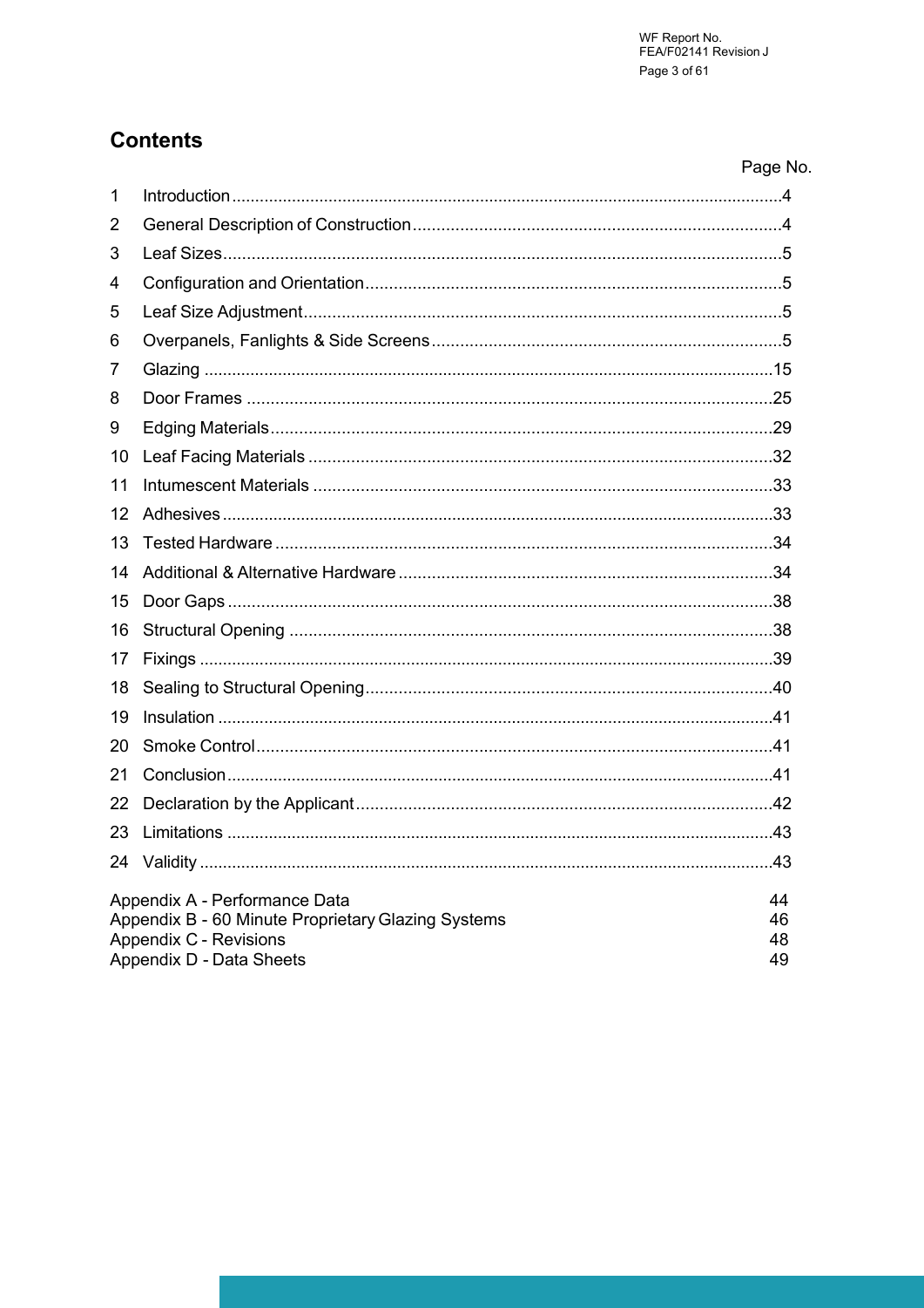# Contents

| | | Page No. |
|---|---|---|
| 1 | Introduction | 4 |
| 2 | General Description of Construction | 4 |
| 3 | Leaf Sizes | 5 |
| 4 | Configuration and Orientation | 5 |
| 5 | Leaf Size Adjustment | 5 |
| 6 | Overpanels, Fanlights & Side Screens | 5 |
| 7 | Glazing | 15 |
| 8 | Door Frames | 25 |
| 9 | Edging Materials | 29 |
| 10 | Leaf Facing Materials | 32 |
| 11 | Intumescent Materials | 33 |
| 12 | Adhesives | 33 |
| 13 | Tested Hardware | 34 |
| 14 | Additional & Alternative Hardware | 34 |
| 15 | Door Gaps | 38 |
| 16 | Structural Opening | 38 |
| 17 | Fixings | 39 |
| 18 | Sealing to Structural Opening | 40 |
| 19 | Insulation | 41 |
| 20 | Smoke Control | 41 |
| 21 | Conclusion | 41 |
| 22 | Declaration by the Applicant | 42 |
| 23 | Limitations | 43 |
| 24 | Validity | 43 |

| | |
|---|---|
| Appendix A - Performance Data | 44 |
| Appendix B - 60 Minute Proprietary Glazing Systems | 46 |
| Appendix C - Revisions | 48 |
| Appendix D - Data Sheets | 49 |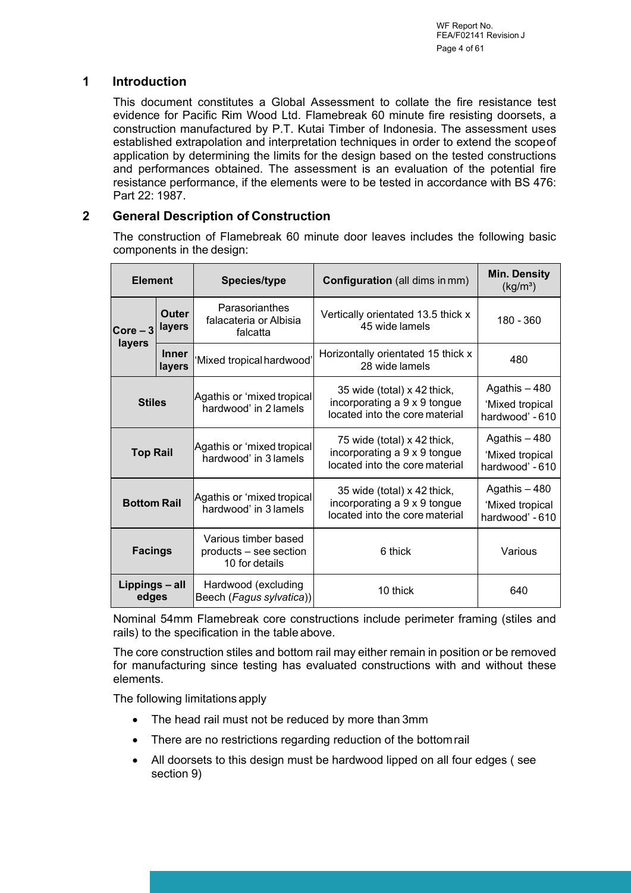## 1 Introduction

This document constitutes a Global Assessment to collate the fire resistance test evidence for Pacific Rim Wood Ltd. Flamebreak 60 minute fire resisting doorsets, a construction manufactured by P.T. Kutai Timber of Indonesia. The assessment uses established extrapolation and interpretation techniques in order to extend the scope of application by determining the limits for the design based on the tested constructions and performances obtained. The assessment is an evaluation of the potential fire resistance performance, if the elements were to be tested in accordance with BS 476: Part 22: 1987.

## 2 General Description of Construction

The construction of Flamebreak 60 minute door leaves includes the following basic components in the design:

| Element | | Species/type | Configuration (all dims in mm) | Min. Density (kg/m³) |
|---|---|---|---|---|
| Core – 3 layers | Outer layers | Parasorianthes falacateria or Albisia falcatta | Vertically orientated 13.5 thick x 45 wide lamels | 180 - 360 |
| | Inner layers | 'Mixed tropical hardwood' | Horizontally orientated 15 thick x 28 wide lamels | 480 |
| Stiles | | Agathis or 'mixed tropical hardwood' in 2 lamels | 35 wide (total) x 42 thick, incorporating a 9 x 9 tongue located into the core material | Agathis – 480 'Mixed tropical hardwood' - 610 |
| Top Rail | | Agathis or 'mixed tropical hardwood' in 3 lamels | 75 wide (total) x 42 thick, incorporating a 9 x 9 tongue located into the core material | Agathis – 480 'Mixed tropical hardwood' - 610 |
| Bottom Rail | | Agathis or 'mixed tropical hardwood' in 3 lamels | 35 wide (total) x 42 thick, incorporating a 9 x 9 tongue located into the core material | Agathis – 480 'Mixed tropical hardwood' - 610 |
| Facings | | Various timber based products – see section 10 for details | 6 thick | Various |
| Lippings – all edges | | Hardwood (excluding Beech (*Fagus sylvatica*)) | 10 thick | 640 |

Nominal 54mm Flamebreak core constructions include perimeter framing (stiles and rails) to the specification in the table above.

The core construction stiles and bottom rail may either remain in position or be removed for manufacturing since testing has evaluated constructions with and without these elements.

The following limitations apply

- The head rail must not be reduced by more than 3mm
- There are no restrictions regarding reduction of the bottom rail
- All doorsets to this design must be hardwood lipped on all four edges ( see section 9)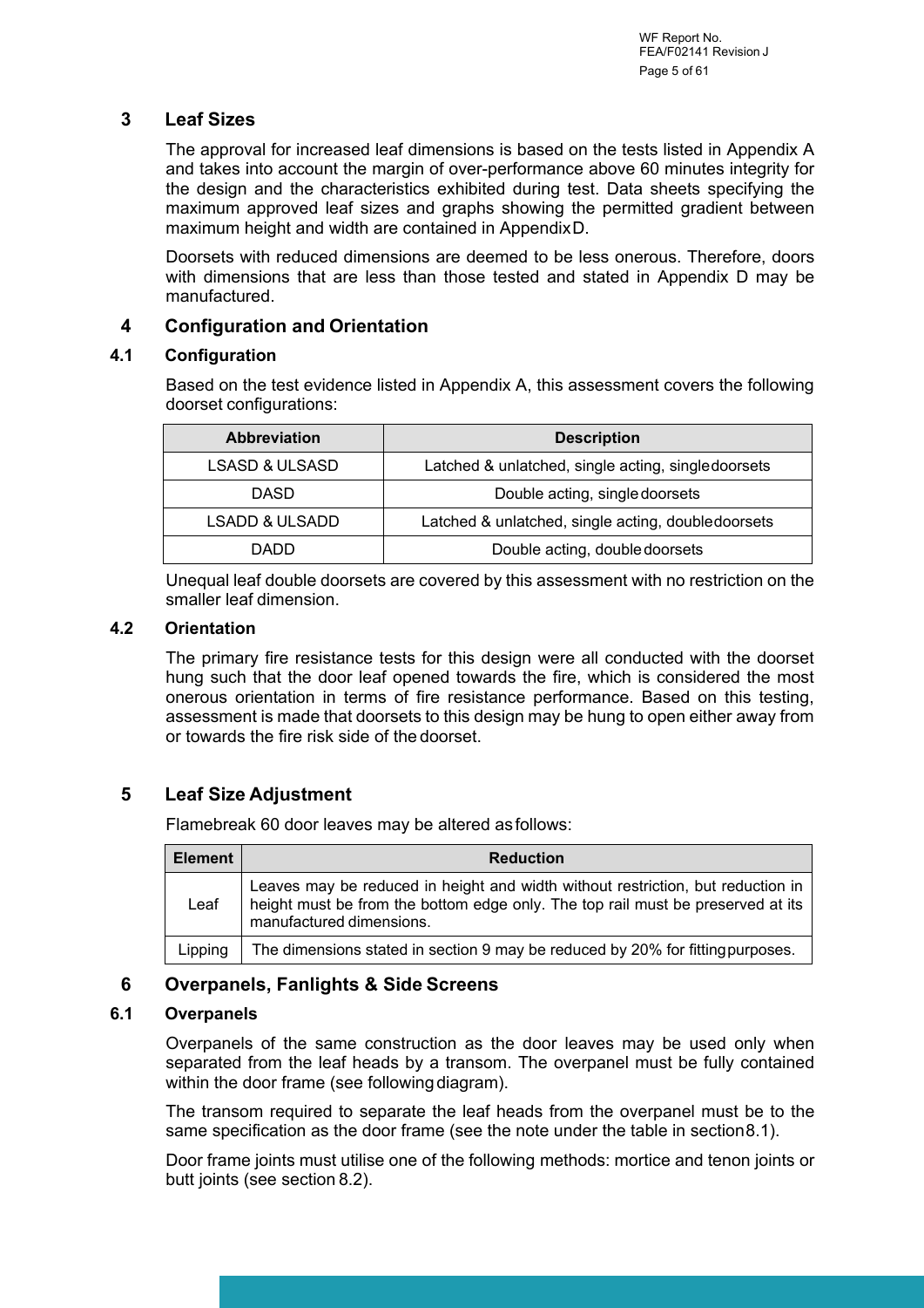# 3 Leaf Sizes

The approval for increased leaf dimensions is based on the tests listed in Appendix A and takes into account the margin of over-performance above 60 minutes integrity for the design and the characteristics exhibited during test. Data sheets specifying the maximum approved leaf sizes and graphs showing the permitted gradient between maximum height and width are contained in Appendix D.

Doorsets with reduced dimensions are deemed to be less onerous. Therefore, doors with dimensions that are less than those tested and stated in Appendix D may be manufactured.

# 4 Configuration and Orientation

## 4.1 Configuration

Based on the test evidence listed in Appendix A, this assessment covers the following doorset configurations:

| Abbreviation | Description |
| --- | --- |
| LSASD & ULSASD | Latched & unlatched, single acting, single doorsets |
| DASD | Double acting, single doorsets |
| LSADD & ULSADD | Latched & unlatched, single acting, double doorsets |
| DADD | Double acting, double doorsets |

Unequal leaf double doorsets are covered by this assessment with no restriction on the smaller leaf dimension.

## 4.2 Orientation

The primary fire resistance tests for this design were all conducted with the doorset hung such that the door leaf opened towards the fire, which is considered the most onerous orientation in terms of fire resistance performance. Based on this testing, assessment is made that doorsets to this design may be hung to open either away from or towards the fire risk side of the doorset.

# 5 Leaf Size Adjustment

Flamebreak 60 door leaves may be altered as follows:

| Element | Reduction |
| --- | --- |
| Leaf | Leaves may be reduced in height and width without restriction, but reduction in height must be from the bottom edge only. The top rail must be preserved at its manufactured dimensions. |
| Lipping | The dimensions stated in section 9 may be reduced by 20% for fitting purposes. |

# 6 Overpanels, Fanlights & Side Screens

## 6.1 Overpanels

Overpanels of the same construction as the door leaves may be used only when separated from the leaf heads by a transom. The overpanel must be fully contained within the door frame (see following diagram).

The transom required to separate the leaf heads from the overpanel must be to the same specification as the door frame (see the note under the table in section 8.1).

Door frame joints must utilise one of the following methods: mortice and tenon joints or butt joints (see section 8.2).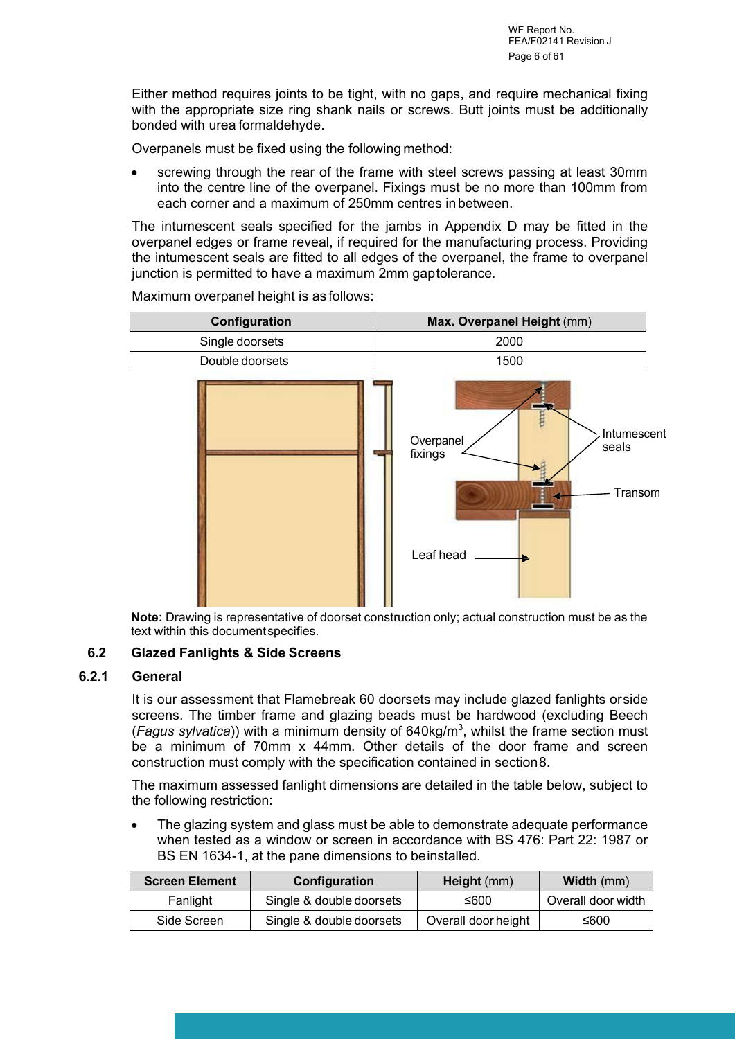Either method requires joints to be tight, with no gaps, and require mechanical fixing with the appropriate size ring shank nails or screws. Butt joints must be additionally bonded with urea formaldehyde.

Overpanels must be fixed using the following method:

- screwing through the rear of the frame with steel screws passing at least 30mm into the centre line of the overpanel. Fixings must be no more than 100mm from each corner and a maximum of 250mm centres in between.

The intumescent seals specified for the jambs in Appendix D may be fitted in the overpanel edges or frame reveal, if required for the manufacturing process. Providing the intumescent seals are fitted to all edges of the overpanel, the frame to overpanel junction is permitted to have a maximum 2mm gap tolerance.

Maximum overpanel height is as follows:

| Configuration | **Max. Overpanel Height** (mm) |
|---|---|
| Single doorsets | 2000 |
| Double doorsets | 1500 |

Overpanel fixings

Intumescent seals

Transom

Leaf head

**Note:** Drawing is representative of doorset construction only; actual construction must be as the text within this document specifies.

## 6.2 Glazed Fanlights & Side Screens

### 6.2.1 General

It is our assessment that Flamebreak 60 doorsets may include glazed fanlights or side screens. The timber frame and glazing beads must be hardwood (excluding Beech (*Fagus sylvatica*)) with a minimum density of 640kg/m$^3$, whilst the frame section must be a minimum of 70mm x 44mm. Other details of the door frame and screen construction must comply with the specification contained in section 8.

The maximum assessed fanlight dimensions are detailed in the table below, subject to the following restriction:

- The glazing system and glass must be able to demonstrate adequate performance when tested as a window or screen in accordance with BS 476: Part 22: 1987 or BS EN 1634-1, at the pane dimensions to be installed.

| Screen Element | Configuration | **Height** (mm) | **Width** (mm) |
|---|---|---|---|
| Fanlight | Single & double doorsets | ≤600 | Overall door width |
| Side Screen | Single & double doorsets | Overall door height | ≤600 |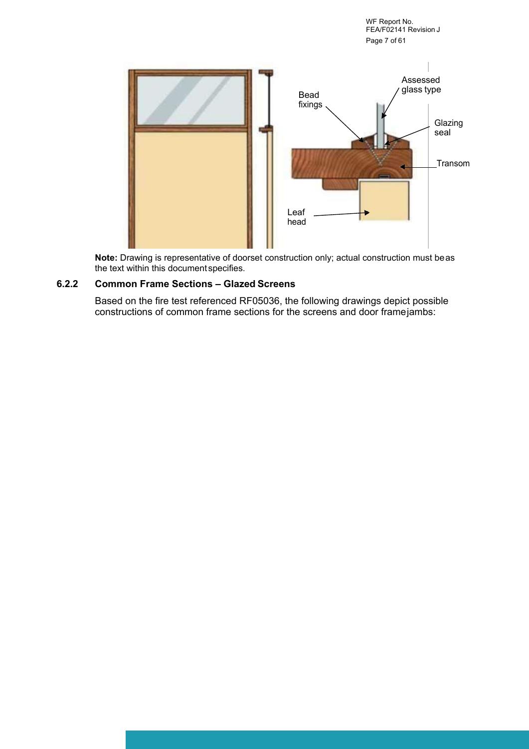**Note:** Drawing is representative of doorset construction only; actual construction must be as the text within this document specifies.

### 6.2.2 Common Frame Sections – Glazed Screens

Based on the fire test referenced RF05036, the following drawings depict possible constructions of common frame sections for the screens and door frame jambs: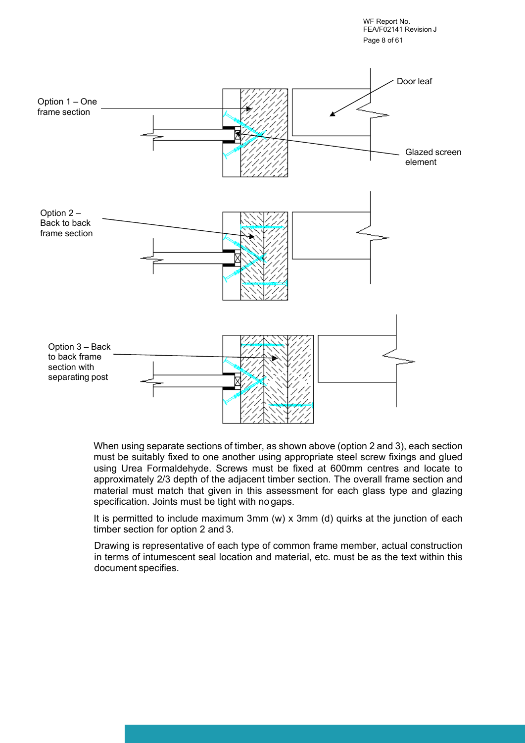Option 1 – One frame section

Door leaf

Glazed screen element

Option 2 – Back to back frame section

Option 3 – Back to back frame section with separating post

When using separate sections of timber, as shown above (option 2 and 3), each section must be suitably fixed to one another using appropriate steel screw fixings and glued using Urea Formaldehyde. Screws must be fixed at 600mm centres and locate to approximately 2/3 depth of the adjacent timber section. The overall frame section and material must match that given in this assessment for each glass type and glazing specification. Joints must be tight with no gaps.

It is permitted to include maximum 3mm (w) x 3mm (d) quirks at the junction of each timber section for option 2 and 3.

Drawing is representative of each type of common frame member, actual construction in terms of intumescent seal location and material, etc. must be as the text within this document specifies.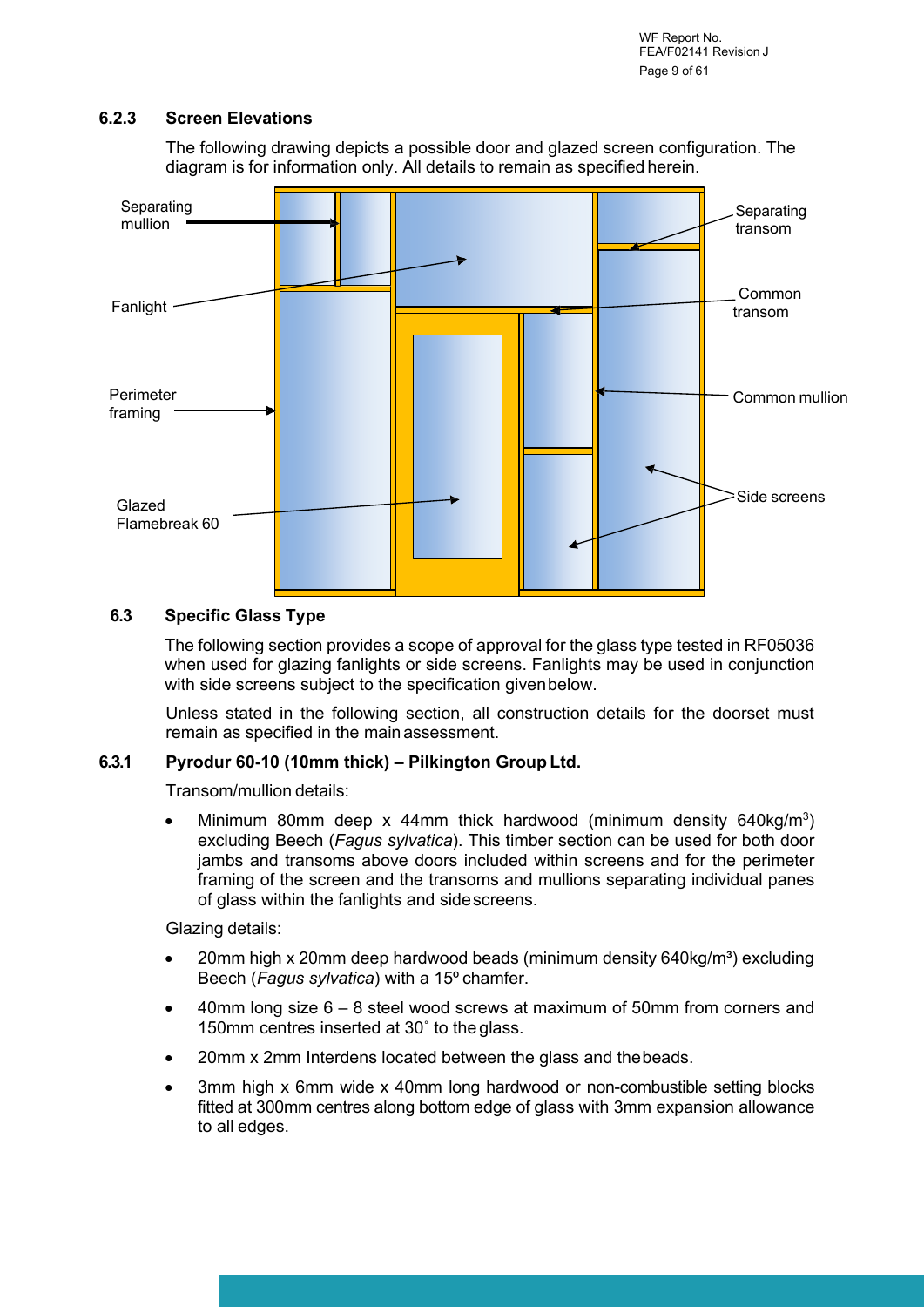### 6.2.3 Screen Elevations

The following drawing depicts a possible door and glazed screen configuration. The diagram is for information only. All details to remain as specified herein.

Separating mullion

Fanlight

Perimeter framing

Glazed Flamebreak 60

Separating transom

Common transom

Common mullion

Side screens

## 6.3 Specific Glass Type

The following section provides a scope of approval for the glass type tested in RF05036 when used for glazing fanlights or side screens. Fanlights may be used in conjunction with side screens subject to the specification given below.

Unless stated in the following section, all construction details for the doorset must remain as specified in the main assessment.

### 6.3.1 Pyrodur 60-10 (10mm thick) – Pilkington Group Ltd.

Transom/mullion details:

- Minimum 80mm deep x 44mm thick hardwood (minimum density 640kg/m$^3$) excluding Beech (*Fagus sylvatica*). This timber section can be used for both door jambs and transoms above doors included within screens and for the perimeter framing of the screen and the transoms and mullions separating individual panes of glass within the fanlights and side screens.

Glazing details:

- 20mm high x 20mm deep hardwood beads (minimum density 640kg/m³) excluding Beech (*Fagus sylvatica*) with a 15º chamfer.
- 40mm long size 6 – 8 steel wood screws at maximum of 50mm from corners and 150mm centres inserted at 30˚ to the glass.
- 20mm x 2mm Interdens located between the glass and the beads.
- 3mm high x 6mm wide x 40mm long hardwood or non-combustible setting blocks fitted at 300mm centres along bottom edge of glass with 3mm expansion allowance to all edges.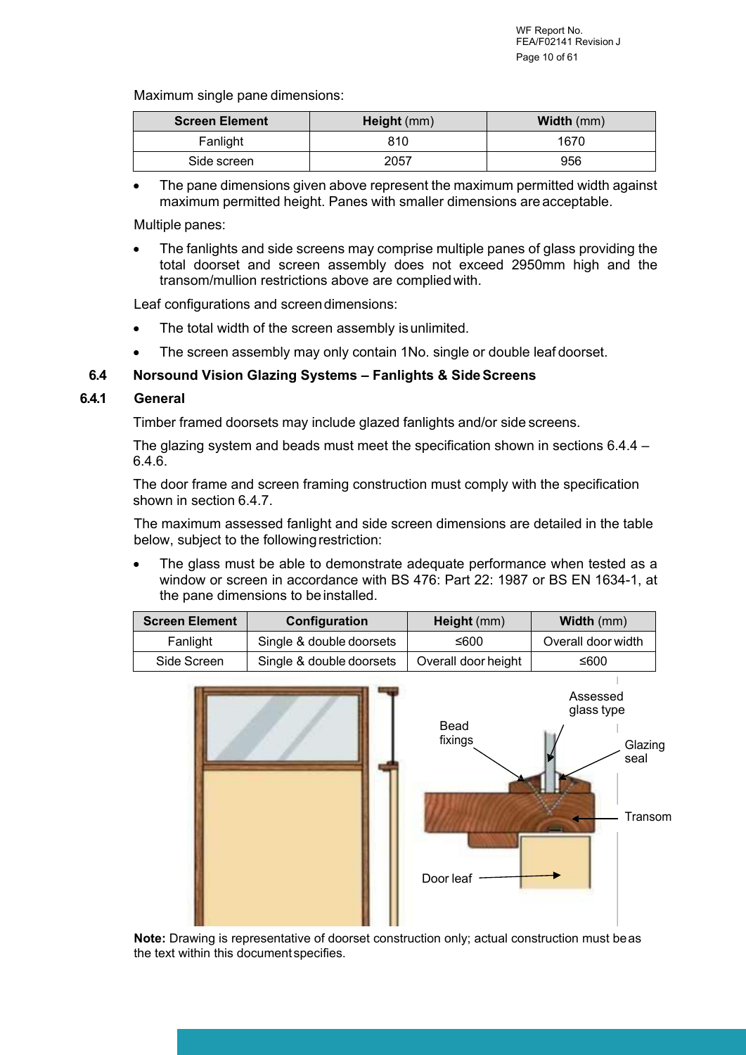Maximum single pane dimensions:

| Screen Element | Height (mm) | Width (mm) |
|---|---|---|
| Fanlight | 810 | 1670 |
| Side screen | 2057 | 956 |

- The pane dimensions given above represent the maximum permitted width against maximum permitted height. Panes with smaller dimensions are acceptable.

Multiple panes:

- The fanlights and side screens may comprise multiple panes of glass providing the total doorset and screen assembly does not exceed 2950mm high and the transom/mullion restrictions above are complied with.

Leaf configurations and screen dimensions:

- The total width of the screen assembly is unlimited.
- The screen assembly may only contain 1No. single or double leaf doorset.

## 6.4 Norsound Vision Glazing Systems – Fanlights & Side Screens

### 6.4.1 General

Timber framed doorsets may include glazed fanlights and/or side screens.

The glazing system and beads must meet the specification shown in sections 6.4.4 – 6.4.6.

The door frame and screen framing construction must comply with the specification shown in section 6.4.7.

The maximum assessed fanlight and side screen dimensions are detailed in the table below, subject to the following restriction:

- The glass must be able to demonstrate adequate performance when tested as a window or screen in accordance with BS 476: Part 22: 1987 or BS EN 1634-1, at the pane dimensions to be installed.

| Screen Element | Configuration | Height (mm) | Width (mm) |
|---|---|---|---|
| Fanlight | Single & double doorsets | ≤600 | Overall door width |
| Side Screen | Single & double doorsets | Overall door height | ≤600 |

**Note:** Drawing is representative of doorset construction only; actual construction must be as the text within this document specifies.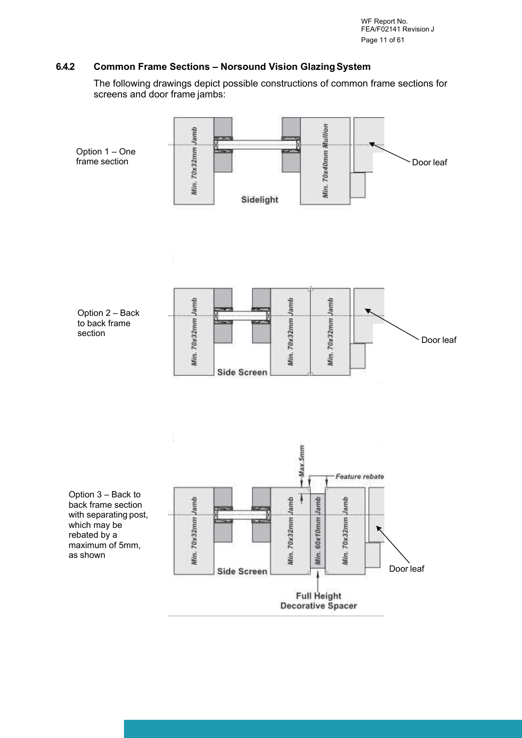### 6.4.2 Common Frame Sections – Norsound Vision Glazing System

The following drawings depict possible constructions of common frame sections for screens and door frame jambs:

Option 1 – One frame section

Min. 70x32mm Jamb
Sidelight
Min. 70x40mm Mullion
Door leaf

Option 2 – Back to back frame section

Min. 70x32mm Jamb
Side Screen
Min. 70x32mm Jamb
Min. 70x32mm Jamb
Door leaf

Option 3 – Back to back frame section with separating post, which may be rebated by a maximum of 5mm, as shown

Max.5mm
Feature rebate
Min. 70x32mm Jamb
Side Screen
Min. 70x32mm Jamb
Min. 60x10mm Jamb
Min. 70x32mm Jamb
Door leaf
Full Height Decorative Spacer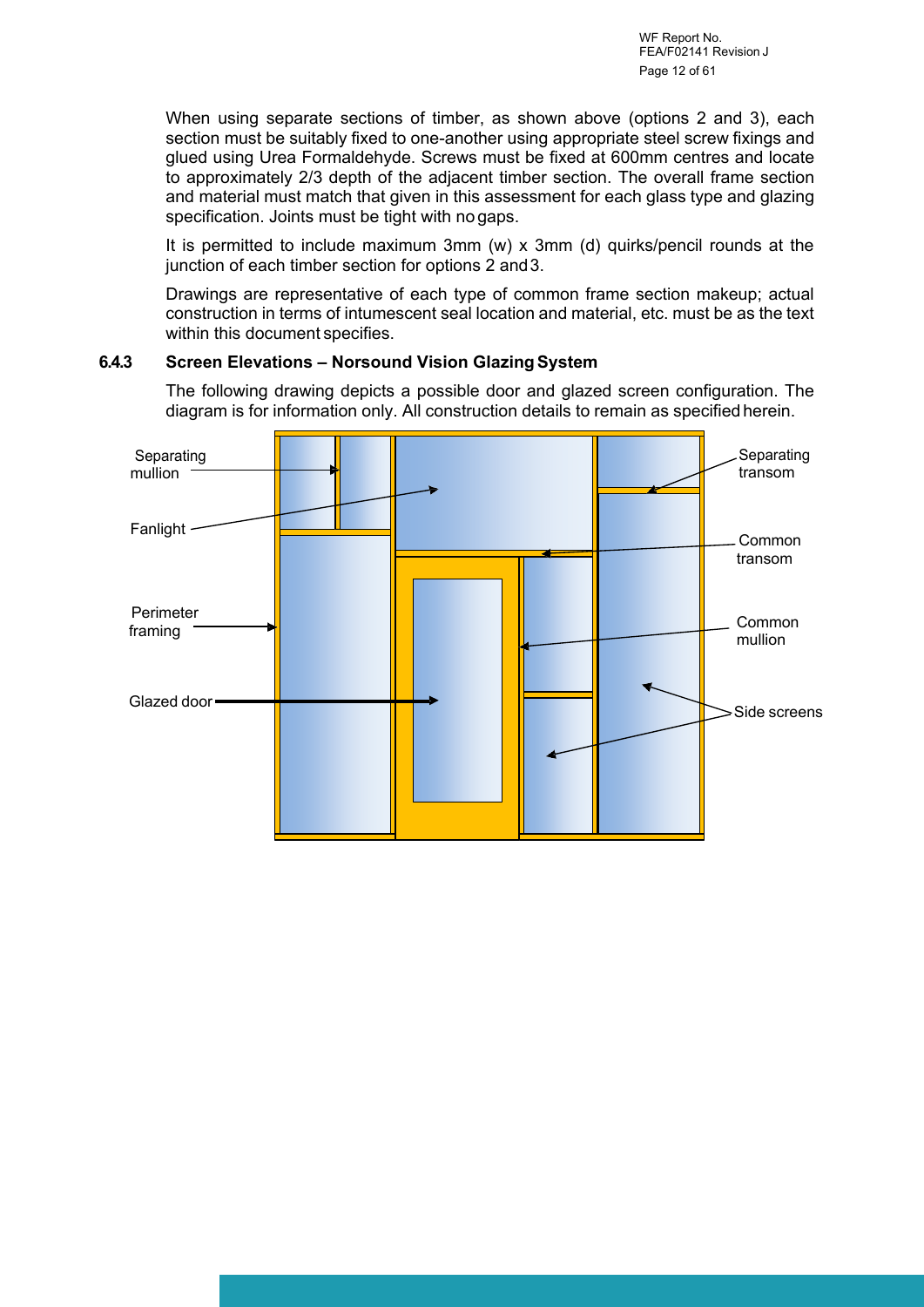When using separate sections of timber, as shown above (options 2 and 3), each section must be suitably fixed to one-another using appropriate steel screw fixings and glued using Urea Formaldehyde. Screws must be fixed at 600mm centres and locate to approximately 2/3 depth of the adjacent timber section. The overall frame section and material must match that given in this assessment for each glass type and glazing specification. Joints must be tight with no gaps.

It is permitted to include maximum 3mm (w) x 3mm (d) quirks/pencil rounds at the junction of each timber section for options 2 and 3.

Drawings are representative of each type of common frame section makeup; actual construction in terms of intumescent seal location and material, etc. must be as the text within this document specifies.

### 6.4.3 Screen Elevations – Norsound Vision Glazing System

The following drawing depicts a possible door and glazed screen configuration. The diagram is for information only. All construction details to remain as specified herein.

Separating mullion

Fanlight

Perimeter framing

Glazed door

Separating transom

Common transom

Common mullion

Side screens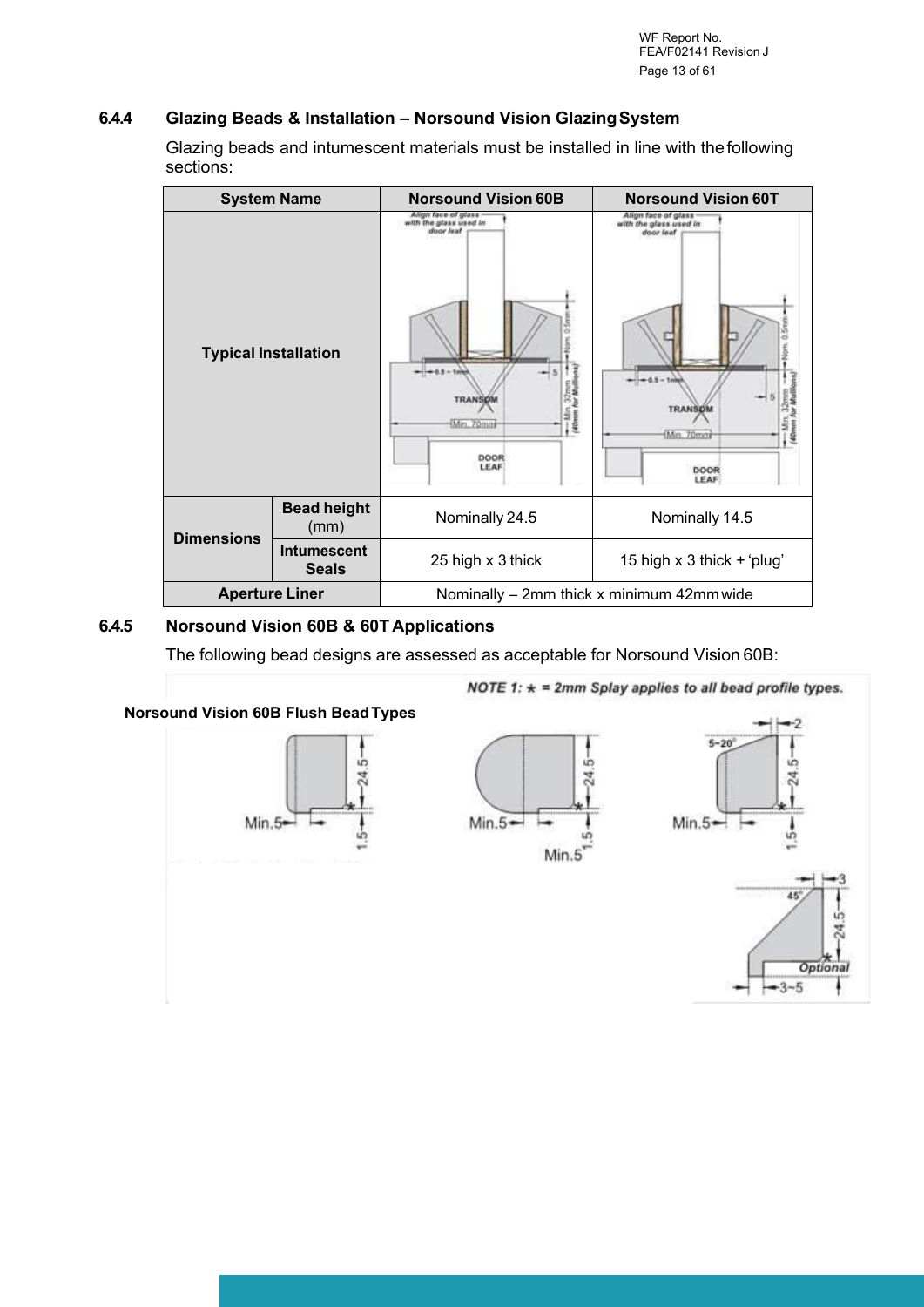### 6.4.4 Glazing Beads & Installation – Norsound Vision Glazing System

Glazing beads and intumescent materials must be installed in line with the following sections:

| System Name | | Norsound Vision 60B | Norsound Vision 60T |
|---|---|---|---|
| Typical Installation | | | |
| Dimensions | Bead height (mm) | Nominally 24.5 | Nominally 14.5 |
| | Intumescent Seals | 25 high x 3 thick | 15 high x 3 thick + 'plug' |
| Aperture Liner | | Nominally – 2mm thick x minimum 42mm wide | |

### 6.4.5 Norsound Vision 60B & 60T Applications

The following bead designs are assessed as acceptable for Norsound Vision 60B:

NOTE 1: ∗ = 2mm Splay applies to all bead profile types.

**Norsound Vision 60B Flush Bead Types**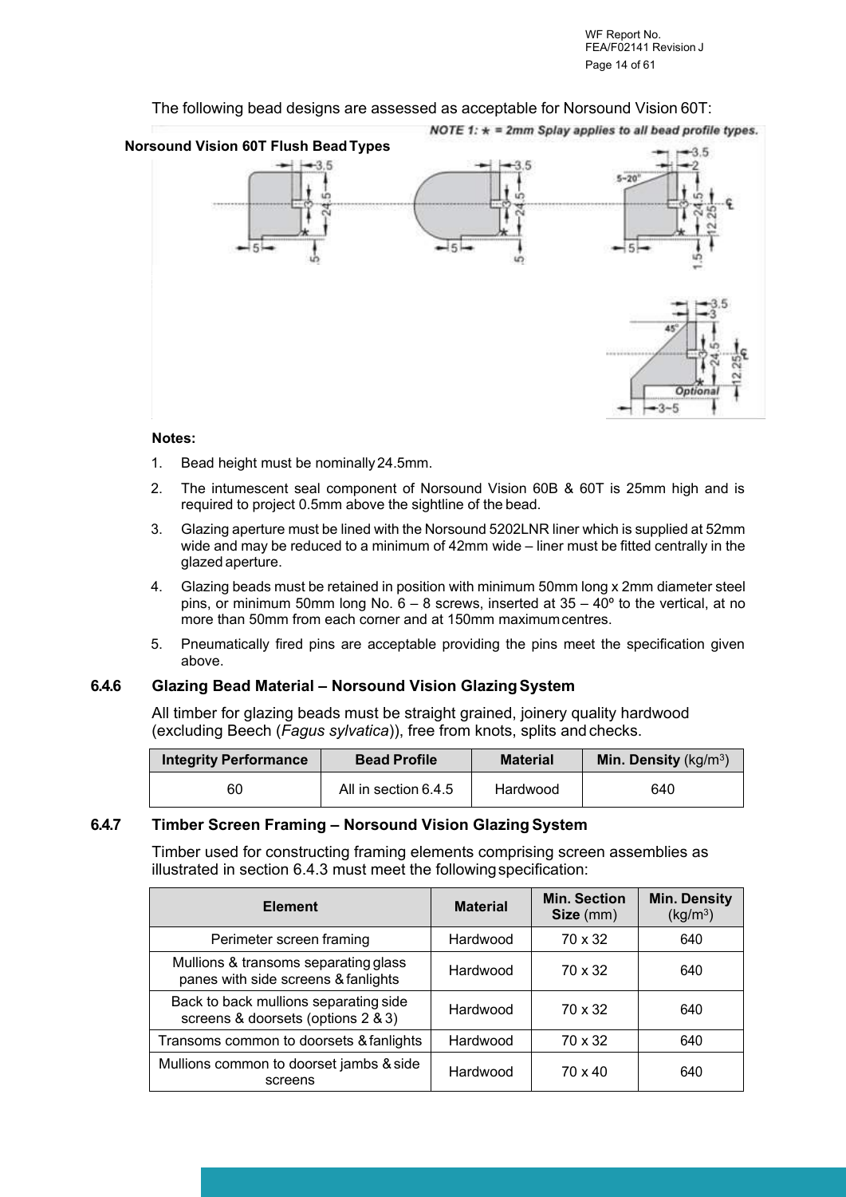The following bead designs are assessed as acceptable for Norsound Vision 60T:

NOTE 1: ★ = 2mm Splay applies to all bead profile types.

**Norsound Vision 60T Flush Bead Types**

**Notes:**

1. Bead height must be nominally 24.5mm.
2. The intumescent seal component of Norsound Vision 60B & 60T is 25mm high and is required to project 0.5mm above the sightline of the bead.
3. Glazing aperture must be lined with the Norsound 5202LNR liner which is supplied at 52mm wide and may be reduced to a minimum of 42mm wide – liner must be fitted centrally in the glazed aperture.
4. Glazing beads must be retained in position with minimum 50mm long x 2mm diameter steel pins, or minimum 50mm long No. 6 – 8 screws, inserted at 35 – 40º to the vertical, at no more than 50mm from each corner and at 150mm maximum centres.
5. Pneumatically fired pins are acceptable providing the pins meet the specification given above.

### 6.4.6 Glazing Bead Material – Norsound Vision Glazing System

All timber for glazing beads must be straight grained, joinery quality hardwood (excluding Beech (*Fagus sylvatica*)), free from knots, splits and checks.

| Integrity Performance | Bead Profile | Material | Min. Density (kg/m$^3$) |
|---|---|---|---|
| 60 | All in section 6.4.5 | Hardwood | 640 |

### 6.4.7 Timber Screen Framing – Norsound Vision Glazing System

Timber used for constructing framing elements comprising screen assemblies as illustrated in section 6.4.3 must meet the following specification:

| Element | Material | Min. Section Size (mm) | Min. Density (kg/m$^3$) |
|---|---|---|---|
| Perimeter screen framing | Hardwood | 70 x 32 | 640 |
| Mullions & transoms separating glass panes with side screens & fanlights | Hardwood | 70 x 32 | 640 |
| Back to back mullions separating side screens & doorsets (options 2 & 3) | Hardwood | 70 x 32 | 640 |
| Transoms common to doorsets & fanlights | Hardwood | 70 x 32 | 640 |
| Mullions common to doorset jambs & side screens | Hardwood | 70 x 40 | 640 |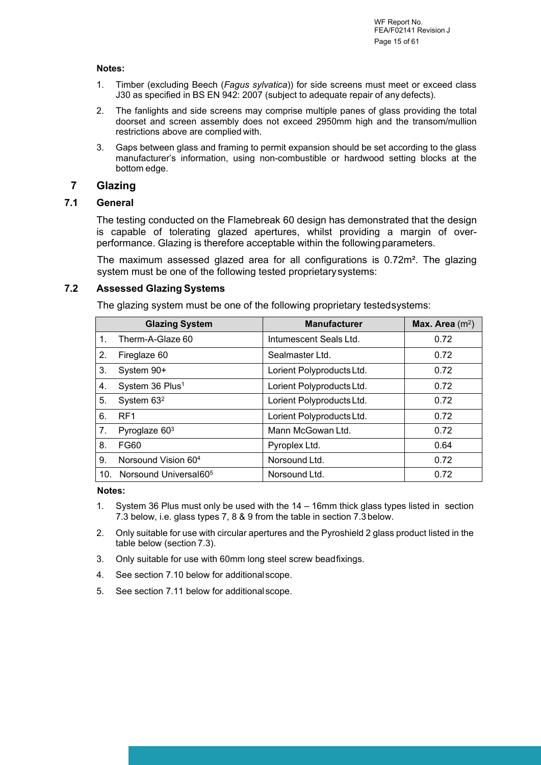**Notes:**

1. Timber (excluding Beech (*Fagus sylvatica*)) for side screens must meet or exceed class J30 as specified in BS EN 942: 2007 (subject to adequate repair of any defects).
2. The fanlights and side screens may comprise multiple panes of glass providing the total doorset and screen assembly does not exceed 2950mm high and the transom/mullion restrictions above are complied with.
3. Gaps between glass and framing to permit expansion should be set according to the glass manufacturer's information, using non-combustible or hardwood setting blocks at the bottom edge.

# 7 Glazing

## 7.1 General

The testing conducted on the Flamebreak 60 design has demonstrated that the design is capable of tolerating glazed apertures, whilst providing a margin of over-performance. Glazing is therefore acceptable within the following parameters.

The maximum assessed glazed area for all configurations is 0.72m². The glazing system must be one of the following tested proprietary systems:

## 7.2 Assessed Glazing Systems

The glazing system must be one of the following proprietary tested systems:

| Glazing System | Manufacturer | **Max. Area** ($m^2$) |
|---|---|---|
| 1. Therm-A-Glaze 60 | Intumescent Seals Ltd. | 0.72 |
| 2. Fireglaze 60 | Sealmaster Ltd. | 0.72 |
| 3. System 90+ | Lorient Polyproducts Ltd. | 0.72 |
| 4. System 36 Plus[1] | Lorient Polyproducts Ltd. | 0.72 |
| 5. System 63[2] | Lorient Polyproducts Ltd. | 0.72 |
| 6. RF1 | Lorient Polyproducts Ltd. | 0.72 |
| 7. Pyroglaze 60[3] | Mann McGowan Ltd. | 0.72 |
| 8. FG60 | Pyroplex Ltd. | 0.64 |
| 9. Norsound Vision 60[4] | Norsound Ltd. | 0.72 |
| 10. Norsound Universal60[5] | Norsound Ltd. | 0.72 |

**Notes:**

1. System 36 Plus must only be used with the 14 – 16mm thick glass types listed in section 7.3 below, i.e. glass types 7, 8 & 9 from the table in section 7.3 below.
2. Only suitable for use with circular apertures and the Pyroshield 2 glass product listed in the table below (section 7.3).
3. Only suitable for use with 60mm long steel screw bead fixings.
4. See section 7.10 below for additional scope.
5. See section 7.11 below for additional scope.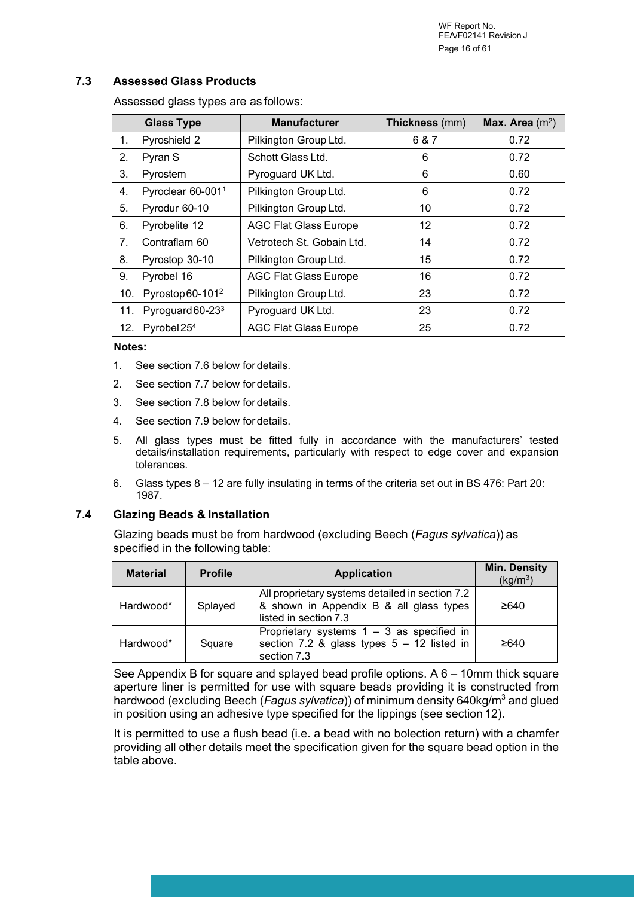## 7.3 Assessed Glass Products

Assessed glass types are as follows:

| Glass Type | Manufacturer | **Thickness** (mm) | **Max. Area** ($m^2$) |
|---|---|---|---|
| 1. Pyroshield 2 | Pilkington Group Ltd. | 6 & 7 | 0.72 |
| 2. Pyran S | Schott Glass Ltd. | 6 | 0.72 |
| 3. Pyrostem | Pyroguard UK Ltd. | 6 | 0.60 |
| 4. Pyroclear 60-001[1] | Pilkington Group Ltd. | 6 | 0.72 |
| 5. Pyrodur 60-10 | Pilkington Group Ltd. | 10 | 0.72 |
| 6. Pyrobelite 12 | AGC Flat Glass Europe | 12 | 0.72 |
| 7. Contraflam 60 | Vetrotech St. Gobain Ltd. | 14 | 0.72 |
| 8. Pyrostop 30-10 | Pilkington Group Ltd. | 15 | 0.72 |
| 9. Pyrobel 16 | AGC Flat Glass Europe | 16 | 0.72 |
| 10. Pyrostop 60-101[2] | Pilkington Group Ltd. | 23 | 0.72 |
| 11. Pyroguard 60-23[3] | Pyroguard UK Ltd. | 23 | 0.72 |
| 12. Pyrobel 25[4] | AGC Flat Glass Europe | 25 | 0.72 |

**Notes:**

1. See section 7.6 below for details.
2. See section 7.7 below for details.
3. See section 7.8 below for details.
4. See section 7.9 below for details.
5. All glass types must be fitted fully in accordance with the manufacturers' tested details/installation requirements, particularly with respect to edge cover and expansion tolerances.
6. Glass types 8 – 12 are fully insulating in terms of the criteria set out in BS 476: Part 20: 1987.

## 7.4 Glazing Beads & Installation

Glazing beads must be from hardwood (excluding Beech (*Fagus sylvatica*)) as specified in the following table:

| Material | Profile | Application | Min. Density ($kg/m^3$) |
|---|---|---|---|
| Hardwood* | Splayed | All proprietary systems detailed in section 7.2 & shown in Appendix B & all glass types listed in section 7.3 | ≥640 |
| Hardwood* | Square | Proprietary systems 1 – 3 as specified in section 7.2 & glass types 5 – 12 listed in section 7.3 | ≥640 |

See Appendix B for square and splayed bead profile options. A 6 – 10mm thick square aperture liner is permitted for use with square beads providing it is constructed from hardwood (excluding Beech (*Fagus sylvatica*)) of minimum density 640kg/$m^3$ and glued in position using an adhesive type specified for the lippings (see section 12).

It is permitted to use a flush bead (i.e. a bead with no bolection return) with a chamfer providing all other details meet the specification given for the square bead option in the table above.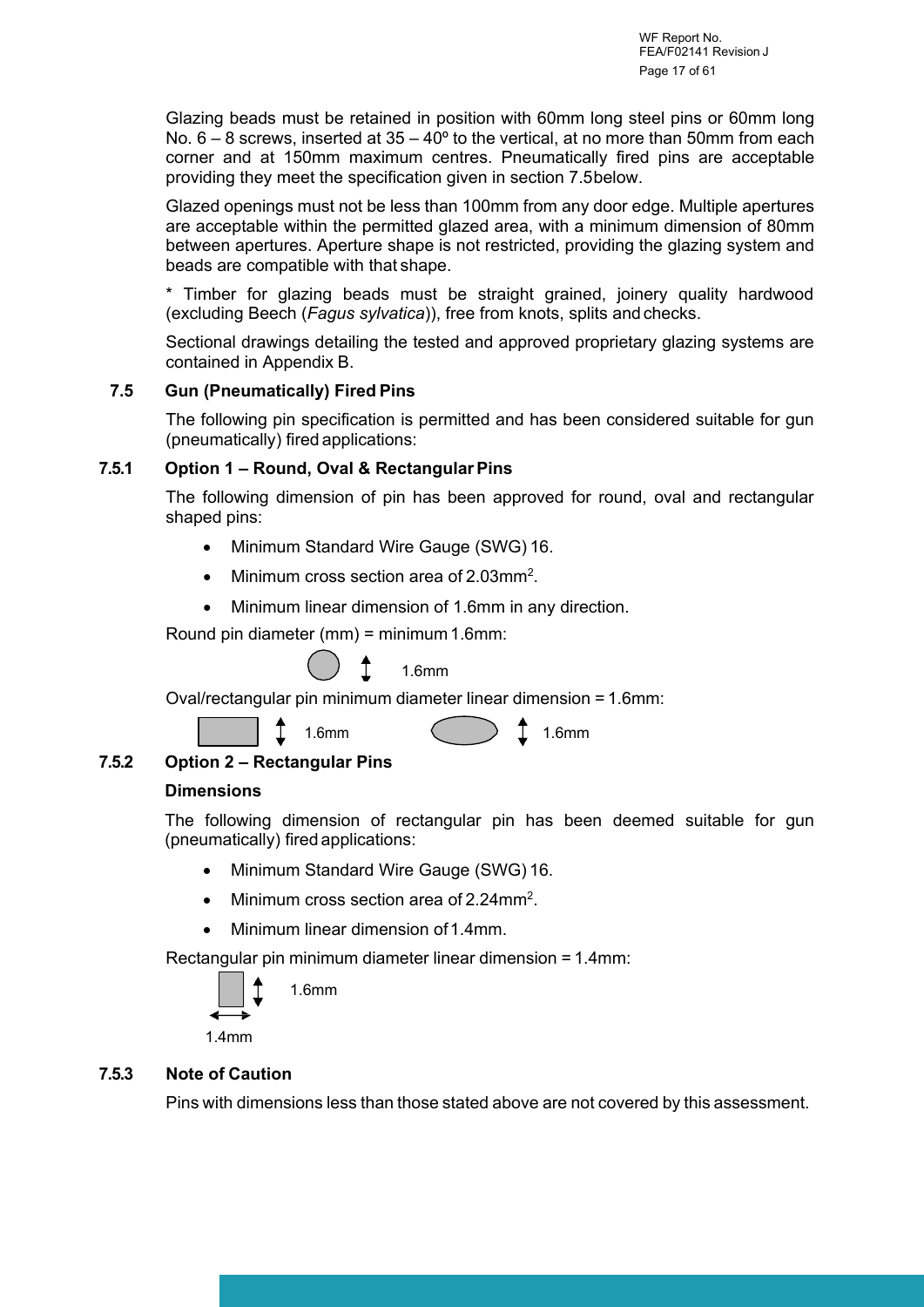Glazing beads must be retained in position with 60mm long steel pins or 60mm long No. 6 – 8 screws, inserted at 35 – 40º to the vertical, at no more than 50mm from each corner and at 150mm maximum centres. Pneumatically fired pins are acceptable providing they meet the specification given in section 7.5 below.

Glazed openings must not be less than 100mm from any door edge. Multiple apertures are acceptable within the permitted glazed area, with a minimum dimension of 80mm between apertures. Aperture shape is not restricted, providing the glazing system and beads are compatible with that shape.

* Timber for glazing beads must be straight grained, joinery quality hardwood (excluding Beech (*Fagus sylvatica*)), free from knots, splits and checks.

Sectional drawings detailing the tested and approved proprietary glazing systems are contained in Appendix B.

## 7.5 Gun (Pneumatically) Fired Pins

The following pin specification is permitted and has been considered suitable for gun (pneumatically) fired applications:

### 7.5.1 Option 1 – Round, Oval & Rectangular Pins

The following dimension of pin has been approved for round, oval and rectangular shaped pins:

- Minimum Standard Wire Gauge (SWG) 16.
- Minimum cross section area of 2.03mm$^2$.
- Minimum linear dimension of 1.6mm in any direction.

Round pin diameter (mm) = minimum 1.6mm:

1.6mm

Oval/rectangular pin minimum diameter linear dimension = 1.6mm:

1.6mm 1.6mm

### 7.5.2 Option 2 – Rectangular Pins

**Dimensions**

The following dimension of rectangular pin has been deemed suitable for gun (pneumatically) fired applications:

- Minimum Standard Wire Gauge (SWG) 16.
- Minimum cross section area of 2.24mm$^2$.
- Minimum linear dimension of 1.4mm.

Rectangular pin minimum diameter linear dimension = 1.4mm:

1.6mm

1.4mm

### 7.5.3 Note of Caution

Pins with dimensions less than those stated above are not covered by this assessment.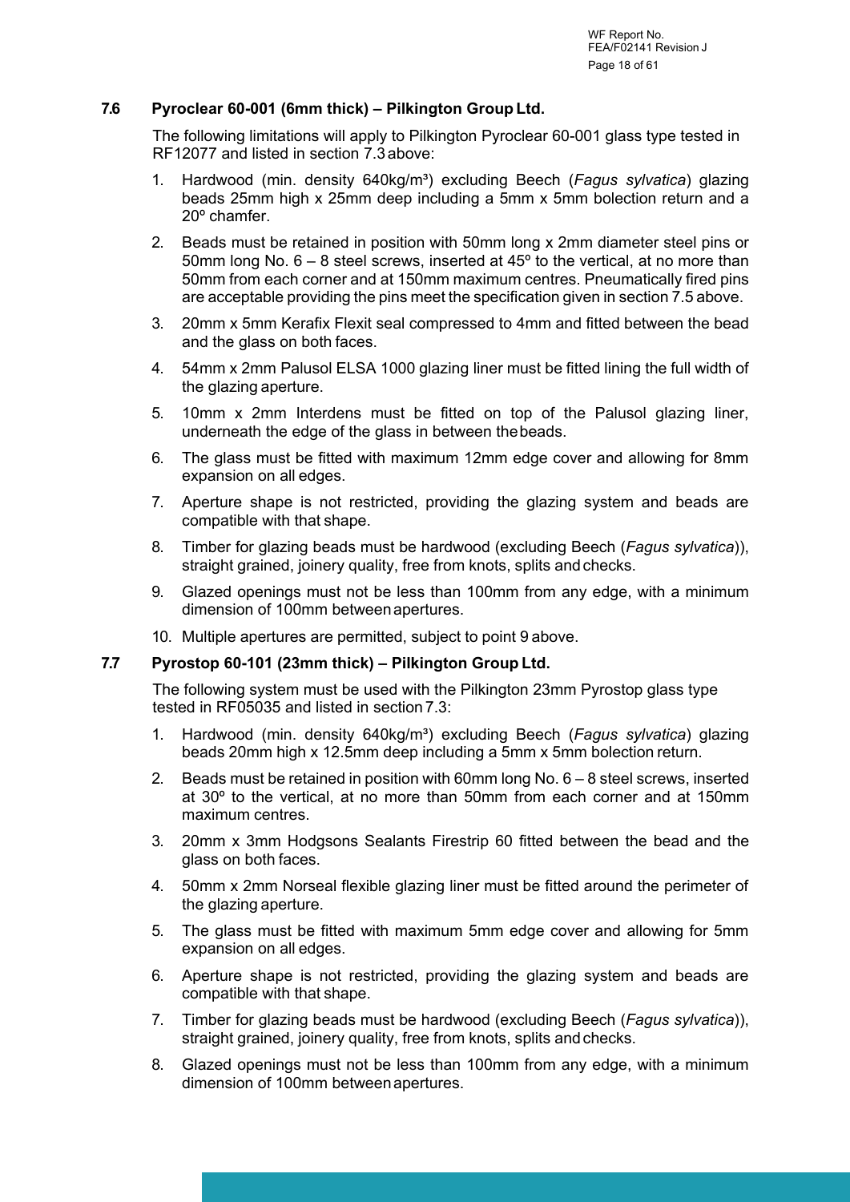### 7.6 Pyroclear 60-001 (6mm thick) – Pilkington Group Ltd.

The following limitations will apply to Pilkington Pyroclear 60-001 glass type tested in RF12077 and listed in section 7.3 above:

1. Hardwood (min. density 640kg/m³) excluding Beech (*Fagus sylvatica*) glazing beads 25mm high x 25mm deep including a 5mm x 5mm bolection return and a 20º chamfer.
2. Beads must be retained in position with 50mm long x 2mm diameter steel pins or 50mm long No. 6 – 8 steel screws, inserted at 45º to the vertical, at no more than 50mm from each corner and at 150mm maximum centres. Pneumatically fired pins are acceptable providing the pins meet the specification given in section 7.5 above.
3. 20mm x 5mm Kerafix Flexit seal compressed to 4mm and fitted between the bead and the glass on both faces.
4. 54mm x 2mm Palusol ELSA 1000 glazing liner must be fitted lining the full width of the glazing aperture.
5. 10mm x 2mm Interdens must be fitted on top of the Palusol glazing liner, underneath the edge of the glass in between the beads.
6. The glass must be fitted with maximum 12mm edge cover and allowing for 8mm expansion on all edges.
7. Aperture shape is not restricted, providing the glazing system and beads are compatible with that shape.
8. Timber for glazing beads must be hardwood (excluding Beech (*Fagus sylvatica*)), straight grained, joinery quality, free from knots, splits and checks.
9. Glazed openings must not be less than 100mm from any edge, with a minimum dimension of 100mm between apertures.
10. Multiple apertures are permitted, subject to point 9 above.

### 7.7 Pyrostop 60-101 (23mm thick) – Pilkington Group Ltd.

The following system must be used with the Pilkington 23mm Pyrostop glass type tested in RF05035 and listed in section 7.3:

1. Hardwood (min. density 640kg/m³) excluding Beech (*Fagus sylvatica*) glazing beads 20mm high x 12.5mm deep including a 5mm x 5mm bolection return.
2. Beads must be retained in position with 60mm long No. 6 – 8 steel screws, inserted at 30º to the vertical, at no more than 50mm from each corner and at 150mm maximum centres.
3. 20mm x 3mm Hodgsons Sealants Firestrip 60 fitted between the bead and the glass on both faces.
4. 50mm x 2mm Norseal flexible glazing liner must be fitted around the perimeter of the glazing aperture.
5. The glass must be fitted with maximum 5mm edge cover and allowing for 5mm expansion on all edges.
6. Aperture shape is not restricted, providing the glazing system and beads are compatible with that shape.
7. Timber for glazing beads must be hardwood (excluding Beech (*Fagus sylvatica*)), straight grained, joinery quality, free from knots, splits and checks.
8. Glazed openings must not be less than 100mm from any edge, with a minimum dimension of 100mm between apertures.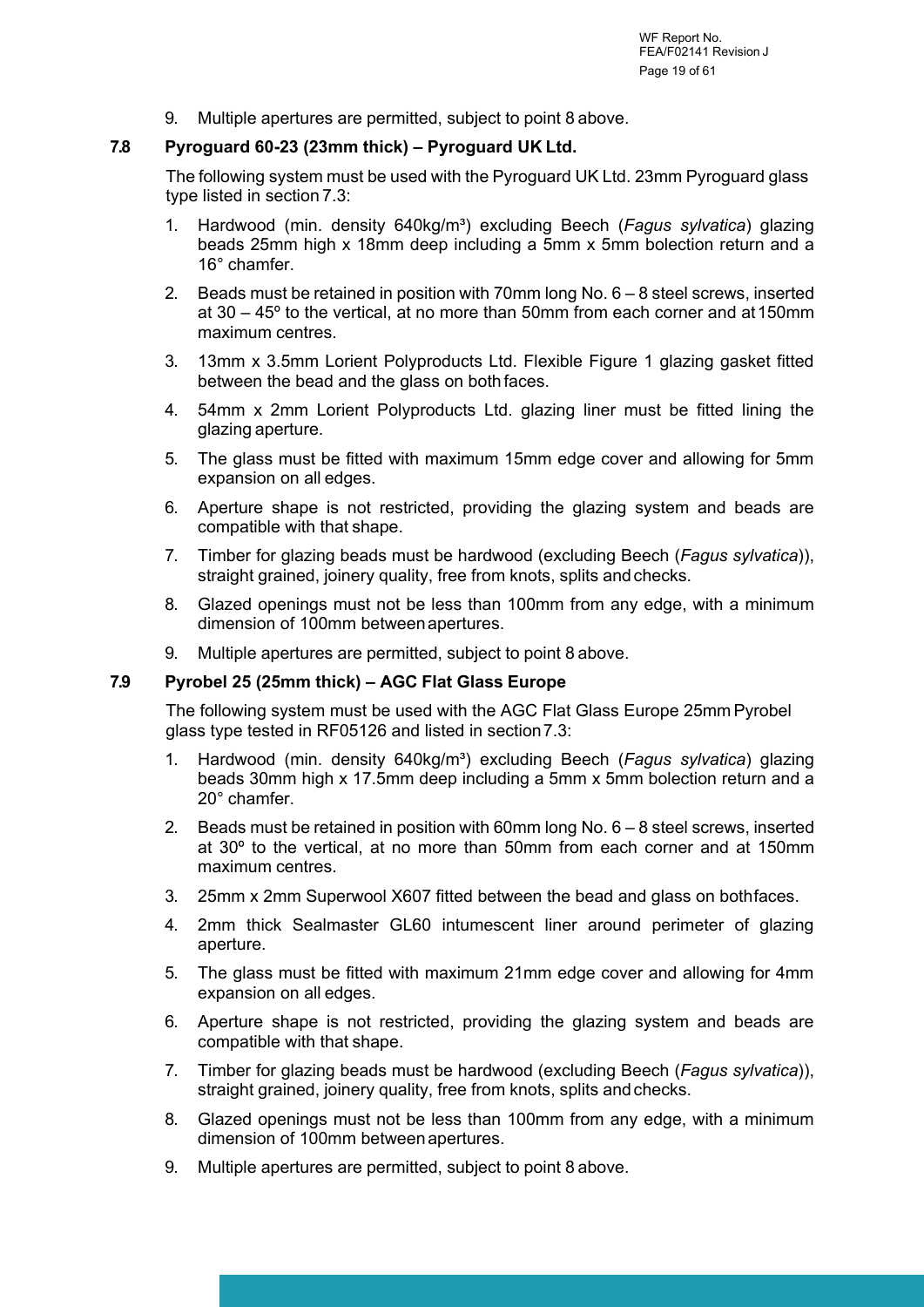9. Multiple apertures are permitted, subject to point 8 above.

## 7.8 Pyroguard 60-23 (23mm thick) – Pyroguard UK Ltd.

The following system must be used with the Pyroguard UK Ltd. 23mm Pyroguard glass type listed in section 7.3:

1. Hardwood (min. density 640kg/m³) excluding Beech (*Fagus sylvatica*) glazing beads 25mm high x 18mm deep including a 5mm x 5mm bolection return and a 16° chamfer.
2. Beads must be retained in position with 70mm long No. 6 – 8 steel screws, inserted at 30 – 45º to the vertical, at no more than 50mm from each corner and at 150mm maximum centres.
3. 13mm x 3.5mm Lorient Polyproducts Ltd. Flexible Figure 1 glazing gasket fitted between the bead and the glass on both faces.
4. 54mm x 2mm Lorient Polyproducts Ltd. glazing liner must be fitted lining the glazing aperture.
5. The glass must be fitted with maximum 15mm edge cover and allowing for 5mm expansion on all edges.
6. Aperture shape is not restricted, providing the glazing system and beads are compatible with that shape.
7. Timber for glazing beads must be hardwood (excluding Beech (*Fagus sylvatica*)), straight grained, joinery quality, free from knots, splits and checks.
8. Glazed openings must not be less than 100mm from any edge, with a minimum dimension of 100mm between apertures.
9. Multiple apertures are permitted, subject to point 8 above.

## 7.9 Pyrobel 25 (25mm thick) – AGC Flat Glass Europe

The following system must be used with the AGC Flat Glass Europe 25mm Pyrobel glass type tested in RF05126 and listed in section 7.3:

1. Hardwood (min. density 640kg/m³) excluding Beech (*Fagus sylvatica*) glazing beads 30mm high x 17.5mm deep including a 5mm x 5mm bolection return and a 20° chamfer.
2. Beads must be retained in position with 60mm long No. 6 – 8 steel screws, inserted at 30º to the vertical, at no more than 50mm from each corner and at 150mm maximum centres.
3. 25mm x 2mm Superwool X607 fitted between the bead and glass on both faces.
4. 2mm thick Sealmaster GL60 intumescent liner around perimeter of glazing aperture.
5. The glass must be fitted with maximum 21mm edge cover and allowing for 4mm expansion on all edges.
6. Aperture shape is not restricted, providing the glazing system and beads are compatible with that shape.
7. Timber for glazing beads must be hardwood (excluding Beech (*Fagus sylvatica*)), straight grained, joinery quality, free from knots, splits and checks.
8. Glazed openings must not be less than 100mm from any edge, with a minimum dimension of 100mm between apertures.
9. Multiple apertures are permitted, subject to point 8 above.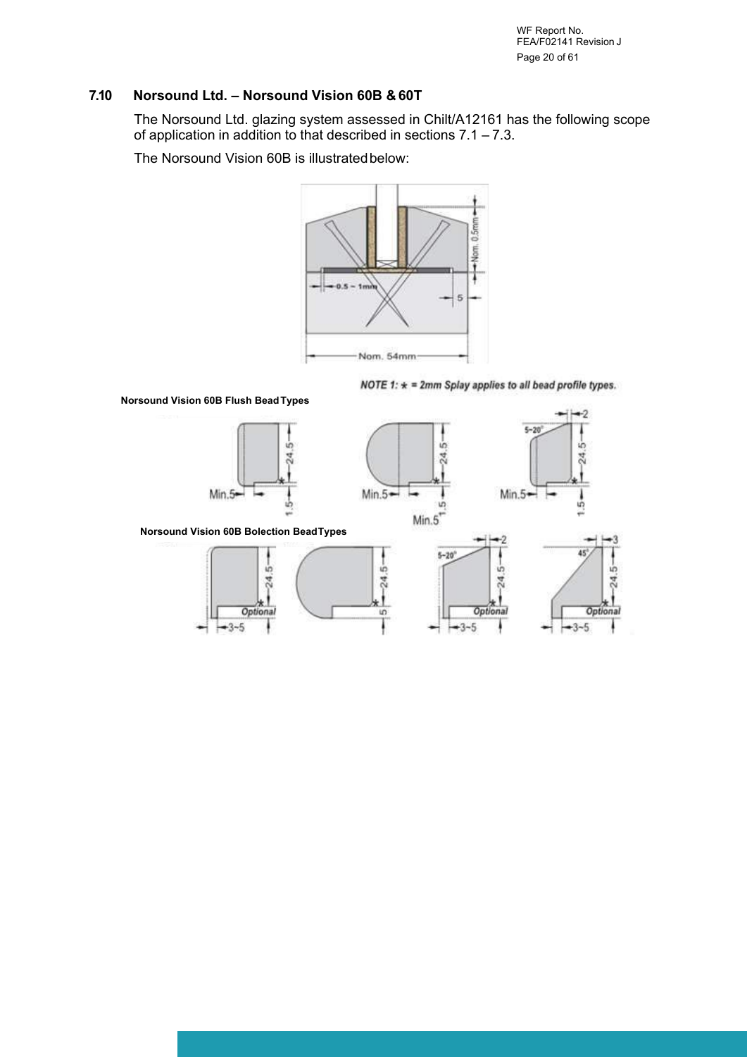## 7.10 Norsound Ltd. – Norsound Vision 60B & 60T

The Norsound Ltd. glazing system assessed in Chilt/A12161 has the following scope of application in addition to that described in sections 7.1 – 7.3.

The Norsound Vision 60B is illustrated below:

*NOTE 1:* ∗ *= 2mm Splay applies to all bead profile types.*

**Norsound Vision 60B Flush Bead Types**

**Norsound Vision 60B Bolection Bead Types**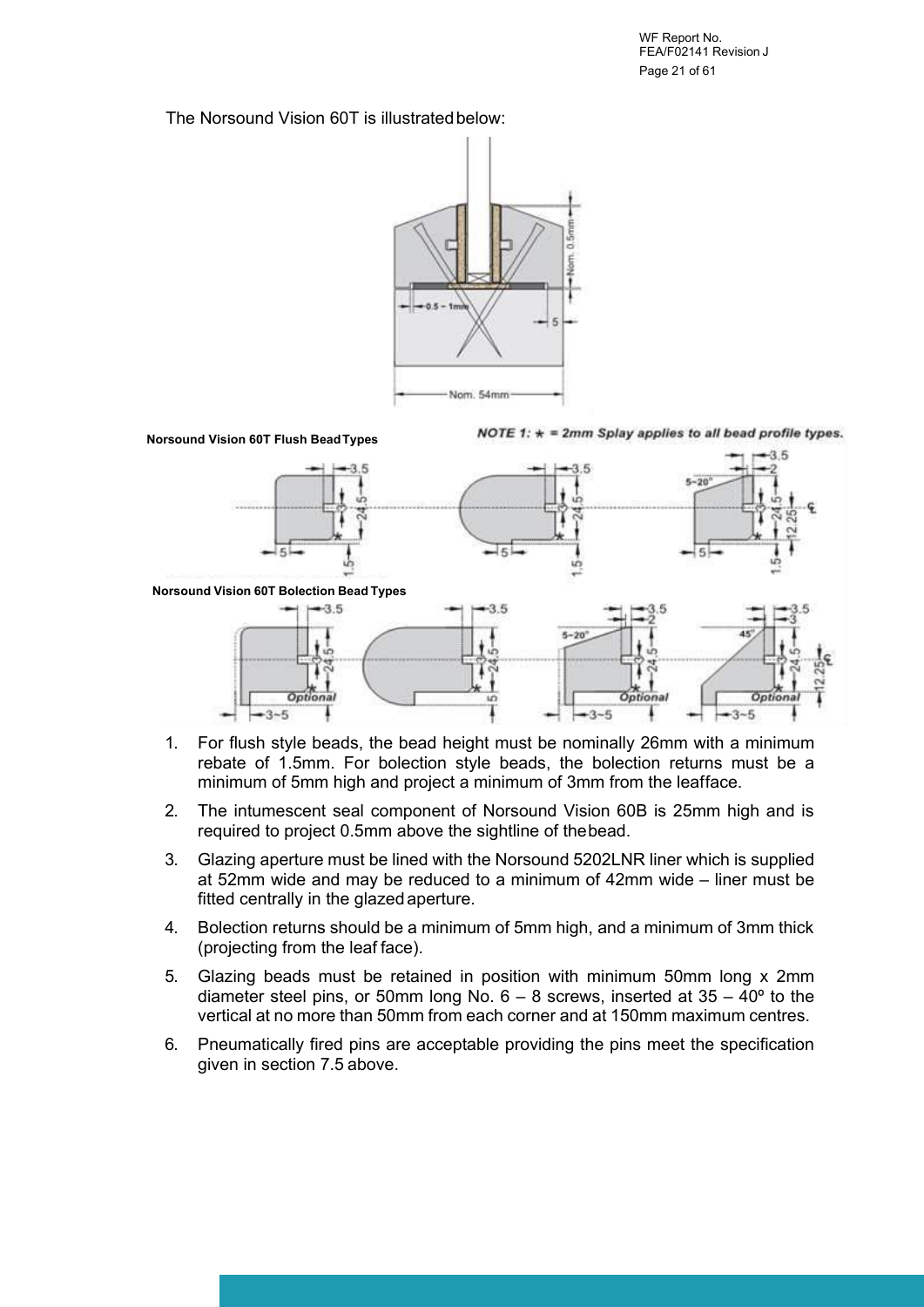The Norsound Vision 60T is illustrated below:

**Norsound Vision 60T Flush Bead Types**

*NOTE 1: ★ = 2mm Splay applies to all bead profile types.*

**Norsound Vision 60T Bolection Bead Types**

1. For flush style beads, the bead height must be nominally 26mm with a minimum rebate of 1.5mm. For bolection style beads, the bolection returns must be a minimum of 5mm high and project a minimum of 3mm from the leafface.
2. The intumescent seal component of Norsound Vision 60B is 25mm high and is required to project 0.5mm above the sightline of the bead.
3. Glazing aperture must be lined with the Norsound 5202LNR liner which is supplied at 52mm wide and may be reduced to a minimum of 42mm wide – liner must be fitted centrally in the glazed aperture.
4. Bolection returns should be a minimum of 5mm high, and a minimum of 3mm thick (projecting from the leaf face).
5. Glazing beads must be retained in position with minimum 50mm long x 2mm diameter steel pins, or 50mm long No. 6 – 8 screws, inserted at 35 – 40º to the vertical at no more than 50mm from each corner and at 150mm maximum centres.
6. Pneumatically fired pins are acceptable providing the pins meet the specification given in section 7.5 above.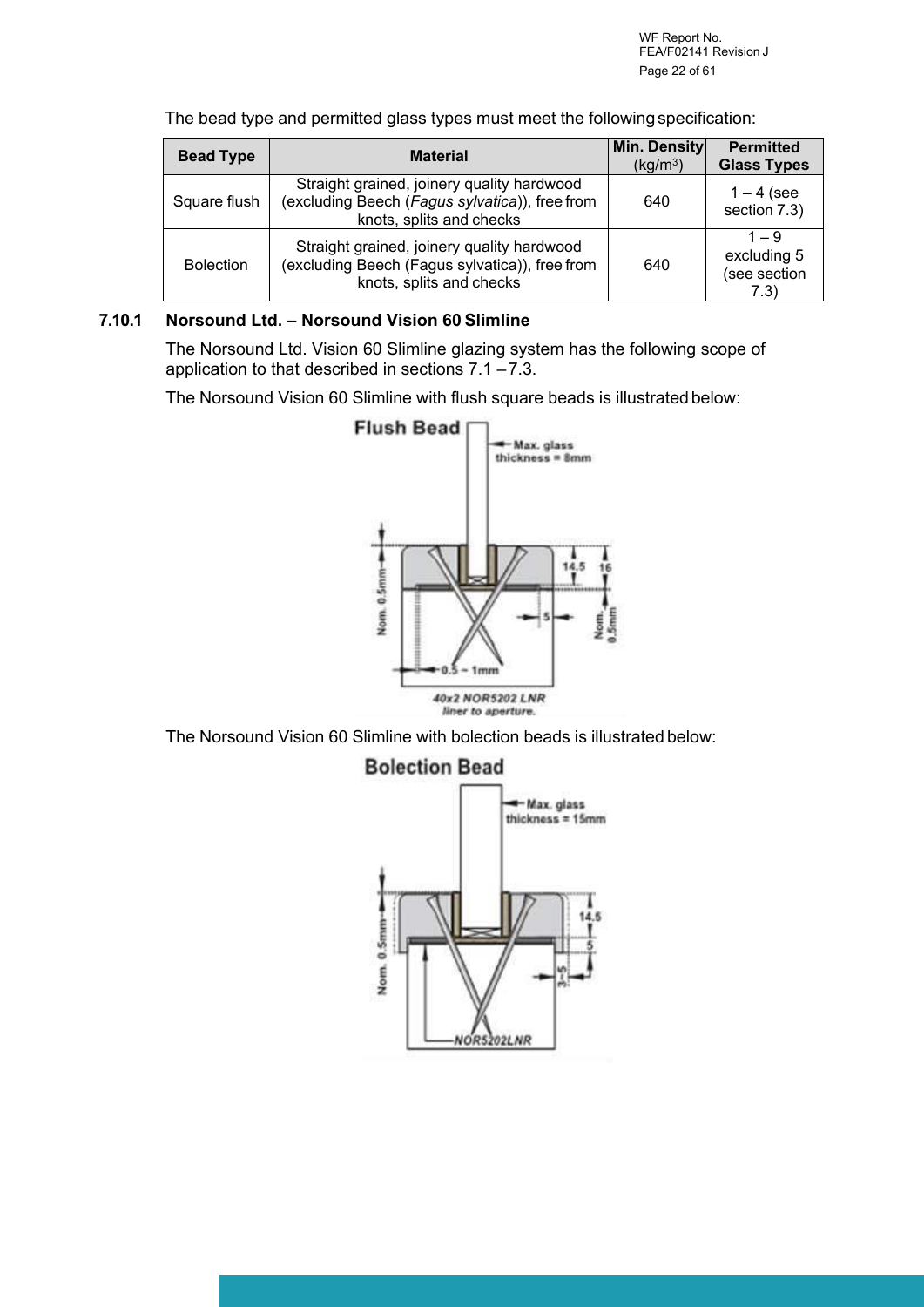The bead type and permitted glass types must meet the following specification:

| Bead Type | Material | Min. Density (kg/m$^3$) | Permitted Glass Types |
|---|---|---|---|
| Square flush | Straight grained, joinery quality hardwood (excluding Beech (*Fagus sylvatica*)), free from knots, splits and checks | 640 | 1 – 4 (see section 7.3) |
| Bolection | Straight grained, joinery quality hardwood (excluding Beech (Fagus sylvatica)), free from knots, splits and checks | 640 | 1 – 9 excluding 5 (see section 7.3) |

### 7.10.1 Norsound Ltd. – Norsound Vision 60 Slimline

The Norsound Ltd. Vision 60 Slimline glazing system has the following scope of application to that described in sections 7.1 – 7.3.

The Norsound Vision 60 Slimline with flush square beads is illustrated below:

Flush Bead

Max. glass thickness = 8mm

Nom. 0.5mm, 14.5, 16, 5, Nom. 0.5mm, 0.5 – 1mm

40x2 NOR5202 LNR liner to aperture.

The Norsound Vision 60 Slimline with bolection beads is illustrated below:

Bolection Bead

Max. glass thickness = 15mm

Nom. 0.5mm, 14.5, 5, 3-5

NOR5202LNR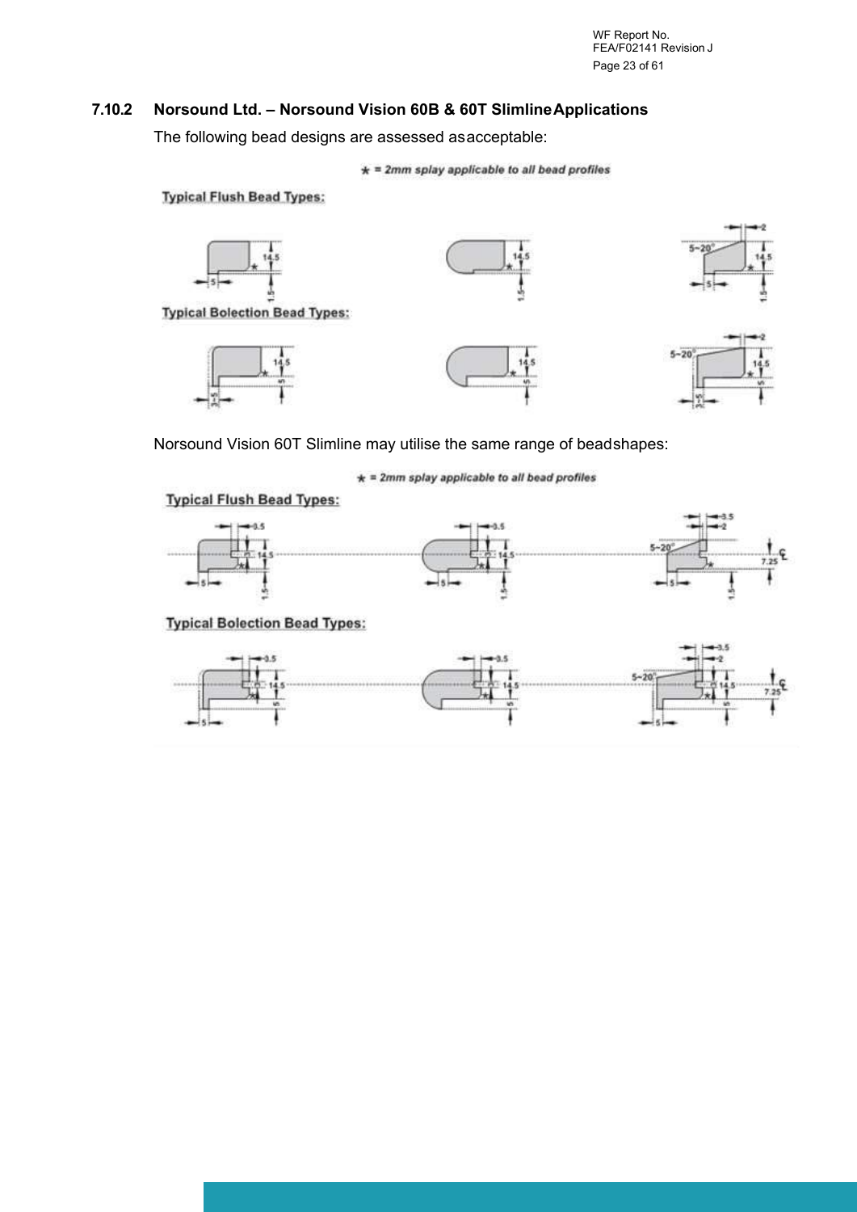### 7.10.2 Norsound Ltd. – Norsound Vision 60B & 60T Slimline Applications

The following bead designs are assessed as acceptable:

★ = 2mm splay applicable to all bead profiles

**Typical Flush Bead Types:**

**Typical Bolection Bead Types:**

Norsound Vision 60T Slimline may utilise the same range of bead shapes:

★ = 2mm splay applicable to all bead profiles

**Typical Flush Bead Types:**

**Typical Bolection Bead Types:**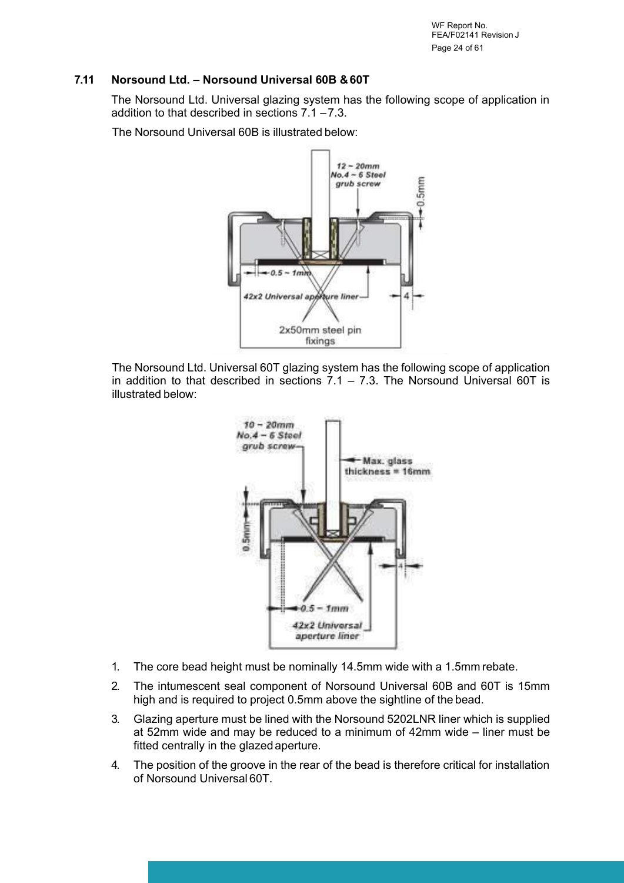## 7.11 Norsound Ltd. – Norsound Universal 60B & 60T

The Norsound Ltd. Universal glazing system has the following scope of application in addition to that described in sections 7.1 – 7.3.

The Norsound Universal 60B is illustrated below:

The Norsound Ltd. Universal 60T glazing system has the following scope of application in addition to that described in sections 7.1 – 7.3. The Norsound Universal 60T is illustrated below:

1. The core bead height must be nominally 14.5mm wide with a 1.5mm rebate.
2. The intumescent seal component of Norsound Universal 60B and 60T is 15mm high and is required to project 0.5mm above the sightline of the bead.
3. Glazing aperture must be lined with the Norsound 5202LNR liner which is supplied at 52mm wide and may be reduced to a minimum of 42mm wide – liner must be fitted centrally in the glazed aperture.
4. The position of the groove in the rear of the bead is therefore critical for installation of Norsound Universal 60T.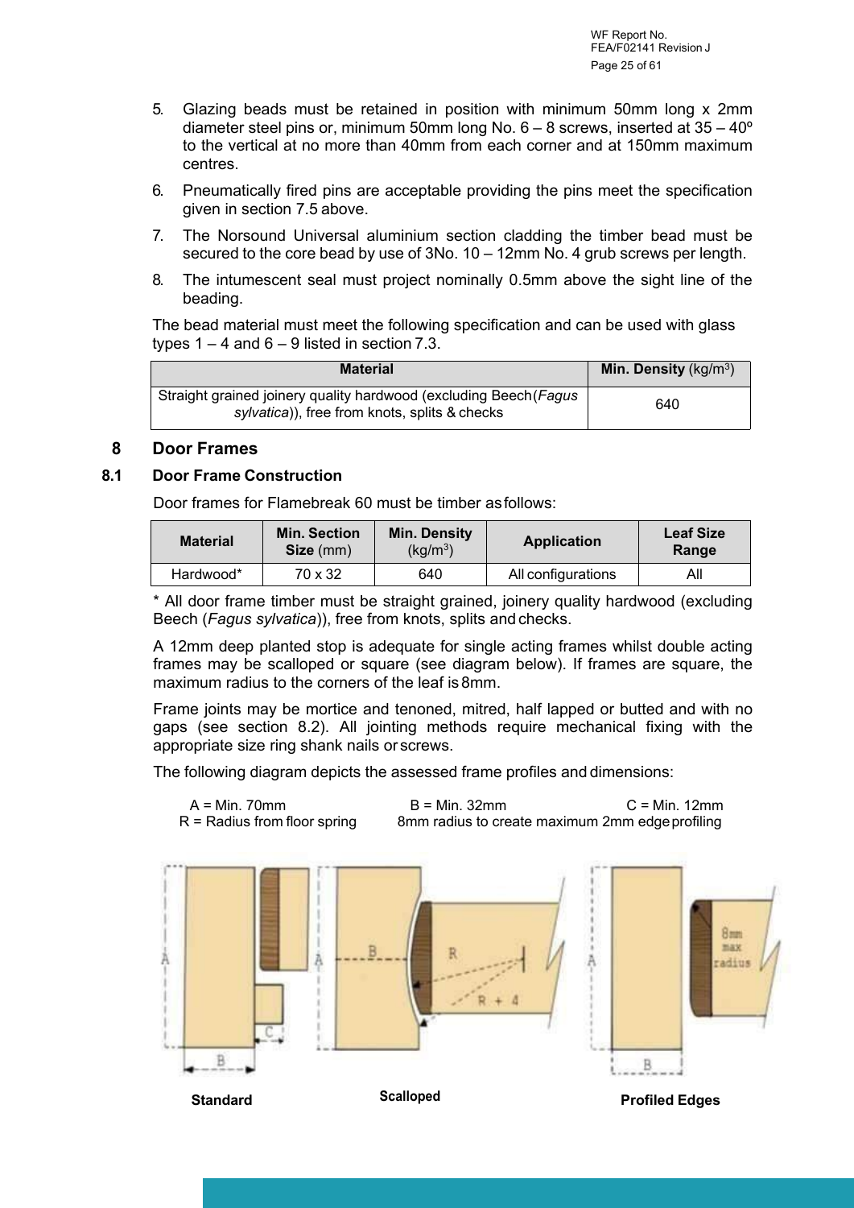5. Glazing beads must be retained in position with minimum 50mm long x 2mm diameter steel pins or, minimum 50mm long No. 6 – 8 screws, inserted at 35 – 40º to the vertical at no more than 40mm from each corner and at 150mm maximum centres.
6. Pneumatically fired pins are acceptable providing the pins meet the specification given in section 7.5 above.
7. The Norsound Universal aluminium section cladding the timber bead must be secured to the core bead by use of 3No. 10 – 12mm No. 4 grub screws per length.
8. The intumescent seal must project nominally 0.5mm above the sight line of the beading.

The bead material must meet the following specification and can be used with glass types 1 – 4 and 6 – 9 listed in section 7.3.

| **Material** | **Min. Density** (kg/m$^3$) |
|---|---|
| Straight grained joinery quality hardwood (excluding Beech (*Fagus sylvatica*)), free from knots, splits & checks | 640 |

## 8 Door Frames

### 8.1 Door Frame Construction

Door frames for Flamebreak 60 must be timber as follows:

| **Material** | **Min. Section Size** (mm) | **Min. Density** (kg/m$^3$) | **Application** | **Leaf Size Range** |
|---|---|---|---|---|
| Hardwood* | 70 x 32 | 640 | All configurations | All |

* All door frame timber must be straight grained, joinery quality hardwood (excluding Beech (*Fagus sylvatica*)), free from knots, splits and checks.

A 12mm deep planted stop is adequate for single acting frames whilst double acting frames may be scalloped or square (see diagram below). If frames are square, the maximum radius to the corners of the leaf is 8mm.

Frame joints may be mortice and tenoned, mitred, half lapped or butted and with no gaps (see section 8.2). All jointing methods require mechanical fixing with the appropriate size ring shank nails or screws.

The following diagram depicts the assessed frame profiles and dimensions:

A = Min. 70mm B = Min. 32mm C = Min. 12mm
R = Radius from floor spring 8mm radius to create maximum 2mm edge profiling

**Standard** **Scalloped** **Profiled Edges**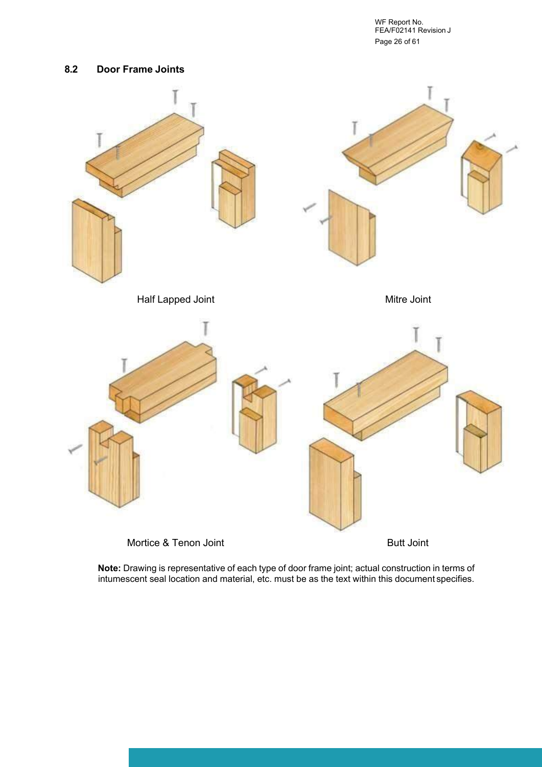## 8.2 Door Frame Joints

Half Lapped Joint

Mitre Joint

Mortice & Tenon Joint

Butt Joint

**Note:** Drawing is representative of each type of door frame joint; actual construction in terms of intumescent seal location and material, etc. must be as the text within this document specifies.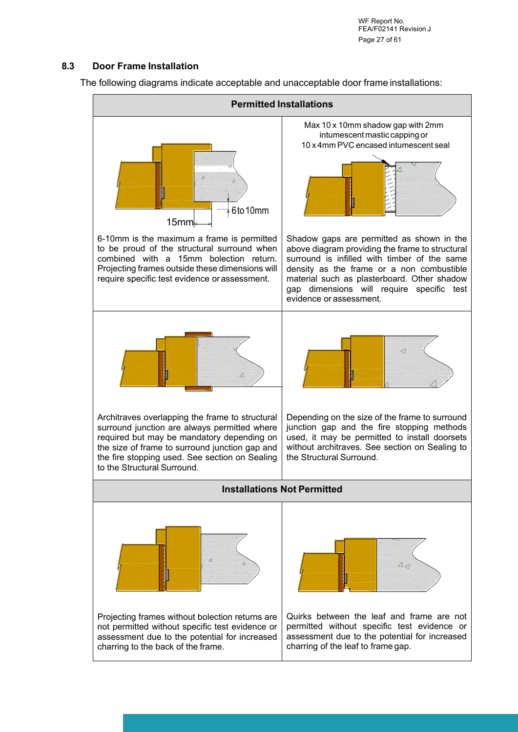### 8.3 Door Frame Installation

The following diagrams indicate acceptable and unacceptable door frame installations:

| Permitted Installations | |
|---|---|
| 15mm; 6 to 10mm<br><br>6-10mm is the maximum a frame is permitted to be proud of the structural surround when combined with a 15mm bolection return. Projecting frames outside these dimensions will require specific test evidence or assessment. | Max 10 x 10mm shadow gap with 2mm intumescent mastic capping or 10 x 4mm PVC encased intumescent seal<br><br>Shadow gaps are permitted as shown in the above diagram providing the frame to structural surround is infilled with timber of the same density as the frame or a non combustible material such as plasterboard. Other shadow gap dimensions will require specific test evidence or assessment. |
| Architraves overlapping the frame to structural surround junction are always permitted where required but may be mandatory depending on the size of frame to surround junction gap and the fire stopping used. See section on Sealing to the Structural Surround. | Depending on the size of the frame to surround junction gap and the fire stopping methods used, it may be permitted to install doorsets without architraves. See section on Sealing to the Structural Surround. |
| **Installations Not Permitted** | |
| Projecting frames without bolection returns are not permitted without specific test evidence or assessment due to the potential for increased charring to the back of the frame. | Quirks between the leaf and frame are not permitted without specific test evidence or assessment due to the potential for increased charring of the leaf to frame gap. |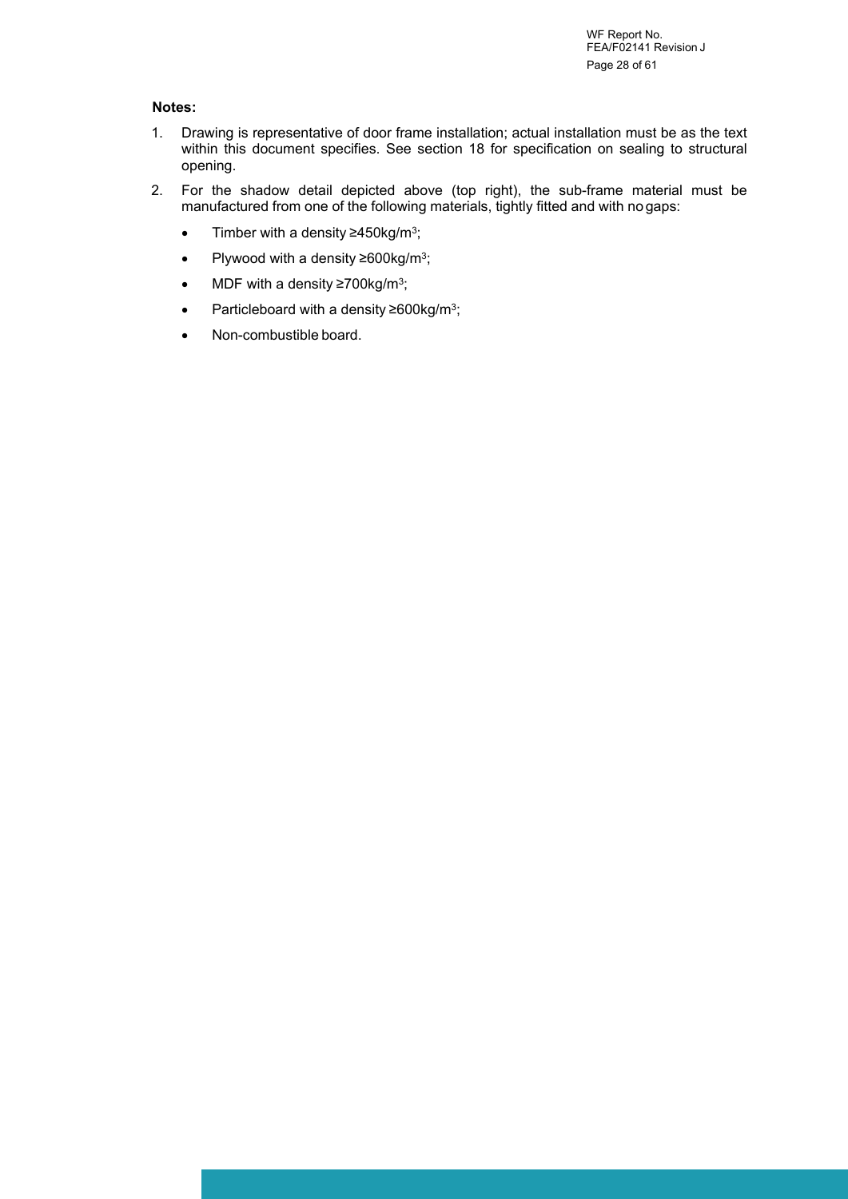**Notes:**

1. Drawing is representative of door frame installation; actual installation must be as the text within this document specifies. See section 18 for specification on sealing to structural opening.
2. For the shadow detail depicted above (top right), the sub-frame material must be manufactured from one of the following materials, tightly fitted and with no gaps:
   - Timber with a density ≥450kg/$m^3$;
   - Plywood with a density ≥600kg/$m^3$;
   - MDF with a density ≥700kg/$m^3$;
   - Particleboard with a density ≥600kg/$m^3$;
   - Non-combustible board.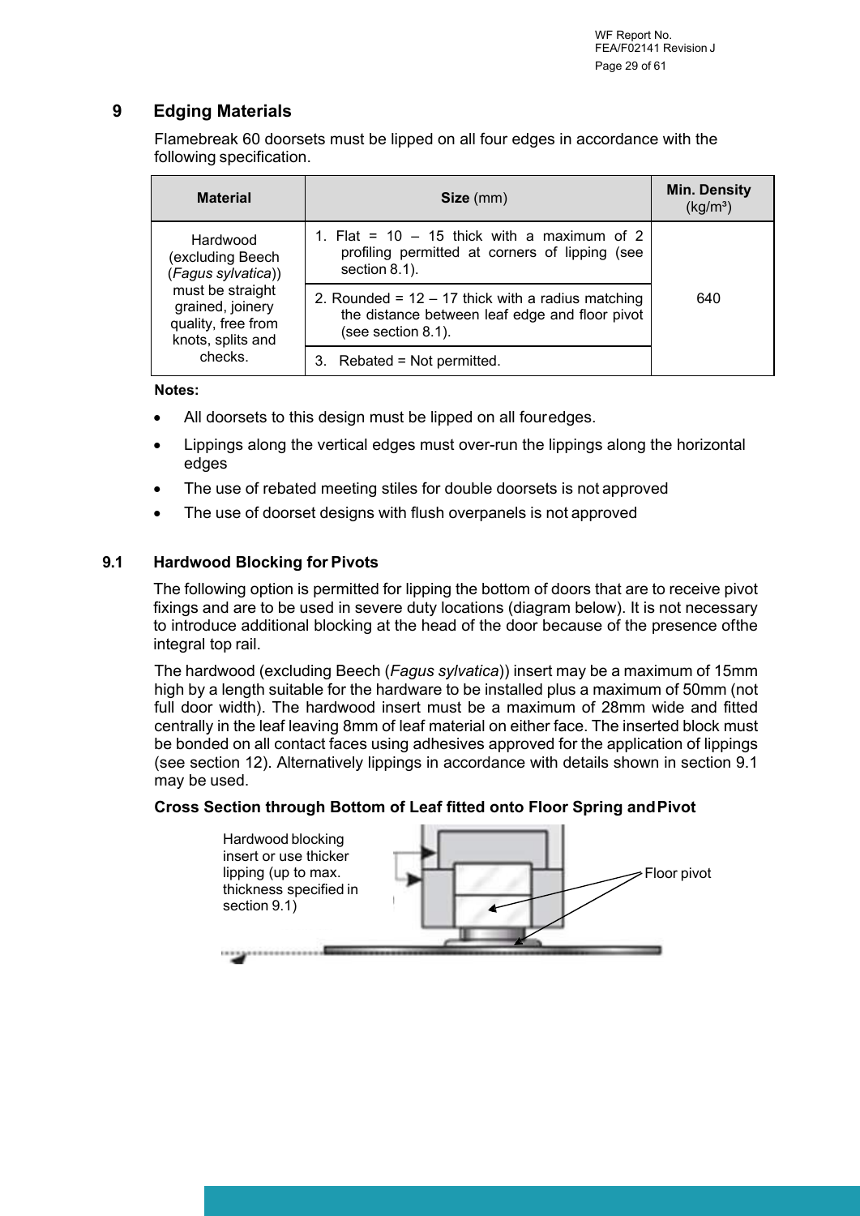## 9 Edging Materials

Flamebreak 60 doorsets must be lipped on all four edges in accordance with the following specification.

| Material | Size (mm) | Min. Density (kg/m³) |
|---|---|---|
| Hardwood (excluding Beech (*Fagus sylvatica*)) must be straight grained, joinery quality, free from knots, splits and checks. | 1. Flat = 10 – 15 thick with a maximum of 2 profiling permitted at corners of lipping (see section 8.1). | 640 |
| | 2. Rounded = 12 – 17 thick with a radius matching the distance between leaf edge and floor pivot (see section 8.1). | |
| | 3. Rebated = Not permitted. | |

**Notes:**

- All doorsets to this design must be lipped on all fouredges.
- Lippings along the vertical edges must over-run the lippings along the horizontal edges
- The use of rebated meeting stiles for double doorsets is not approved
- The use of doorset designs with flush overpanels is not approved

### 9.1 Hardwood Blocking for Pivots

The following option is permitted for lipping the bottom of doors that are to receive pivot fixings and are to be used in severe duty locations (diagram below). It is not necessary to introduce additional blocking at the head of the door because of the presence ofthe integral top rail.

The hardwood (excluding Beech (*Fagus sylvatica*)) insert may be a maximum of 15mm high by a length suitable for the hardware to be installed plus a maximum of 50mm (not full door width). The hardwood insert must be a maximum of 28mm wide and fitted centrally in the leaf leaving 8mm of leaf material on either face. The inserted block must be bonded on all contact faces using adhesives approved for the application of lippings (see section 12). Alternatively lippings in accordance with details shown in section 9.1 may be used.

**Cross Section through Bottom of Leaf fitted onto Floor Spring and Pivot**

Hardwood blocking insert or use thicker lipping (up to max. thickness specified in section 9.1)

Floor pivot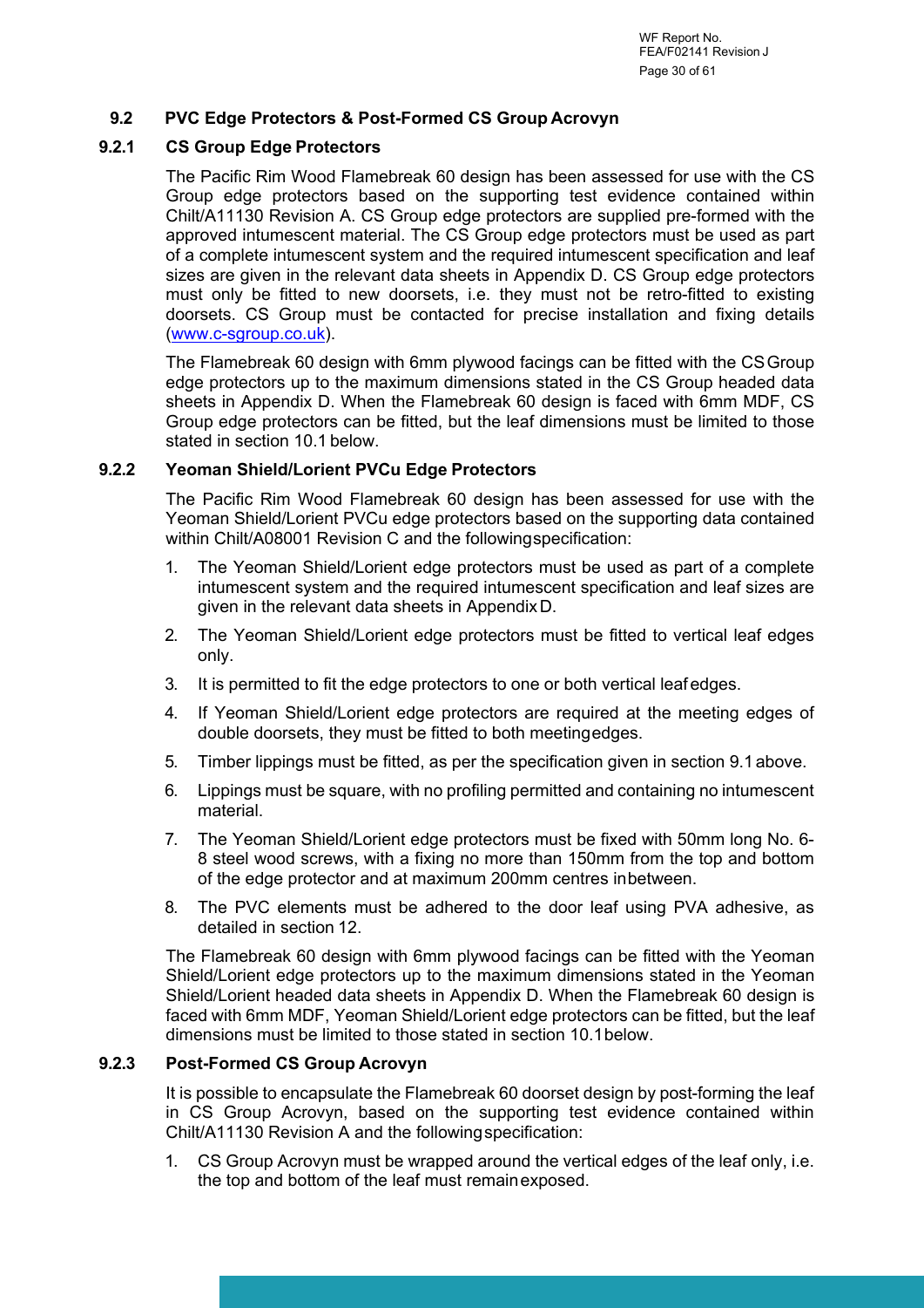## 9.2 PVC Edge Protectors & Post-Formed CS Group Acrovyn

### 9.2.1 CS Group Edge Protectors

The Pacific Rim Wood Flamebreak 60 design has been assessed for use with the CS Group edge protectors based on the supporting test evidence contained within Chilt/A11130 Revision A. CS Group edge protectors are supplied pre-formed with the approved intumescent material. The CS Group edge protectors must be used as part of a complete intumescent system and the required intumescent specification and leaf sizes are given in the relevant data sheets in Appendix D. CS Group edge protectors must only be fitted to new doorsets, i.e. they must not be retro-fitted to existing doorsets. CS Group must be contacted for precise installation and fixing details ([www.c-sgroup.co.uk](www.c-sgroup.co.uk)).

The Flamebreak 60 design with 6mm plywood facings can be fitted with the CS Group edge protectors up to the maximum dimensions stated in the CS Group headed data sheets in Appendix D. When the Flamebreak 60 design is faced with 6mm MDF, CS Group edge protectors can be fitted, but the leaf dimensions must be limited to those stated in section 10.1 below.

### 9.2.2 Yeoman Shield/Lorient PVCu Edge Protectors

The Pacific Rim Wood Flamebreak 60 design has been assessed for use with the Yeoman Shield/Lorient PVCu edge protectors based on the supporting data contained within Chilt/A08001 Revision C and the following specification:

1. The Yeoman Shield/Lorient edge protectors must be used as part of a complete intumescent system and the required intumescent specification and leaf sizes are given in the relevant data sheets in Appendix D.
2. The Yeoman Shield/Lorient edge protectors must be fitted to vertical leaf edges only.
3. It is permitted to fit the edge protectors to one or both vertical leaf edges.
4. If Yeoman Shield/Lorient edge protectors are required at the meeting edges of double doorsets, they must be fitted to both meeting edges.
5. Timber lippings must be fitted, as per the specification given in section 9.1 above.
6. Lippings must be square, with no profiling permitted and containing no intumescent material.
7. The Yeoman Shield/Lorient edge protectors must be fixed with 50mm long No. 6-8 steel wood screws, with a fixing no more than 150mm from the top and bottom of the edge protector and at maximum 200mm centres in between.
8. The PVC elements must be adhered to the door leaf using PVA adhesive, as detailed in section 12.

The Flamebreak 60 design with 6mm plywood facings can be fitted with the Yeoman Shield/Lorient edge protectors up to the maximum dimensions stated in the Yeoman Shield/Lorient headed data sheets in Appendix D. When the Flamebreak 60 design is faced with 6mm MDF, Yeoman Shield/Lorient edge protectors can be fitted, but the leaf dimensions must be limited to those stated in section 10.1 below.

### 9.2.3 Post-Formed CS Group Acrovyn

It is possible to encapsulate the Flamebreak 60 doorset design by post-forming the leaf in CS Group Acrovyn, based on the supporting test evidence contained within Chilt/A11130 Revision A and the following specification:

1. CS Group Acrovyn must be wrapped around the vertical edges of the leaf only, i.e. the top and bottom of the leaf must remain exposed.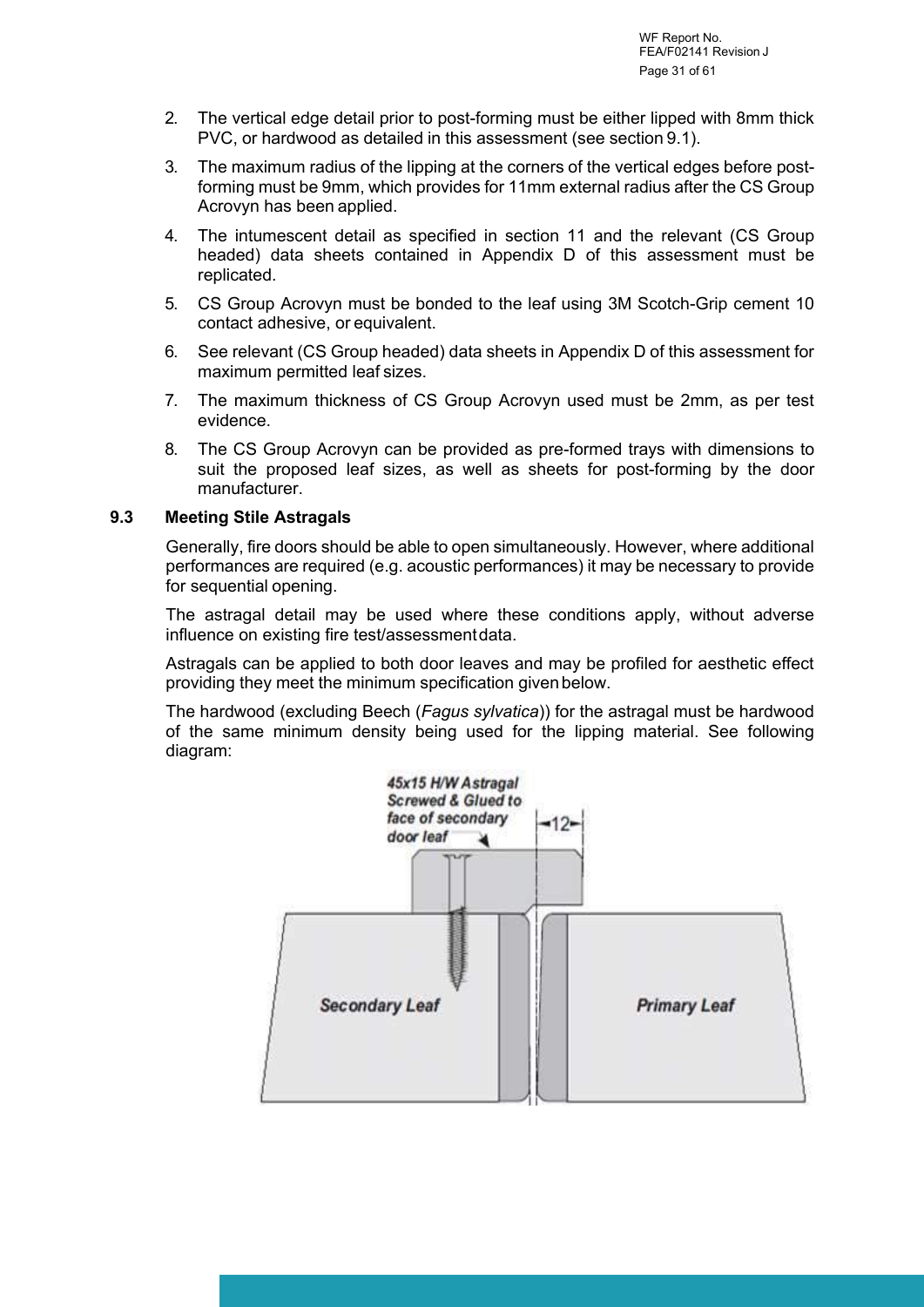2. The vertical edge detail prior to post-forming must be either lipped with 8mm thick PVC, or hardwood as detailed in this assessment (see section 9.1).
3. The maximum radius of the lipping at the corners of the vertical edges before post-forming must be 9mm, which provides for 11mm external radius after the CS Group Acrovyn has been applied.
4. The intumescent detail as specified in section 11 and the relevant (CS Group headed) data sheets contained in Appendix D of this assessment must be replicated.
5. CS Group Acrovyn must be bonded to the leaf using 3M Scotch-Grip cement 10 contact adhesive, or equivalent.
6. See relevant (CS Group headed) data sheets in Appendix D of this assessment for maximum permitted leaf sizes.
7. The maximum thickness of CS Group Acrovyn used must be 2mm, as per test evidence.
8. The CS Group Acrovyn can be provided as pre-formed trays with dimensions to suit the proposed leaf sizes, as well as sheets for post-forming by the door manufacturer.

## 9.3 Meeting Stile Astragals

Generally, fire doors should be able to open simultaneously. However, where additional performances are required (e.g. acoustic performances) it may be necessary to provide for sequential opening.

The astragal detail may be used where these conditions apply, without adverse influence on existing fire test/assessment data.

Astragals can be applied to both door leaves and may be profiled for aesthetic effect providing they meet the minimum specification given below.

The hardwood (excluding Beech (*Fagus sylvatica*)) for the astragal must be hardwood of the same minimum density being used for the lipping material. See following diagram:

*45x15 H/W Astragal Screwed & Glued to face of secondary door leaf*

12

*Secondary Leaf* | *Primary Leaf*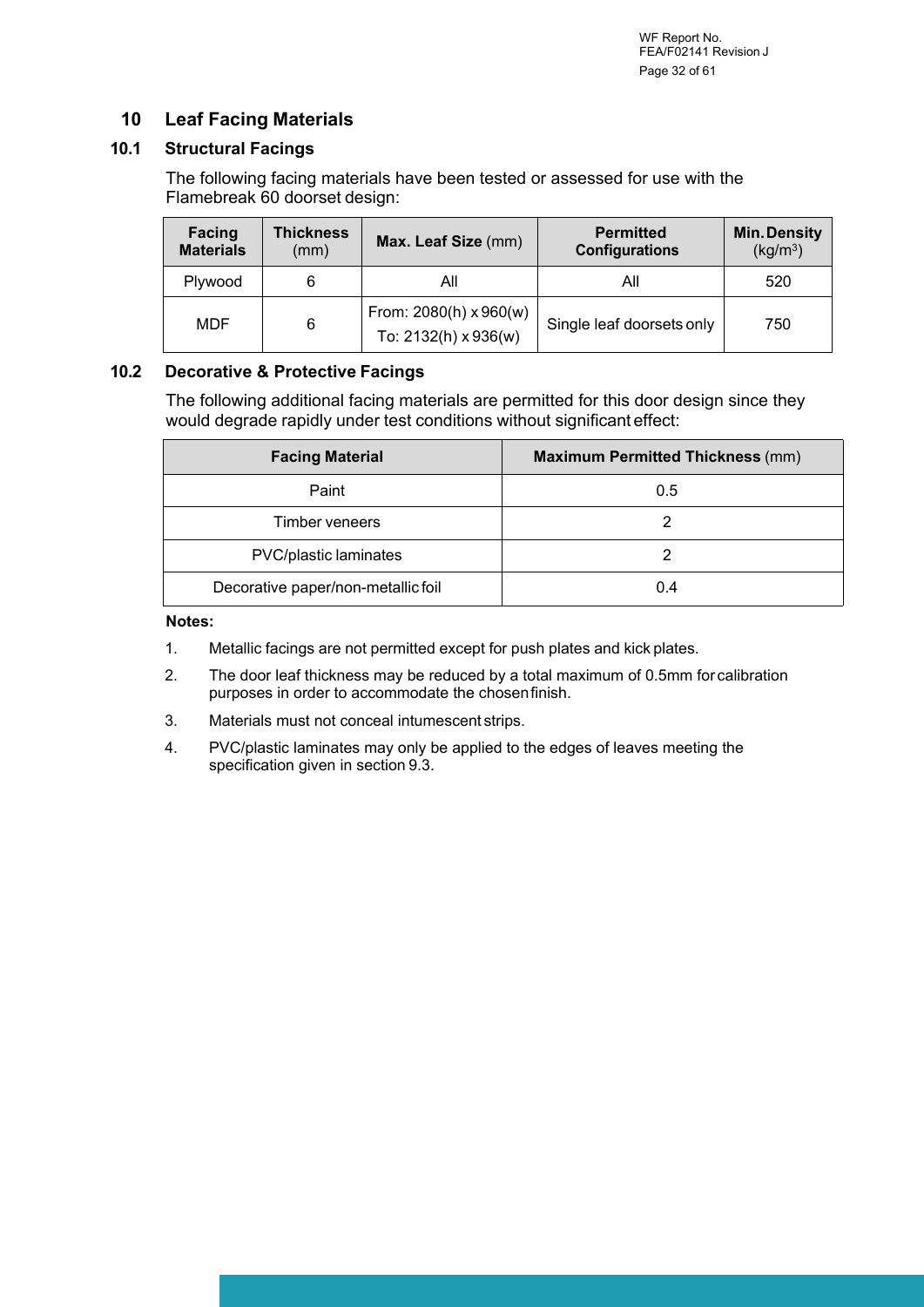## 10 Leaf Facing Materials

### 10.1 Structural Facings

The following facing materials have been tested or assessed for use with the Flamebreak 60 doorset design:

| **Facing Materials** | **Thickness** (mm) | **Max. Leaf Size** (mm) | **Permitted Configurations** | **Min. Density** (kg/m$^3$) |
|---|---|---|---|---|
| Plywood | 6 | All | All | 520 |
| MDF | 6 | From: 2080(h) x 960(w)<br>To: 2132(h) x 936(w) | Single leaf doorsets only | 750 |

### 10.2 Decorative & Protective Facings

The following additional facing materials are permitted for this door design since they would degrade rapidly under test conditions without significant effect:

| **Facing Material** | **Maximum Permitted Thickness** (mm) |
|---|---|
| Paint | 0.5 |
| Timber veneers | 2 |
| PVC/plastic laminates | 2 |
| Decorative paper/non-metallic foil | 0.4 |

**Notes:**

1. Metallic facings are not permitted except for push plates and kick plates.
2. The door leaf thickness may be reduced by a total maximum of 0.5mm for calibration purposes in order to accommodate the chosen finish.
3. Materials must not conceal intumescent strips.
4. PVC/plastic laminates may only be applied to the edges of leaves meeting the specification given in section 9.3.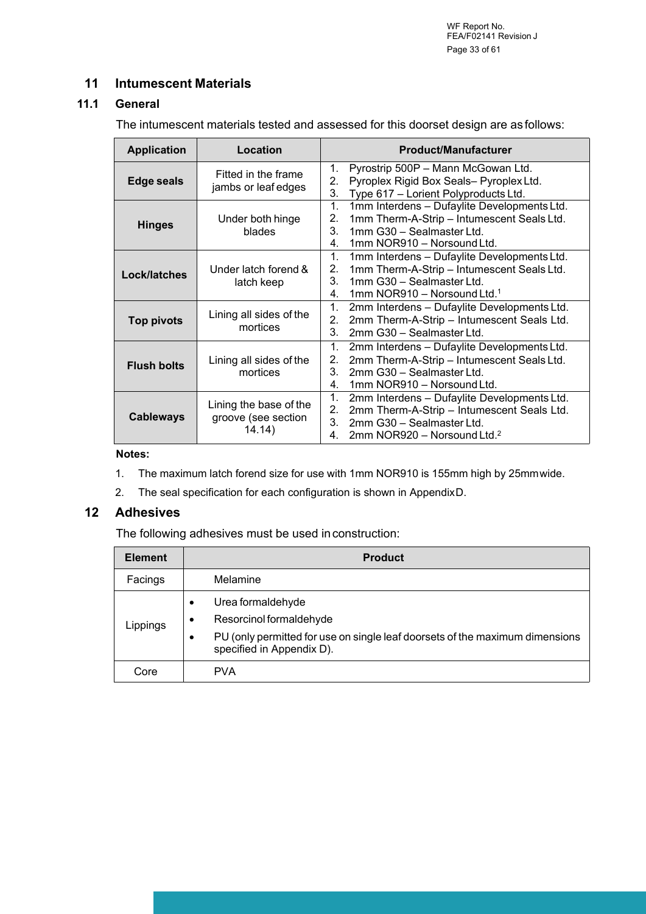# 11 Intumescent Materials

## 11.1 General

The intumescent materials tested and assessed for this doorset design are as follows:

| Application | Location | Product/Manufacturer |
|---|---|---|
| **Edge seals** | Fitted in the frame jambs or leaf edges | 1. Pyrostrip 500P – Mann McGowan Ltd.<br>2. Pyroplex Rigid Box Seals– Pyroplex Ltd.<br>3. Type 617 – Lorient Polyproducts Ltd. |
| **Hinges** | Under both hinge blades | 1. 1mm Interdens – Dufaylite Developments Ltd.<br>2. 1mm Therm-A-Strip – Intumescent Seals Ltd.<br>3. 1mm G30 – Sealmaster Ltd.<br>4. 1mm NOR910 – Norsound Ltd. |
| **Lock/latches** | Under latch forend & latch keep | 1. 1mm Interdens – Dufaylite Developments Ltd.<br>2. 1mm Therm-A-Strip – Intumescent Seals Ltd.<br>3. 1mm G30 – Sealmaster Ltd.<br>4. 1mm NOR910 – Norsound Ltd.[1] |
| **Top pivots** | Lining all sides of the mortices | 1. 2mm Interdens – Dufaylite Developments Ltd.<br>2. 2mm Therm-A-Strip – Intumescent Seals Ltd.<br>3. 2mm G30 – Sealmaster Ltd. |
| **Flush bolts** | Lining all sides of the mortices | 1. 2mm Interdens – Dufaylite Developments Ltd.<br>2. 2mm Therm-A-Strip – Intumescent Seals Ltd.<br>3. 2mm G30 – Sealmaster Ltd.<br>4. 1mm NOR910 – Norsound Ltd. |
| **Cableways** | Lining the base of the groove (see section 14.14) | 1. 2mm Interdens – Dufaylite Developments Ltd.<br>2. 2mm Therm-A-Strip – Intumescent Seals Ltd.<br>3. 2mm G30 – Sealmaster Ltd.<br>4. 2mm NOR920 – Norsound Ltd.[2] |

**Notes:**

1. The maximum latch forend size for use with 1mm NOR910 is 155mm high by 25mm wide.
2. The seal specification for each configuration is shown in Appendix D.

# 12 Adhesives

The following adhesives must be used in construction:

| Element | Product |
|---|---|
| Facings | Melamine |
| Lippings | • Urea formaldehyde<br>• Resorcinol formaldehyde<br>• PU (only permitted for use on single leaf doorsets of the maximum dimensions specified in Appendix D). |
| Core | PVA |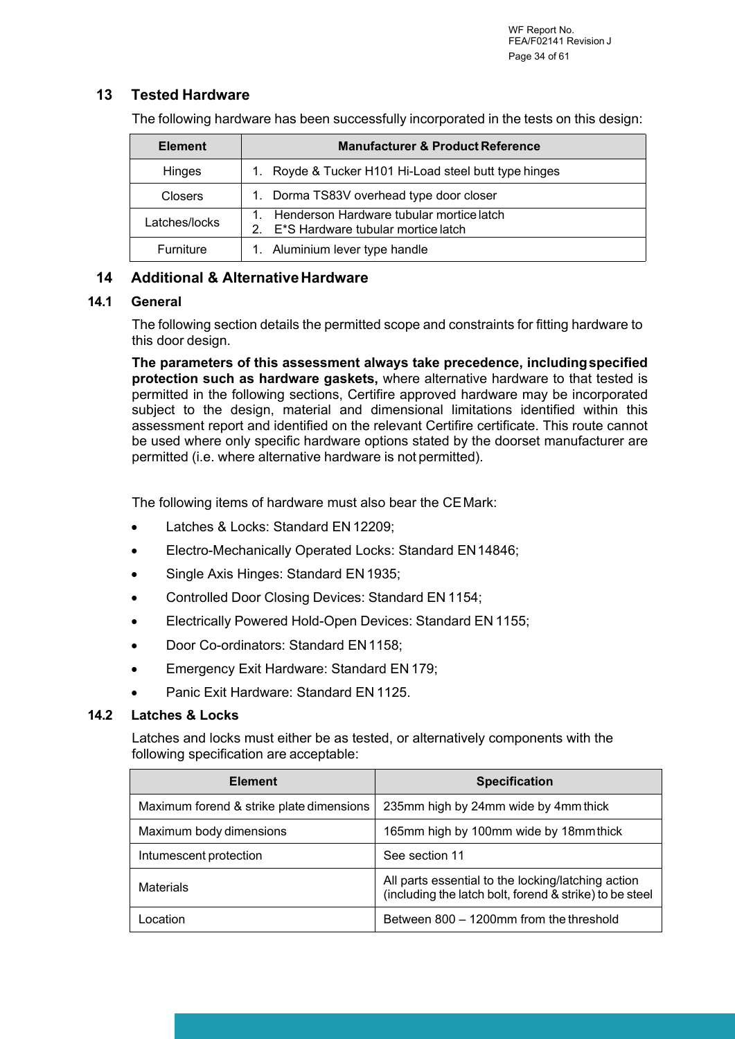## 13 Tested Hardware

The following hardware has been successfully incorporated in the tests on this design:

| Element | Manufacturer & Product Reference |
|---|---|
| Hinges | 1. Royde & Tucker H101 Hi-Load steel butt type hinges |
| Closers | 1. Dorma TS83V overhead type door closer |
| Latches/locks | 1. Henderson Hardware tubular mortice latch<br>2. E*S Hardware tubular mortice latch |
| Furniture | 1. Aluminium lever type handle |

## 14 Additional & Alternative Hardware

### 14.1 General

The following section details the permitted scope and constraints for fitting hardware to this door design.

**The parameters of this assessment always take precedence, including specified protection such as hardware gaskets,** where alternative hardware to that tested is permitted in the following sections, Certifire approved hardware may be incorporated subject to the design, material and dimensional limitations identified within this assessment report and identified on the relevant Certifire certificate. This route cannot be used where only specific hardware options stated by the doorset manufacturer are permitted (i.e. where alternative hardware is not permitted).

The following items of hardware must also bear the CE Mark:

- Latches & Locks: Standard EN 12209;
- Electro-Mechanically Operated Locks: Standard EN 14846;
- Single Axis Hinges: Standard EN 1935;
- Controlled Door Closing Devices: Standard EN 1154;
- Electrically Powered Hold-Open Devices: Standard EN 1155;
- Door Co-ordinators: Standard EN 1158;
- Emergency Exit Hardware: Standard EN 179;
- Panic Exit Hardware: Standard EN 1125.

### 14.2 Latches & Locks

Latches and locks must either be as tested, or alternatively components with the following specification are acceptable:

| Element | Specification |
|---|---|
| Maximum forend & strike plate dimensions | 235mm high by 24mm wide by 4mm thick |
| Maximum body dimensions | 165mm high by 100mm wide by 18mm thick |
| Intumescent protection | See section 11 |
| Materials | All parts essential to the locking/latching action (including the latch bolt, forend & strike) to be steel |
| Location | Between 800 – 1200mm from the threshold |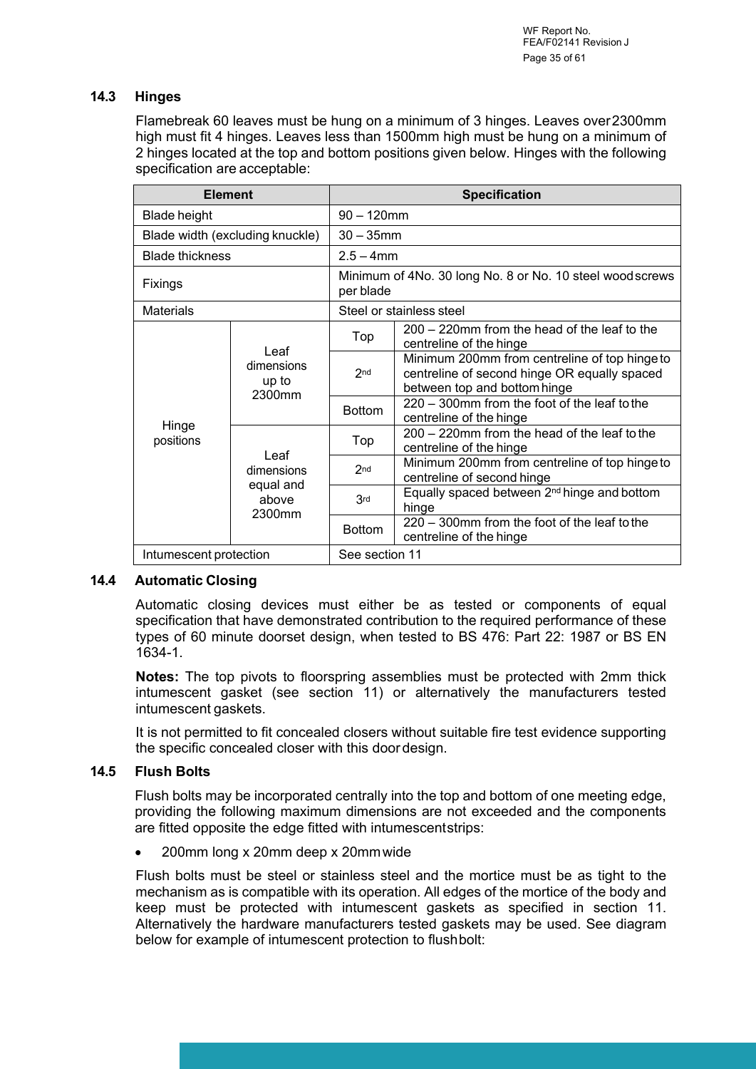### 14.3 Hinges

Flamebreak 60 leaves must be hung on a minimum of 3 hinges. Leaves over 2300mm high must fit 4 hinges. Leaves less than 1500mm high must be hung on a minimum of 2 hinges located at the top and bottom positions given below. Hinges with the following specification are acceptable:

| Element | | Specification | |
|---|---|---|---|
| Blade height | | 90 – 120mm | |
| Blade width (excluding knuckle) | | 30 – 35mm | |
| Blade thickness | | 2.5 – 4mm | |
| Fixings | | Minimum of 4No. 30 long No. 8 or No. 10 steel wood screws per blade | |
| Materials | | Steel or stainless steel | |
| Hinge positions | Leaf dimensions up to 2300mm | Top | 200 – 220mm from the head of the leaf to the centreline of the hinge |
| | | 2nd | Minimum 200mm from centreline of top hinge to centreline of second hinge OR equally spaced between top and bottom hinge |
| | | Bottom | 220 – 300mm from the foot of the leaf to the centreline of the hinge |
| | Leaf dimensions equal and above 2300mm | Top | 200 – 220mm from the head of the leaf to the centreline of the hinge |
| | | 2nd | Minimum 200mm from centreline of top hinge to centreline of second hinge |
| | | 3rd | Equally spaced between 2nd hinge and bottom hinge |
| | | Bottom | 220 – 300mm from the foot of the leaf to the centreline of the hinge |
| Intumescent protection | | See section 11 | |

### 14.4 Automatic Closing

Automatic closing devices must either be as tested or components of equal specification that have demonstrated contribution to the required performance of these types of 60 minute doorset design, when tested to BS 476: Part 22: 1987 or BS EN 1634-1.

**Notes:** The top pivots to floorspring assemblies must be protected with 2mm thick intumescent gasket (see section 11) or alternatively the manufacturers tested intumescent gaskets.

It is not permitted to fit concealed closers without suitable fire test evidence supporting the specific concealed closer with this door design.

### 14.5 Flush Bolts

Flush bolts may be incorporated centrally into the top and bottom of one meeting edge, providing the following maximum dimensions are not exceeded and the components are fitted opposite the edge fitted with intumescent strips:

- 200mm long x 20mm deep x 20mm wide

Flush bolts must be steel or stainless steel and the mortice must be as tight to the mechanism as is compatible with its operation. All edges of the mortice of the body and keep must be protected with intumescent gaskets as specified in section 11. Alternatively the hardware manufacturers tested gaskets may be used. See diagram below for example of intumescent protection to flush bolt: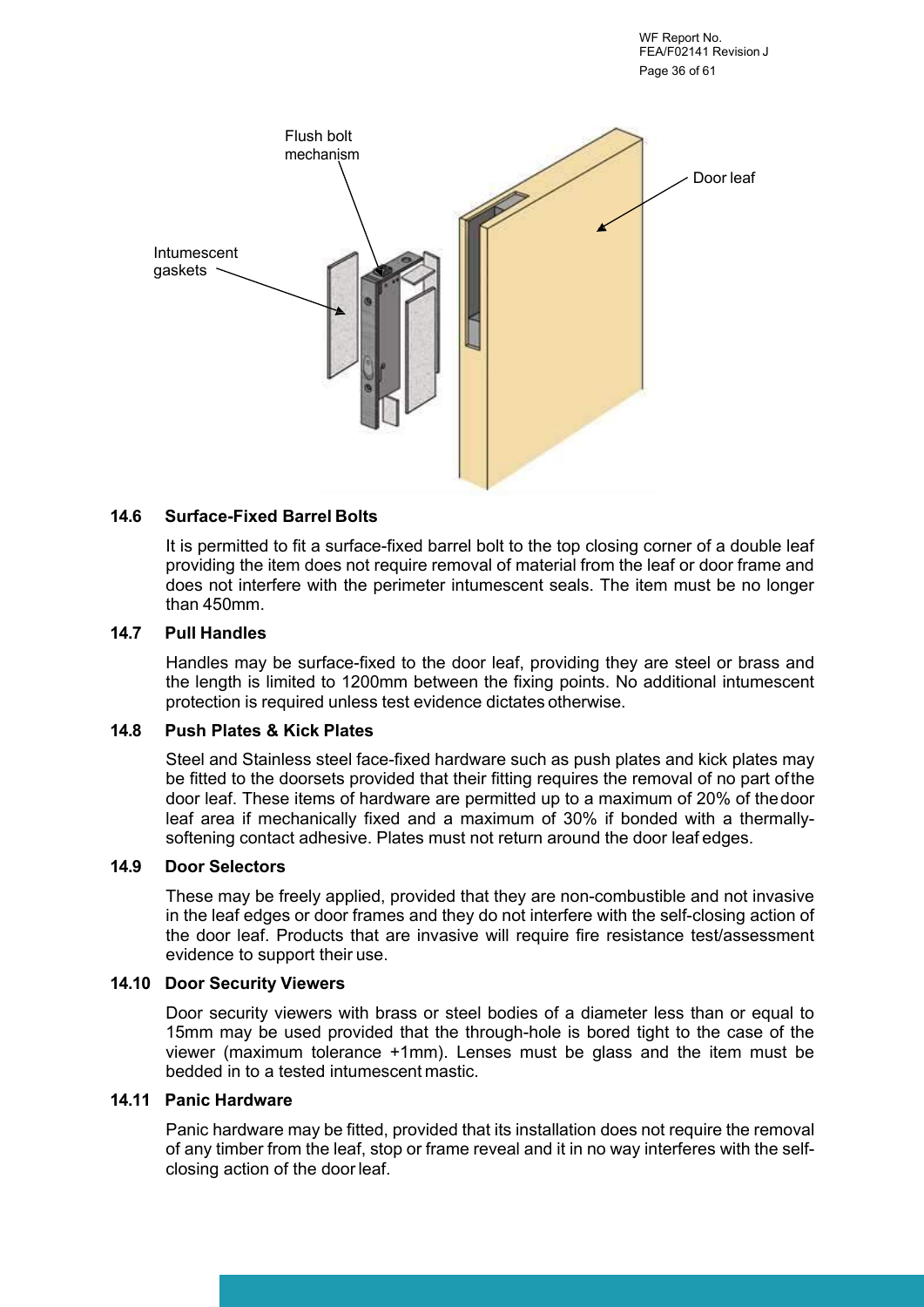Flush bolt mechanism

Door leaf

Intumescent gaskets

### 14.6 Surface-Fixed Barrel Bolts

It is permitted to fit a surface-fixed barrel bolt to the top closing corner of a double leaf providing the item does not require removal of material from the leaf or door frame and does not interfere with the perimeter intumescent seals. The item must be no longer than 450mm.

### 14.7 Pull Handles

Handles may be surface-fixed to the door leaf, providing they are steel or brass and the length is limited to 1200mm between the fixing points. No additional intumescent protection is required unless test evidence dictates otherwise.

### 14.8 Push Plates & Kick Plates

Steel and Stainless steel face-fixed hardware such as push plates and kick plates may be fitted to the doorsets provided that their fitting requires the removal of no part of the door leaf. These items of hardware are permitted up to a maximum of 20% of the door leaf area if mechanically fixed and a maximum of 30% if bonded with a thermally-softening contact adhesive. Plates must not return around the door leaf edges.

### 14.9 Door Selectors

These may be freely applied, provided that they are non-combustible and not invasive in the leaf edges or door frames and they do not interfere with the self-closing action of the door leaf. Products that are invasive will require fire resistance test/assessment evidence to support their use.

### 14.10 Door Security Viewers

Door security viewers with brass or steel bodies of a diameter less than or equal to 15mm may be used provided that the through-hole is bored tight to the case of the viewer (maximum tolerance +1mm). Lenses must be glass and the item must be bedded in to a tested intumescent mastic.

### 14.11 Panic Hardware

Panic hardware may be fitted, provided that its installation does not require the removal of any timber from the leaf, stop or frame reveal and it in no way interferes with the self-closing action of the door leaf.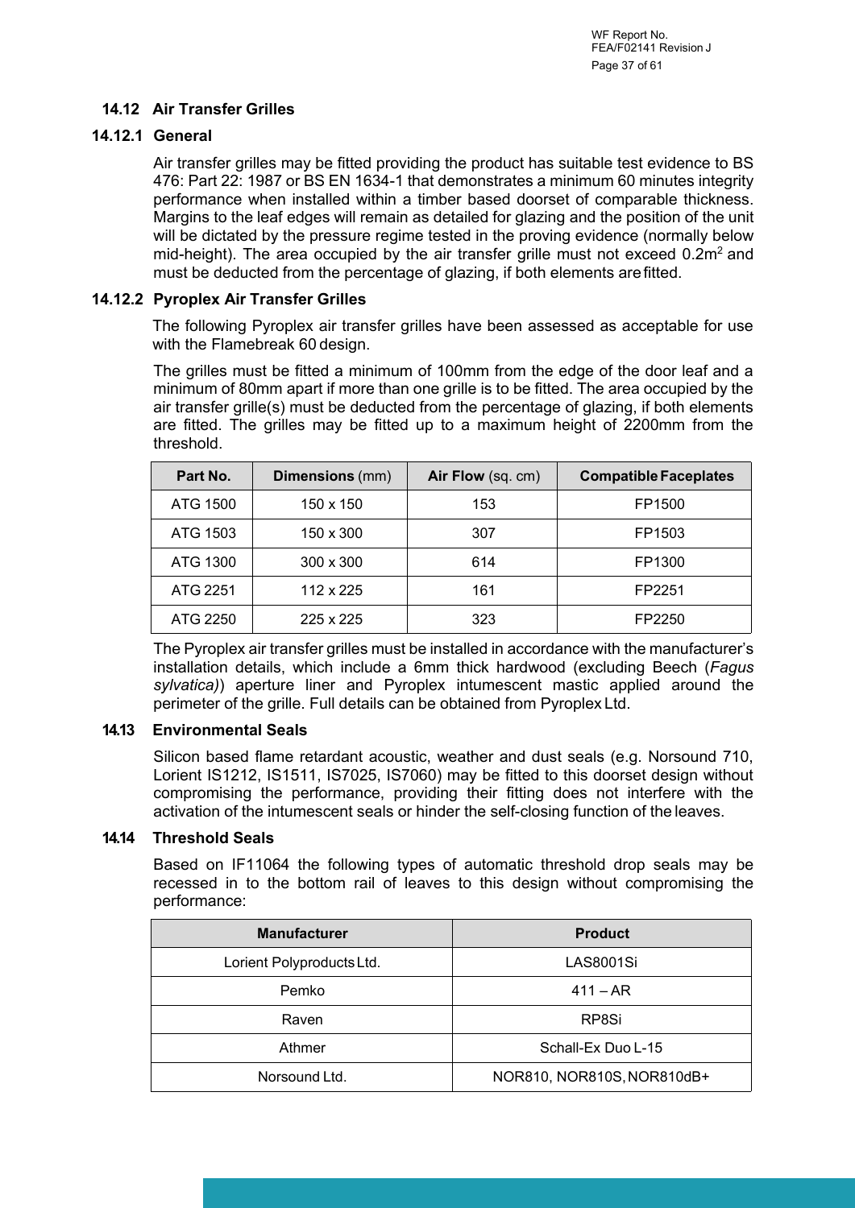### 14.12 Air Transfer Grilles

#### 14.12.1 General

Air transfer grilles may be fitted providing the product has suitable test evidence to BS 476: Part 22: 1987 or BS EN 1634-1 that demonstrates a minimum 60 minutes integrity performance when installed within a timber based doorset of comparable thickness. Margins to the leaf edges will remain as detailed for glazing and the position of the unit will be dictated by the pressure regime tested in the proving evidence (normally below mid-height). The area occupied by the air transfer grille must not exceed $0.2m^2$ and must be deducted from the percentage of glazing, if both elements are fitted.

#### 14.12.2 Pyroplex Air Transfer Grilles

The following Pyroplex air transfer grilles have been assessed as acceptable for use with the Flamebreak 60 design.

The grilles must be fitted a minimum of 100mm from the edge of the door leaf and a minimum of 80mm apart if more than one grille is to be fitted. The area occupied by the air transfer grille(s) must be deducted from the percentage of glazing, if both elements are fitted. The grilles may be fitted up to a maximum height of 2200mm from the threshold.

| Part No. | Dimensions (mm) | Air Flow (sq. cm) | Compatible Faceplates |
|---|---|---|---|
| ATG 1500 | 150 x 150 | 153 | FP1500 |
| ATG 1503 | 150 x 300 | 307 | FP1503 |
| ATG 1300 | 300 x 300 | 614 | FP1300 |
| ATG 2251 | 112 x 225 | 161 | FP2251 |
| ATG 2250 | 225 x 225 | 323 | FP2250 |

The Pyroplex air transfer grilles must be installed in accordance with the manufacturer's installation details, which include a 6mm thick hardwood (excluding Beech (*Fagus sylvatica)*) aperture liner and Pyroplex intumescent mastic applied around the perimeter of the grille. Full details can be obtained from Pyroplex Ltd.

### 14.13 Environmental Seals

Silicon based flame retardant acoustic, weather and dust seals (e.g. Norsound 710, Lorient IS1212, IS1511, IS7025, IS7060) may be fitted to this doorset design without compromising the performance, providing their fitting does not interfere with the activation of the intumescent seals or hinder the self-closing function of the leaves.

### 14.14 Threshold Seals

Based on IF11064 the following types of automatic threshold drop seals may be recessed in to the bottom rail of leaves to this design without compromising the performance:

| Manufacturer | Product |
|---|---|
| Lorient Polyproducts Ltd. | LAS8001Si |
| Pemko | 411 – AR |
| Raven | RP8Si |
| Athmer | Schall-Ex Duo L-15 |
| Norsound Ltd. | NOR810, NOR810S, NOR810dB+ |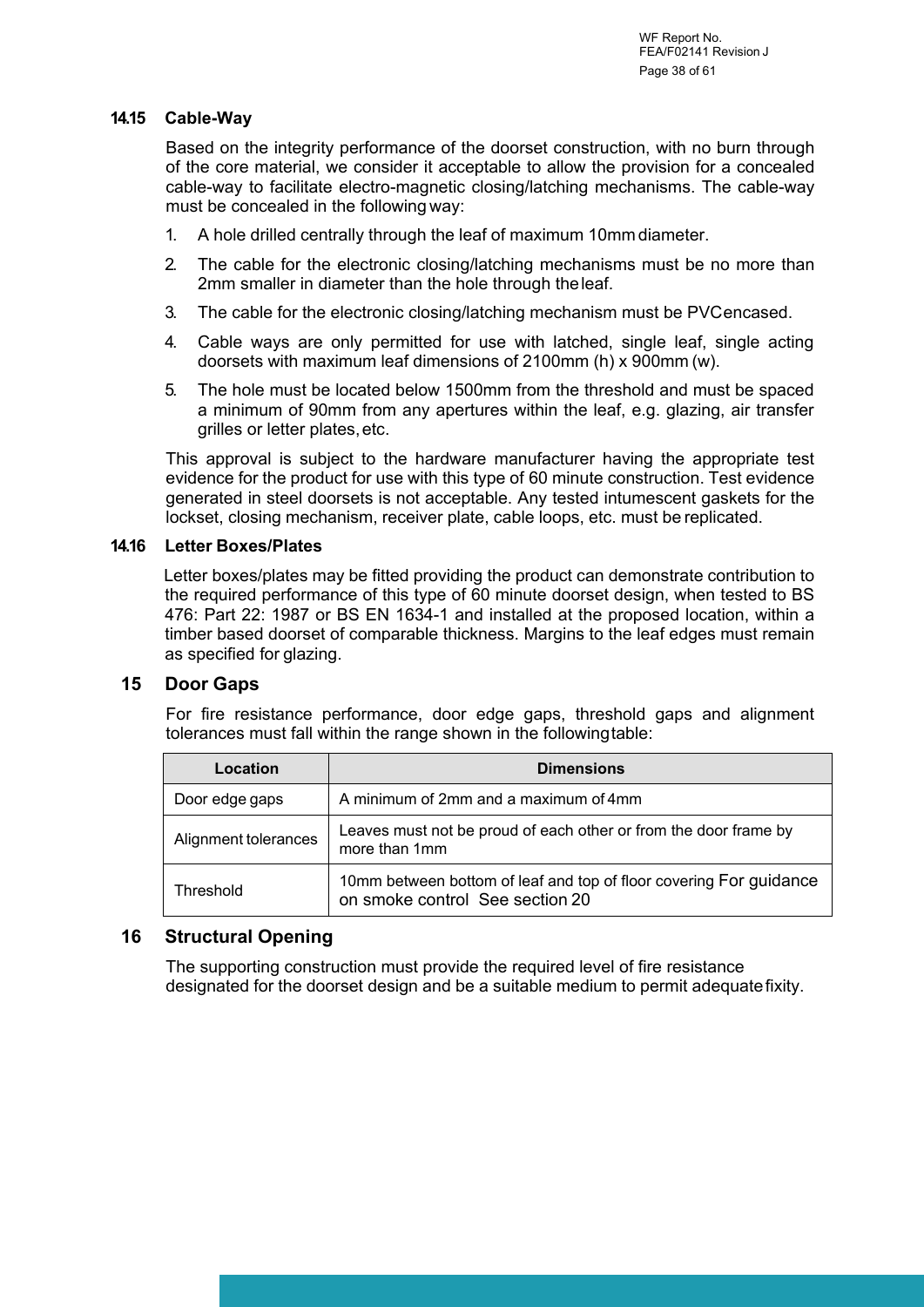### 14.15 Cable-Way

Based on the integrity performance of the doorset construction, with no burn through of the core material, we consider it acceptable to allow the provision for a concealed cable-way to facilitate electro-magnetic closing/latching mechanisms. The cable-way must be concealed in the following way:

1. A hole drilled centrally through the leaf of maximum 10mm diameter.
2. The cable for the electronic closing/latching mechanisms must be no more than 2mm smaller in diameter than the hole through the leaf.
3. The cable for the electronic closing/latching mechanism must be PVC encased.
4. Cable ways are only permitted for use with latched, single leaf, single acting doorsets with maximum leaf dimensions of 2100mm (h) x 900mm (w).
5. The hole must be located below 1500mm from the threshold and must be spaced a minimum of 90mm from any apertures within the leaf, e.g. glazing, air transfer grilles or letter plates, etc.

This approval is subject to the hardware manufacturer having the appropriate test evidence for the product for use with this type of 60 minute construction. Test evidence generated in steel doorsets is not acceptable. Any tested intumescent gaskets for the lockset, closing mechanism, receiver plate, cable loops, etc. must be replicated.

### 14.16 Letter Boxes/Plates

Letter boxes/plates may be fitted providing the product can demonstrate contribution to the required performance of this type of 60 minute doorset design, when tested to BS 476: Part 22: 1987 or BS EN 1634-1 and installed at the proposed location, within a timber based doorset of comparable thickness. Margins to the leaf edges must remain as specified for glazing.

## 15 Door Gaps

For fire resistance performance, door edge gaps, threshold gaps and alignment tolerances must fall within the range shown in the following table:

| Location | Dimensions |
|---|---|
| Door edge gaps | A minimum of 2mm and a maximum of 4mm |
| Alignment tolerances | Leaves must not be proud of each other or from the door frame by more than 1mm |
| Threshold | 10mm between bottom of leaf and top of floor covering For guidance on smoke control See section 20 |

## 16 Structural Opening

The supporting construction must provide the required level of fire resistance designated for the doorset design and be a suitable medium to permit adequate fixity.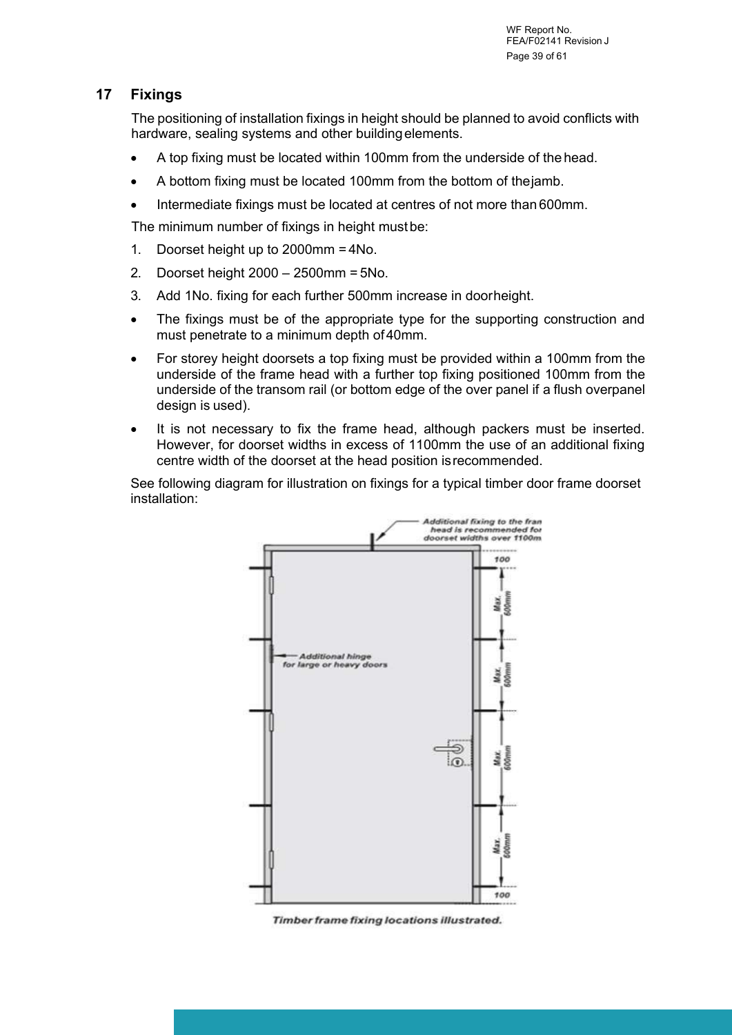## 17 Fixings

The positioning of installation fixings in height should be planned to avoid conflicts with hardware, sealing systems and other building elements.

- A top fixing must be located within 100mm from the underside of the head.
- A bottom fixing must be located 100mm from the bottom of the jamb.
- Intermediate fixings must be located at centres of not more than 600mm.

The minimum number of fixings in height must be:

1. Doorset height up to 2000mm = 4No.
2. Doorset height 2000 – 2500mm = 5No.
3. Add 1No. fixing for each further 500mm increase in door height.

- The fixings must be of the appropriate type for the supporting construction and must penetrate to a minimum depth of 40mm.
- For storey height doorsets a top fixing must be provided within a 100mm from the underside of the frame head with a further top fixing positioned 100mm from the underside of the transom rail (or bottom edge of the over panel if a flush overpanel design is used).
- It is not necessary to fix the frame head, although packers must be inserted. However, for doorset widths in excess of 1100mm the use of an additional fixing centre width of the doorset at the head position is recommended.

See following diagram for illustration on fixings for a typical timber door frame doorset installation:

*Timber frame fixing locations illustrated.*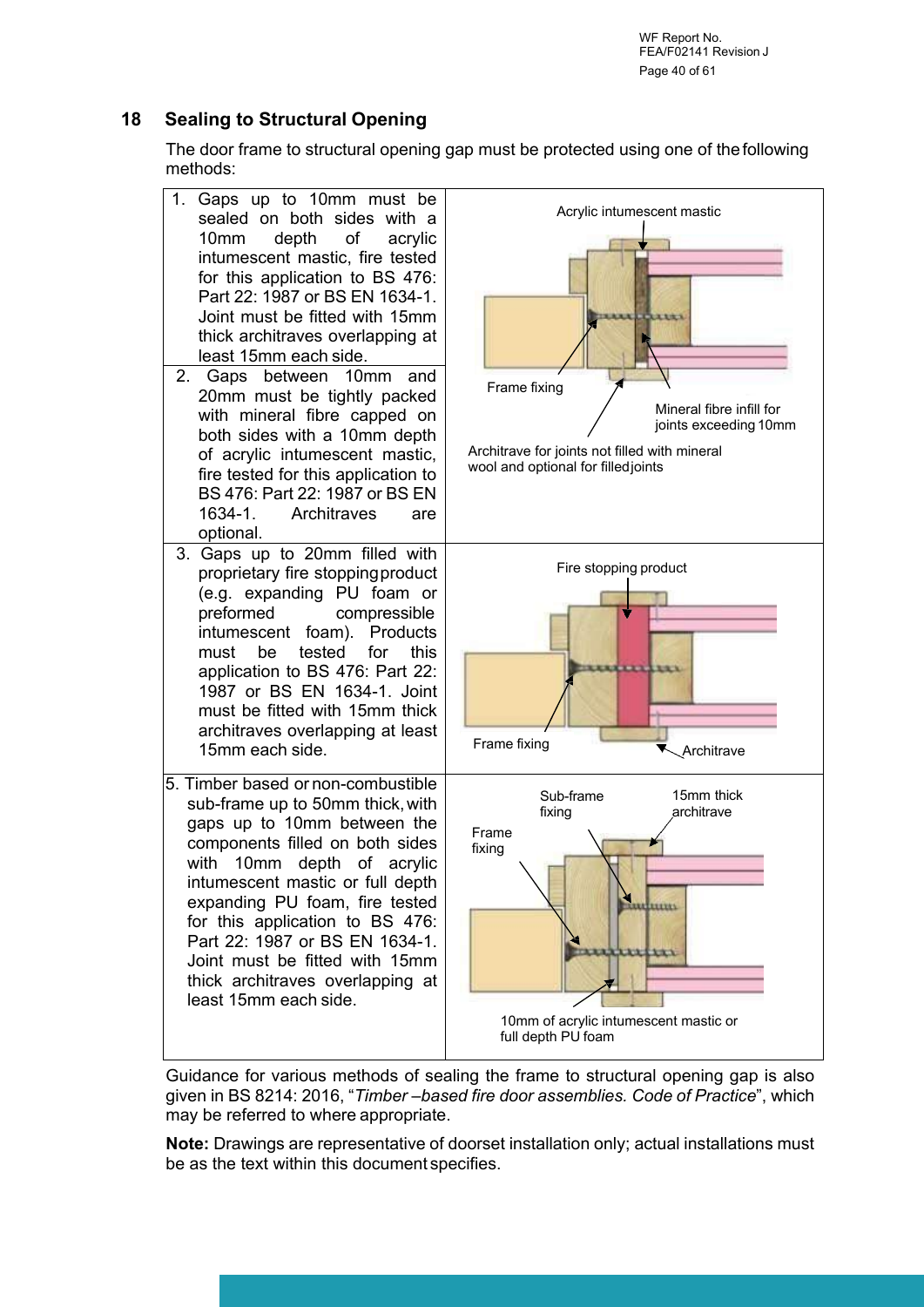## 18 Sealing to Structural Opening

The door frame to structural opening gap must be protected using one of the following methods:

| Method | Illustration |
| --- | --- |
| 1. Gaps up to 10mm must be sealed on both sides with a 10mm depth of acrylic intumescent mastic, fire tested for this application to BS 476: Part 22: 1987 or BS EN 1634-1. Joint must be fitted with 15mm thick architraves overlapping at least 15mm each side. | Acrylic intumescent mastic; Frame fixing; Mineral fibre infill for joints exceeding 10mm; Architrave for joints not filled with mineral wool and optional for filled joints |
| 2. Gaps between 10mm and 20mm must be tightly packed with mineral fibre capped on both sides with a 10mm depth of acrylic intumescent mastic, fire tested for this application to BS 476: Part 22: 1987 or BS EN 1634-1. Architraves are optional. | |
| 3. Gaps up to 20mm filled with proprietary fire stopping product (e.g. expanding PU foam or preformed compressible intumescent foam). Products must be tested for this application to BS 476: Part 22: 1987 or BS EN 1634-1. Joint must be fitted with 15mm thick architraves overlapping at least 15mm each side. | Fire stopping product; Frame fixing; Architrave |
| 5. Timber based or non-combustible sub-frame up to 50mm thick, with gaps up to 10mm between the components filled on both sides with 10mm depth of acrylic intumescent mastic or full depth expanding PU foam, fire tested for this application to BS 476: Part 22: 1987 or BS EN 1634-1. Joint must be fitted with 15mm thick architraves overlapping at least 15mm each side. | Sub-frame fixing; 15mm thick architrave; Frame fixing; 10mm of acrylic intumescent mastic or full depth PU foam |

Guidance for various methods of sealing the frame to structural opening gap is also given in BS 8214: 2016, "*Timber –based fire door assemblies. Code of Practice*", which may be referred to where appropriate.

**Note:** Drawings are representative of doorset installation only; actual installations must be as the text within this document specifies.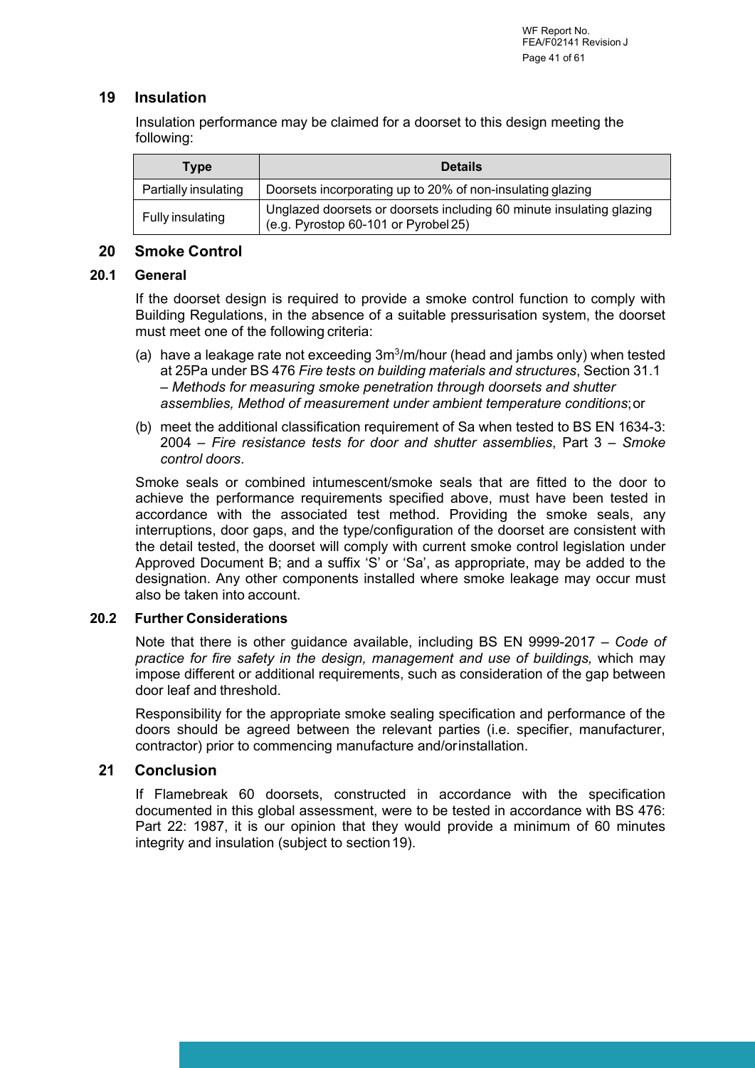## 19 Insulation

Insulation performance may be claimed for a doorset to this design meeting the following:

| Type | Details |
|---|---|
| Partially insulating | Doorsets incorporating up to 20% of non-insulating glazing |
| Fully insulating | Unglazed doorsets or doorsets including 60 minute insulating glazing (e.g. Pyrostop 60-101 or Pyrobel 25) |

## 20 Smoke Control

### 20.1 General

If the doorset design is required to provide a smoke control function to comply with Building Regulations, in the absence of a suitable pressurisation system, the doorset must meet one of the following criteria:

(a) have a leakage rate not exceeding $3m^3$/m/hour (head and jambs only) when tested at 25Pa under BS 476 *Fire tests on building materials and structures*, Section 31.1 – *Methods for measuring smoke penetration through doorsets and shutter assemblies, Method of measurement under ambient temperature conditions*; or

(b) meet the additional classification requirement of Sa when tested to BS EN 1634-3: 2004 – *Fire resistance tests for door and shutter assemblies*, Part 3 – *Smoke control doors*.

Smoke seals or combined intumescent/smoke seals that are fitted to the door to achieve the performance requirements specified above, must have been tested in accordance with the associated test method. Providing the smoke seals, any interruptions, door gaps, and the type/configuration of the doorset are consistent with the detail tested, the doorset will comply with current smoke control legislation under Approved Document B; and a suffix 'S' or 'Sa', as appropriate, may be added to the designation. Any other components installed where smoke leakage may occur must also be taken into account.

### 20.2 Further Considerations

Note that there is other guidance available, including BS EN 9999-2017 – *Code of practice for fire safety in the design, management and use of buildings,* which may impose different or additional requirements, such as consideration of the gap between door leaf and threshold.

Responsibility for the appropriate smoke sealing specification and performance of the doors should be agreed between the relevant parties (i.e. specifier, manufacturer, contractor) prior to commencing manufacture and/or installation.

## 21 Conclusion

If Flamebreak 60 doorsets, constructed in accordance with the specification documented in this global assessment, were to be tested in accordance with BS 476: Part 22: 1987, it is our opinion that they would provide a minimum of 60 minutes integrity and insulation (subject to section 19).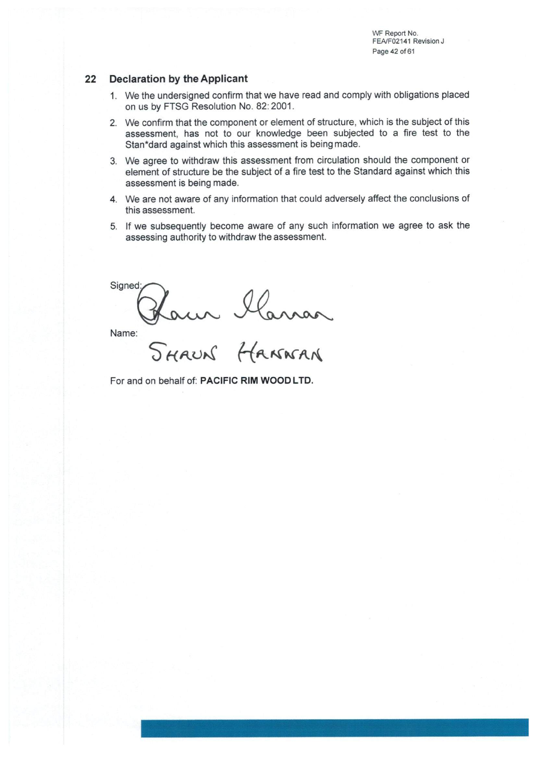## 22 Declaration by the Applicant

1. We the undersigned confirm that we have read and comply with obligations placed on us by FTSG Resolution No. 82: 2001.
2. We confirm that the component or element of structure, which is the subject of this assessment, has not to our knowledge been subjected to a fire test to the Stan*dard against which this assessment is being made.
3. We agree to withdraw this assessment from circulation should the component or element of structure be the subject of a fire test to the Standard against which this assessment is being made.
4. We are not aware of any information that could adversely affect the conclusions of this assessment.
5. If we subsequently become aware of any such information we agree to ask the assessing authority to withdraw the assessment.

Signed: Shaun Hannan

Name: SHAUN HANNAN

For and on behalf of: **PACIFIC RIM WOOD LTD.**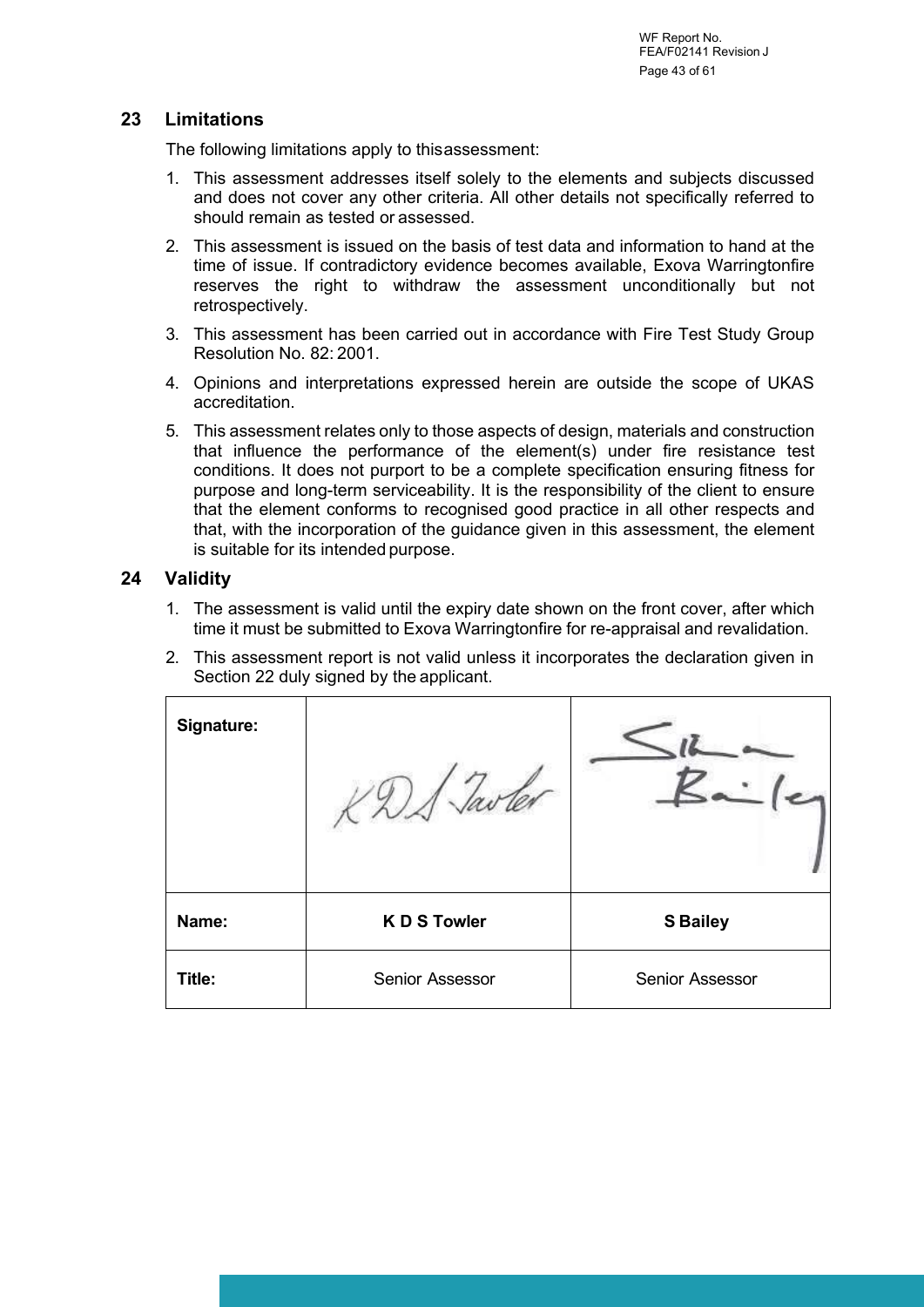## 23 Limitations

The following limitations apply to thisassessment:

1. This assessment addresses itself solely to the elements and subjects discussed and does not cover any other criteria. All other details not specifically referred to should remain as tested or assessed.
2. This assessment is issued on the basis of test data and information to hand at the time of issue. If contradictory evidence becomes available, Exova Warringtonfire reserves the right to withdraw the assessment unconditionally but not retrospectively.
3. This assessment has been carried out in accordance with Fire Test Study Group Resolution No. 82: 2001.
4. Opinions and interpretations expressed herein are outside the scope of UKAS accreditation.
5. This assessment relates only to those aspects of design, materials and construction that influence the performance of the element(s) under fire resistance test conditions. It does not purport to be a complete specification ensuring fitness for purpose and long-term serviceability. It is the responsibility of the client to ensure that the element conforms to recognised good practice in all other respects and that, with the incorporation of the guidance given in this assessment, the element is suitable for its intended purpose.

## 24 Validity

1. The assessment is valid until the expiry date shown on the front cover, after which time it must be submitted to Exova Warringtonfire for re-appraisal and revalidation.
2. This assessment report is not valid unless it incorporates the declaration given in Section 22 duly signed by the applicant.

| **Signature:** | | |
|---|---|---|
| **Name:** | **K D S Towler** | **S Bailey** |
| **Title:** | Senior Assessor | Senior Assessor |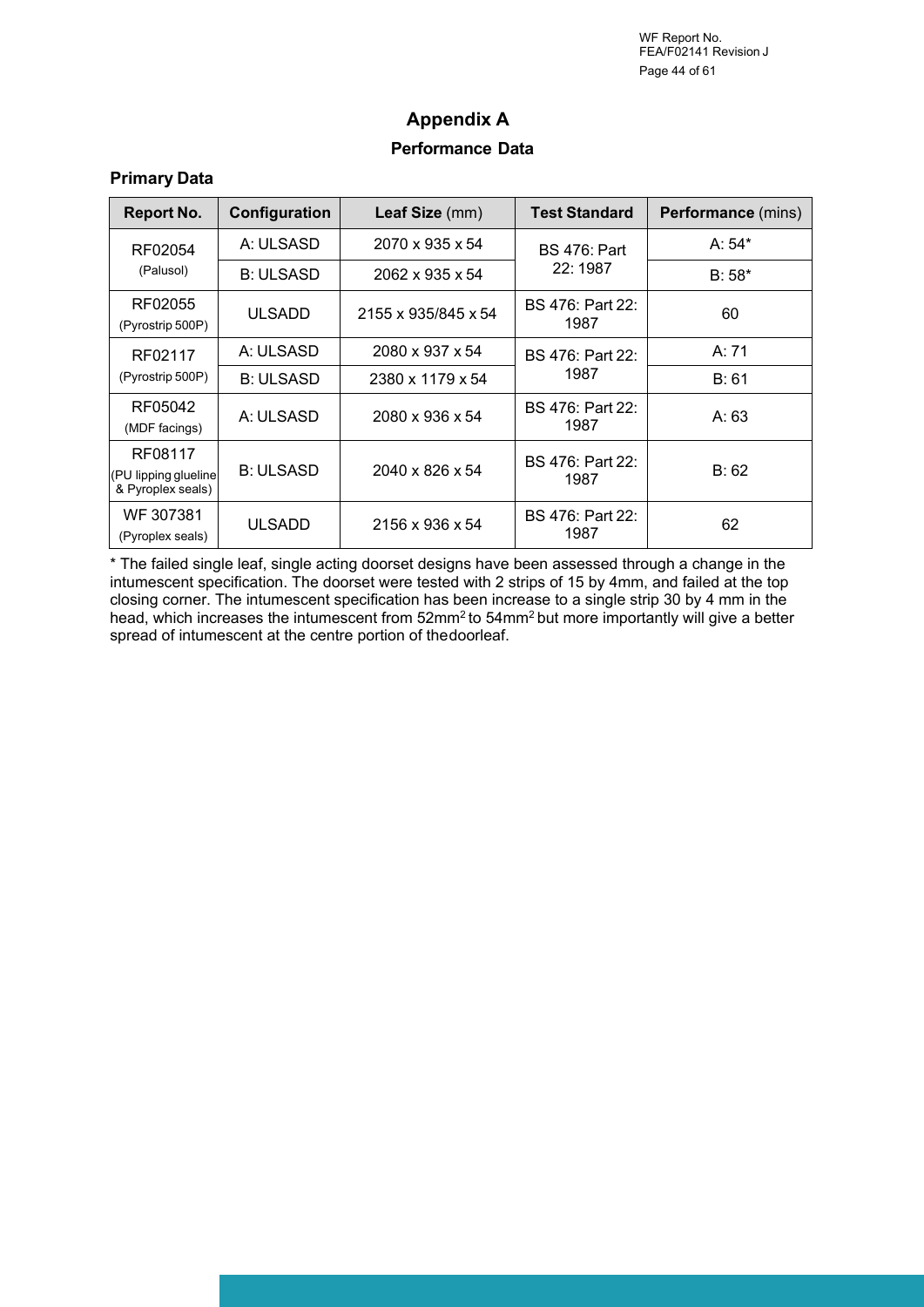# Appendix A

## Performance Data

### Primary Data

| **Report No.** | **Configuration** | **Leaf Size** (mm) | **Test Standard** | **Performance** (mins) |
|---|---|---|---|---|
| RF02054 (Palusol) | A: ULSASD | 2070 x 935 x 54 | BS 476: Part 22: 1987 | A: 54* |
| | B: ULSASD | 2062 x 935 x 54 | | B: 58* |
| RF02055 (Pyrostrip 500P) | ULSADD | 2155 x 935/845 x 54 | BS 476: Part 22: 1987 | 60 |
| RF02117 (Pyrostrip 500P) | A: ULSASD | 2080 x 937 x 54 | BS 476: Part 22: 1987 | A: 71 |
| | B: ULSASD | 2380 x 1179 x 54 | | B: 61 |
| RF05042 (MDF facings) | A: ULSASD | 2080 x 936 x 54 | BS 476: Part 22: 1987 | A: 63 |
| RF08117 (PU lipping glueline & Pyroplex seals) | B: ULSASD | 2040 x 826 x 54 | BS 476: Part 22: 1987 | B: 62 |
| WF 307381 (Pyroplex seals) | ULSADD | 2156 x 936 x 54 | BS 476: Part 22: 1987 | 62 |

* The failed single leaf, single acting doorset designs have been assessed through a change in the intumescent specification. The doorset were tested with 2 strips of 15 by 4mm, and failed at the top closing corner. The intumescent specification has been increase to a single strip 30 by 4 mm in the head, which increases the intumescent from 52mm$^2$ to 54mm$^2$ but more importantly will give a better spread of intumescent at the centre portion of thedoorleaf.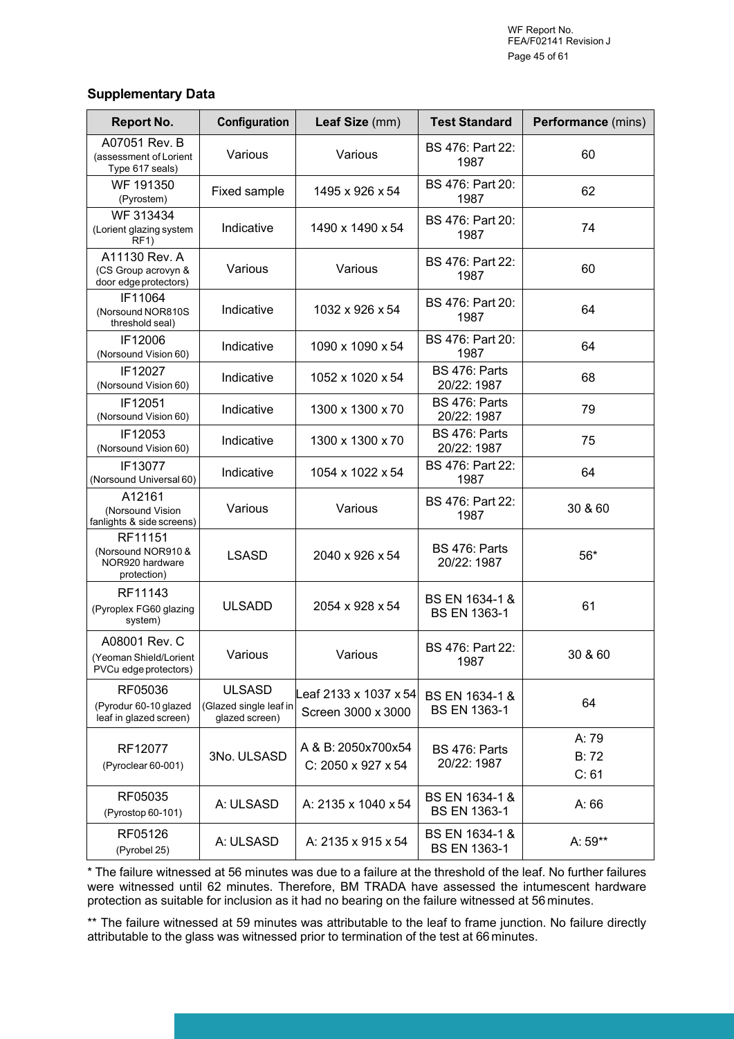## Supplementary Data

| Report No. | Configuration | Leaf Size (mm) | Test Standard | Performance (mins) |
|---|---|---|---|---|
| A07051 Rev. B (assessment of Lorient Type 617 seals) | Various | Various | BS 476: Part 22: 1987 | 60 |
| WF 191350 (Pyrostem) | Fixed sample | 1495 x 926 x 54 | BS 476: Part 20: 1987 | 62 |
| WF 313434 (Lorient glazing system RF1) | Indicative | 1490 x 1490 x 54 | BS 476: Part 20: 1987 | 74 |
| A11130 Rev. A (CS Group acrovyn & door edge protectors) | Various | Various | BS 476: Part 22: 1987 | 60 |
| IF11064 (Norsound NOR810S threshold seal) | Indicative | 1032 x 926 x 54 | BS 476: Part 20: 1987 | 64 |
| IF12006 (Norsound Vision 60) | Indicative | 1090 x 1090 x 54 | BS 476: Part 20: 1987 | 64 |
| IF12027 (Norsound Vision 60) | Indicative | 1052 x 1020 x 54 | BS 476: Parts 20/22: 1987 | 68 |
| IF12051 (Norsound Vision 60) | Indicative | 1300 x 1300 x 70 | BS 476: Parts 20/22: 1987 | 79 |
| IF12053 (Norsound Vision 60) | Indicative | 1300 x 1300 x 70 | BS 476: Parts 20/22: 1987 | 75 |
| IF13077 (Norsound Universal 60) | Indicative | 1054 x 1022 x 54 | BS 476: Part 22: 1987 | 64 |
| A12161 (Norsound Vision fanlights & side screens) | Various | Various | BS 476: Part 22: 1987 | 30 & 60 |
| RF11151 (Norsound NOR910 & NOR920 hardware protection) | LSASD | 2040 x 926 x 54 | BS 476: Parts 20/22: 1987 | 56* |
| RF11143 (Pyroplex FG60 glazing system) | ULSADD | 2054 x 928 x 54 | BS EN 1634-1 & BS EN 1363-1 | 61 |
| A08001 Rev. C (Yeoman Shield/Lorient PVCu edge protectors) | Various | Various | BS 476: Part 22: 1987 | 30 & 60 |
| RF05036 (Pyrodur 60-10 glazed leaf in glazed screen) | ULSASD (Glazed single leaf in glazed screen) | Leaf 2133 x 1037 x 54 Screen 3000 x 3000 | BS EN 1634-1 & BS EN 1363-1 | 64 |
| RF12077 (Pyroclear 60-001) | 3No. ULSASD | A & B: 2050x700x54 C: 2050 x 927 x 54 | BS 476: Parts 20/22: 1987 | A: 79 B: 72 C: 61 |
| RF05035 (Pyrostop 60-101) | A: ULSASD | A: 2135 x 1040 x 54 | BS EN 1634-1 & BS EN 1363-1 | A: 66 |
| RF05126 (Pyrobel 25) | A: ULSASD | A: 2135 x 915 x 54 | BS EN 1634-1 & BS EN 1363-1 | A: 59** |

* The failure witnessed at 56 minutes was due to a failure at the threshold of the leaf. No further failures were witnessed until 62 minutes. Therefore, BM TRADA have assessed the intumescent hardware protection as suitable for inclusion as it had no bearing on the failure witnessed at 56 minutes.

** The failure witnessed at 59 minutes was attributable to the leaf to frame junction. No failure directly attributable to the glass was witnessed prior to termination of the test at 66 minutes.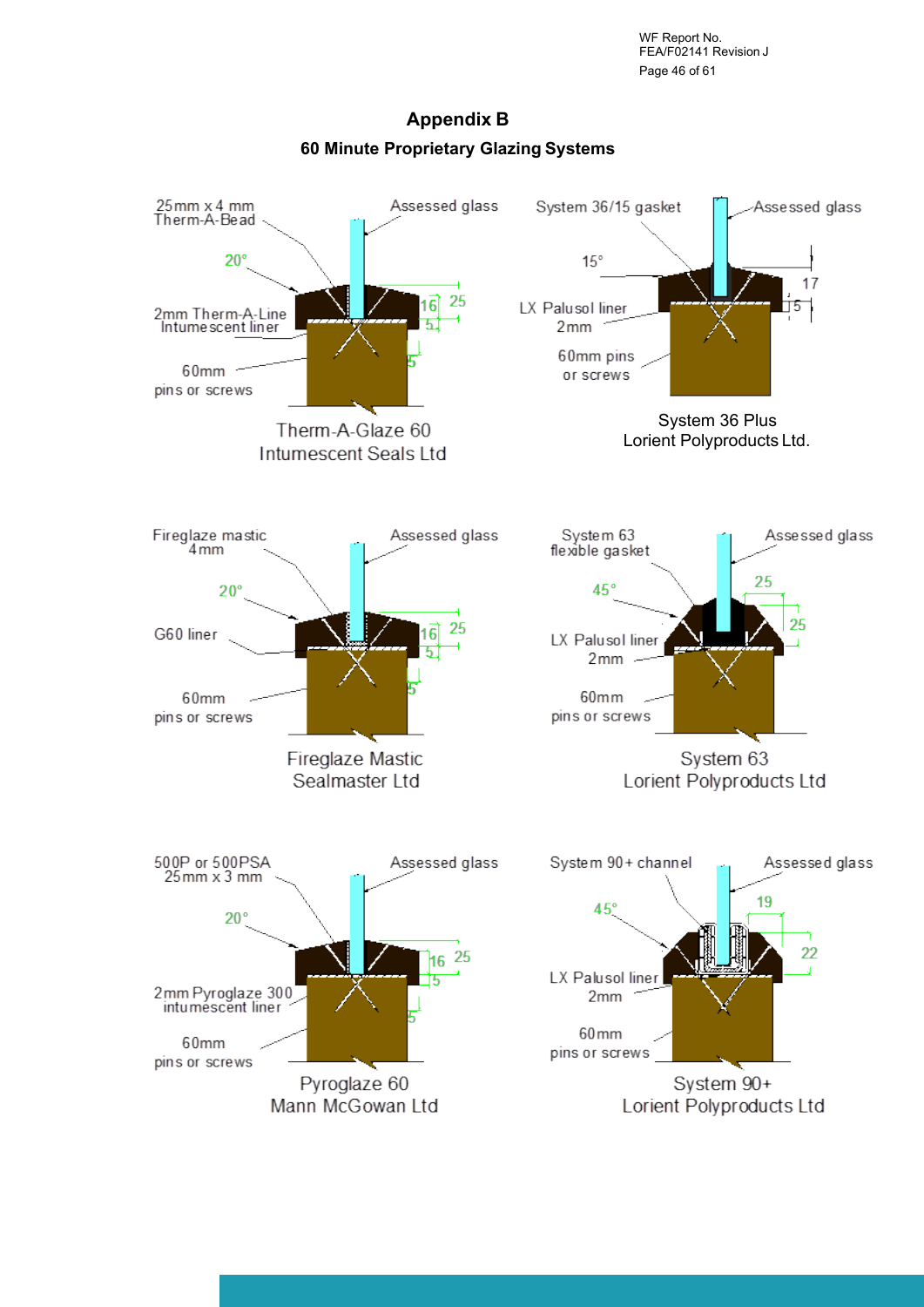# Appendix B

## 60 Minute Proprietary Glazing Systems

25mm x 4 mm Therm-A-Bead

Assessed glass

20°

2mm Therm-A-Line Intumescent liner

16 25

5

5

60mm pins or screws

Therm-A-Glaze 60
Intumescent Seals Ltd

System 36/15 gasket

Assessed glass

15°

17

LX Palusol liner 2mm

5

60mm pins or screws

System 36 Plus
Lorient Polyproducts Ltd.

Fireglaze mastic 4mm

Assessed glass

20°

G60 liner

16 25

5

5

60mm pins or screws

Fireglaze Mastic
Sealmaster Ltd

System 63 flexible gasket

Assessed glass

45°

25

25

LX Palusol liner 2mm

60mm pins or screws

System 63
Lorient Polyproducts Ltd

500P or 500PSA 25mm x 3 mm

Assessed glass

20°

16 25

5

2mm Pyroglaze 300 intumescent liner

5

60mm pins or screws

Pyroglaze 60
Mann McGowan Ltd

System 90+ channel

Assessed glass

45°

19

22

LX Palusol liner 2mm

60mm pins or screws

System 90+
Lorient Polyproducts Ltd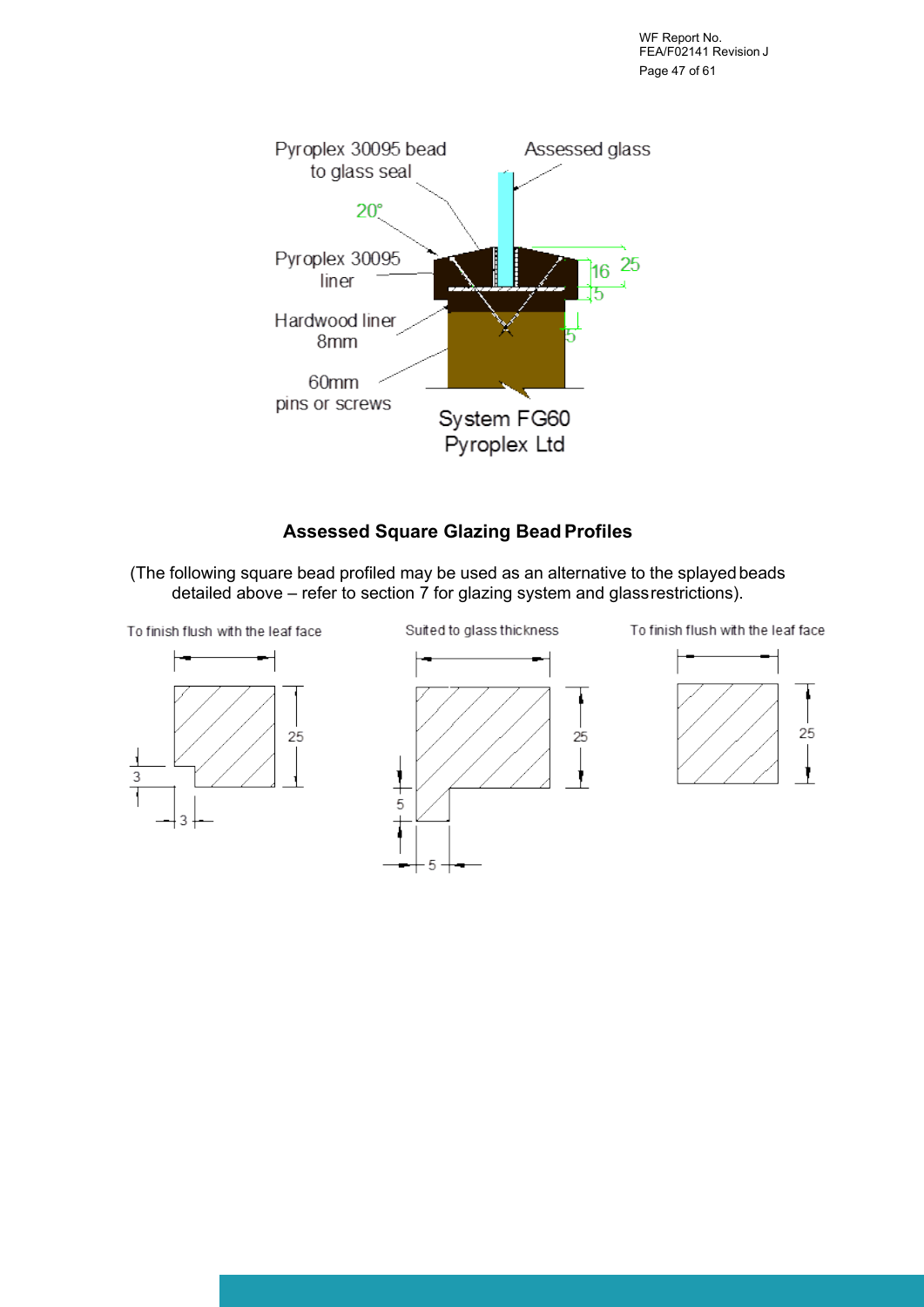Pyroplex 30095 bead to glass seal

Assessed glass

20°

Pyroplex 30095 liner

Hardwood liner 8mm

60mm pins or screws

16 25

5

5

System FG60
Pyroplex Ltd

**Assessed Square Glazing Bead Profiles**

(The following square bead profiled may be used as an alternative to the splayed beads detailed above – refer to section 7 for glazing system and glass restrictions).

To finish flush with the leaf face

25

3

3

Suited to glass thickness

25

5

5

To finish flush with the leaf face

25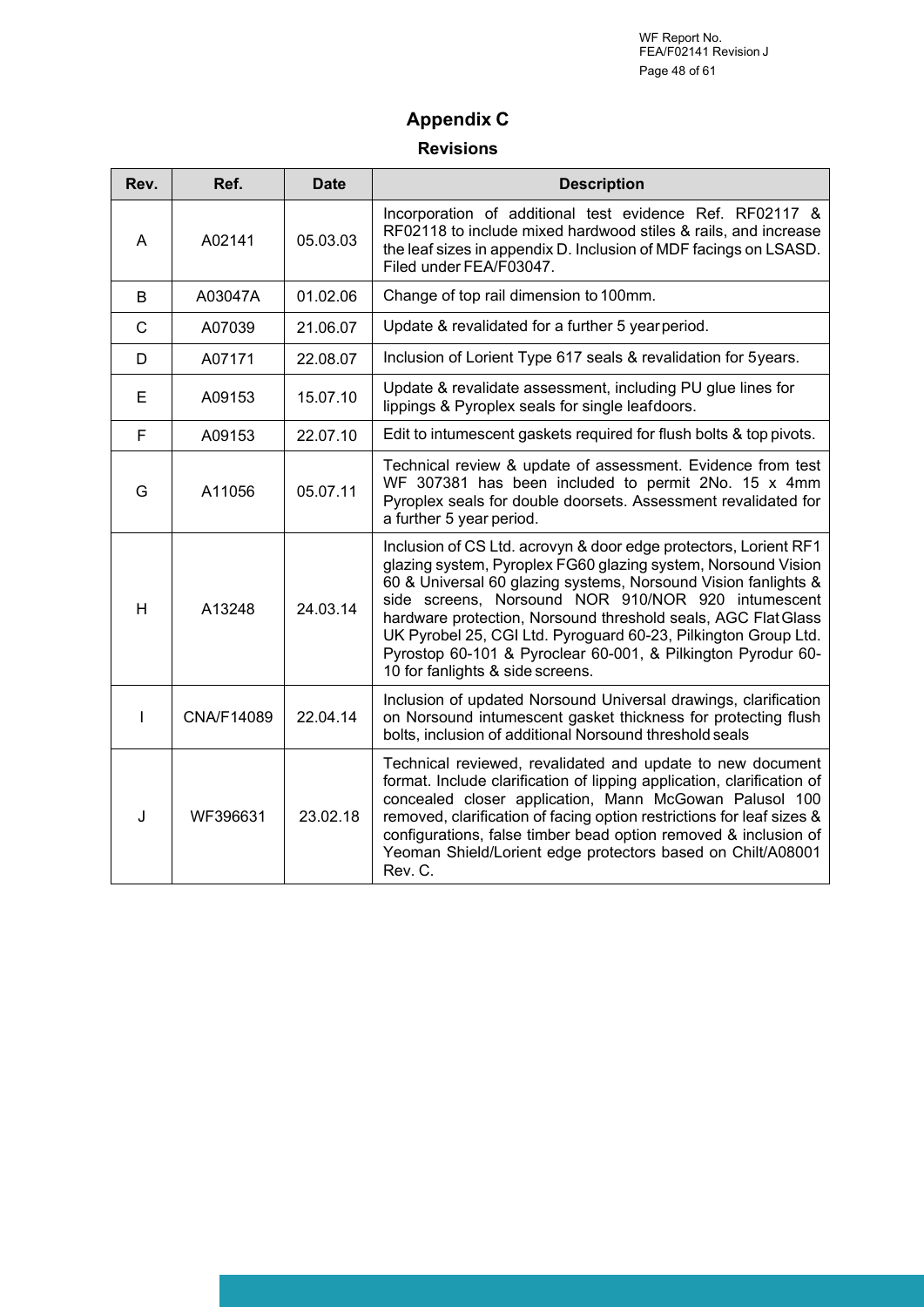# Appendix C

## Revisions

| Rev. | Ref. | Date | Description |
|---|---|---|---|
| A | A02141 | 05.03.03 | Incorporation of additional test evidence Ref. RF02117 & RF02118 to include mixed hardwood stiles & rails, and increase the leaf sizes in appendix D. Inclusion of MDF facings on LSASD. Filed under FEA/F03047. |
| B | A03047A | 01.02.06 | Change of top rail dimension to 100mm. |
| C | A07039 | 21.06.07 | Update & revalidated for a further 5 year period. |
| D | A07171 | 22.08.07 | Inclusion of Lorient Type 617 seals & revalidation for 5years. |
| E | A09153 | 15.07.10 | Update & revalidate assessment, including PU glue lines for lippings & Pyroplex seals for single leaf doors. |
| F | A09153 | 22.07.10 | Edit to intumescent gaskets required for flush bolts & top pivots. |
| G | A11056 | 05.07.11 | Technical review & update of assessment. Evidence from test WF 307381 has been included to permit 2No. 15 x 4mm Pyroplex seals for double doorsets. Assessment revalidated for a further 5 year period. |
| H | A13248 | 24.03.14 | Inclusion of CS Ltd. acrovyn & door edge protectors, Lorient RF1 glazing system, Pyroplex FG60 glazing system, Norsound Vision 60 & Universal 60 glazing systems, Norsound Vision fanlights & side screens, Norsound NOR 910/NOR 920 intumescent hardware protection, Norsound threshold seals, AGC Flat Glass UK Pyrobel 25, CGI Ltd. Pyroguard 60-23, Pilkington Group Ltd. Pyrostop 60-101 & Pyroclear 60-001, & Pilkington Pyrodur 60-10 for fanlights & side screens. |
| I | CNA/F14089 | 22.04.14 | Inclusion of updated Norsound Universal drawings, clarification on Norsound intumescent gasket thickness for protecting flush bolts, inclusion of additional Norsound threshold seals |
| J | WF396631 | 23.02.18 | Technical reviewed, revalidated and update to new document format. Include clarification of lipping application, clarification of concealed closer application, Mann McGowan Palusol 100 removed, clarification of facing option restrictions for leaf sizes & configurations, false timber bead option removed & inclusion of Yeoman Shield/Lorient edge protectors based on Chilt/A08001 Rev. C. |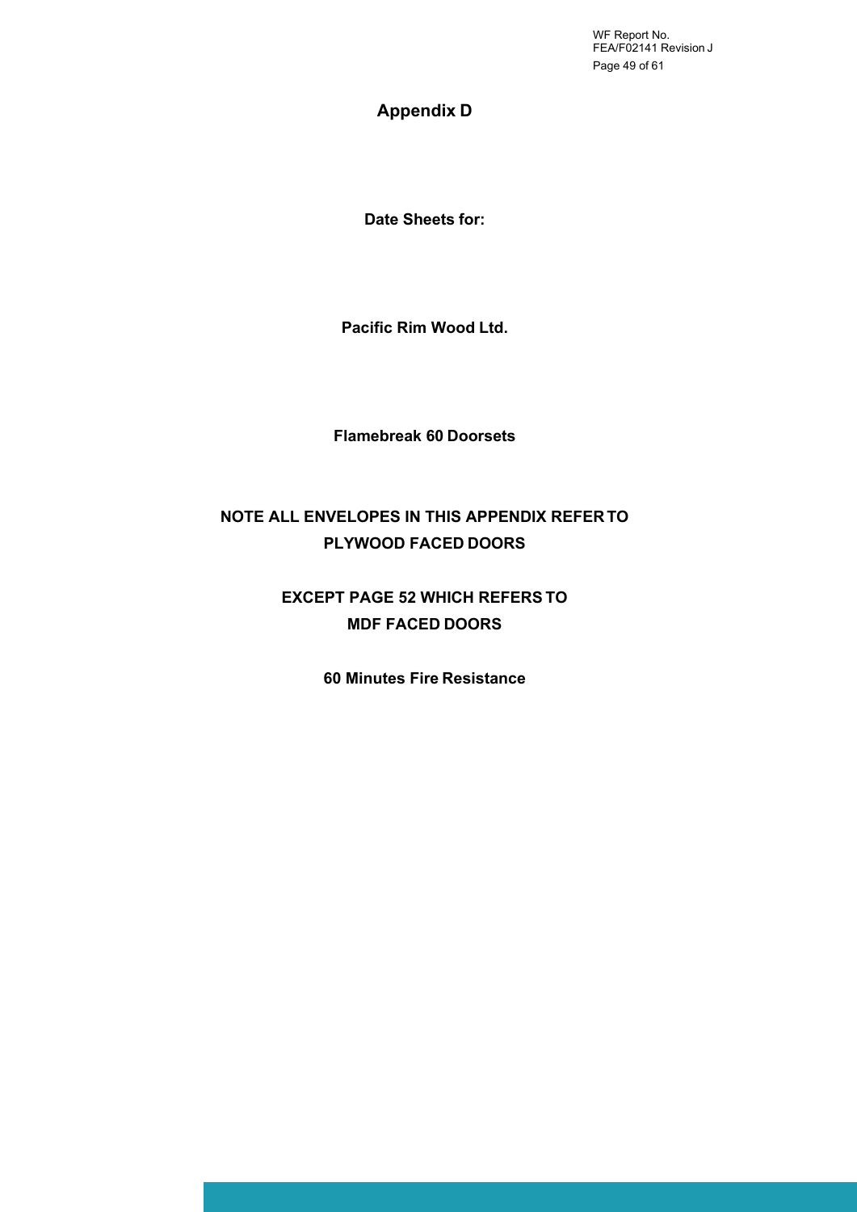# Appendix D

**Date Sheets for:**

**Pacific Rim Wood Ltd.**

**Flamebreak 60 Doorsets**

**NOTE ALL ENVELOPES IN THIS APPENDIX REFER TO PLYWOOD FACED DOORS**

**EXCEPT PAGE 52 WHICH REFERS TO MDF FACED DOORS**

**60 Minutes Fire Resistance**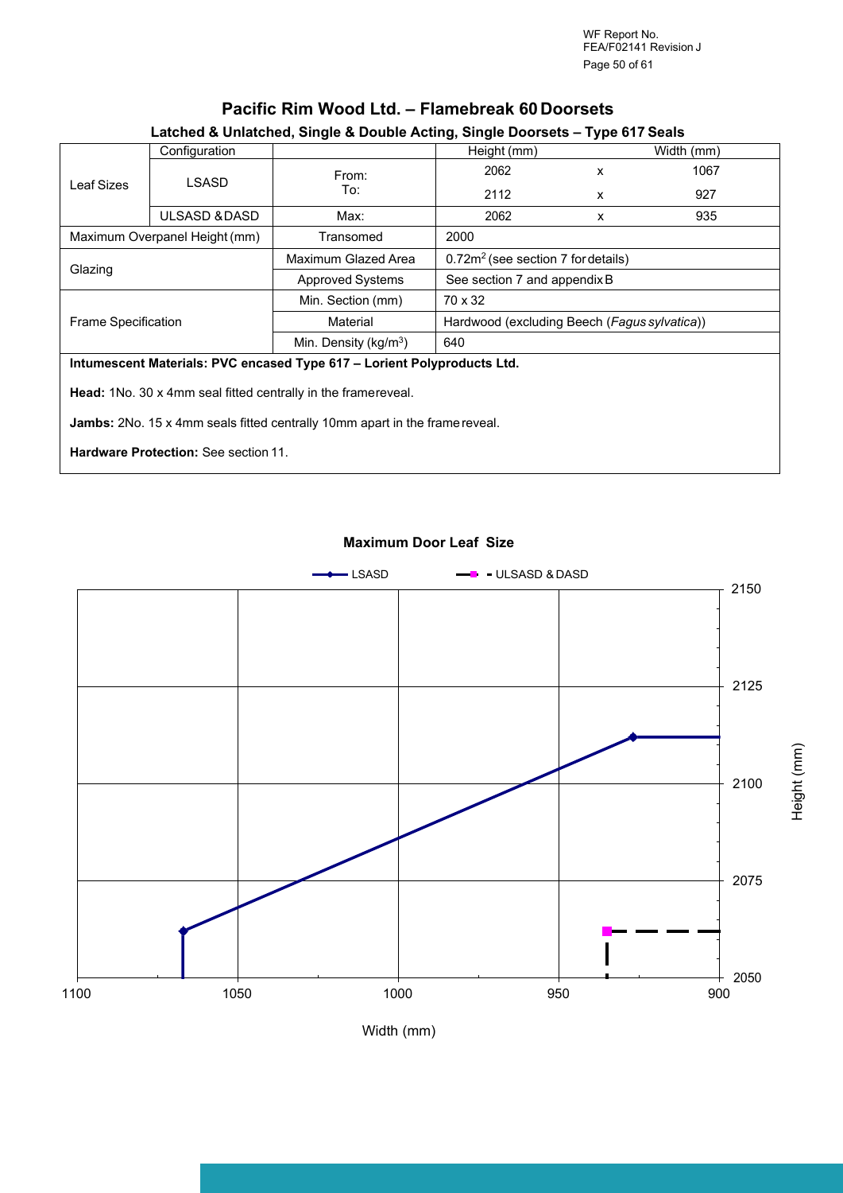# Pacific Rim Wood Ltd. – Flamebreak 60 Doorsets

## Latched & Unlatched, Single & Double Acting, Single Doorsets – Type 617 Seals

| | Configuration | | Height (mm) | | Width (mm) |
|---|---|---|---|---|---|
| Leaf Sizes | LSASD | From: | 2062 | x | 1067 |
| | | To: | 2112 | x | 927 |
| | ULSASD & DASD | Max: | 2062 | x | 935 |
| Maximum Overpanel Height (mm) | | Transomed | 2000 | | |
| Glazing | | Maximum Glazed Area | $0.72m^2$ (see section 7 for details) | | |
| | | Approved Systems | See section 7 and appendix B | | |
| Frame Specification | | Min. Section (mm) | 70 x 32 | | |
| | | Material | Hardwood (excluding Beech (*Fagus sylvatica*)) | | |
| | | Min. Density ($kg/m^3$) | 640 | | |

**Intumescent Materials: PVC encased Type 617 – Lorient Polyproducts Ltd.**

**Head:** 1No. 30 x 4mm seal fitted centrally in the frame reveal.

**Jambs:** 2No. 15 x 4mm seals fitted centrally 10mm apart in the frame reveal.

**Hardware Protection:** See section 11.

**Maximum Door Leaf Size**

(Chart: Height (mm) vs Width (mm); legend: LSASD, ULSASD & DASD. Width axis: 1100, 1050, 1000, 950, 900. Height axis: 2050, 2075, 2100, 2125, 2150.)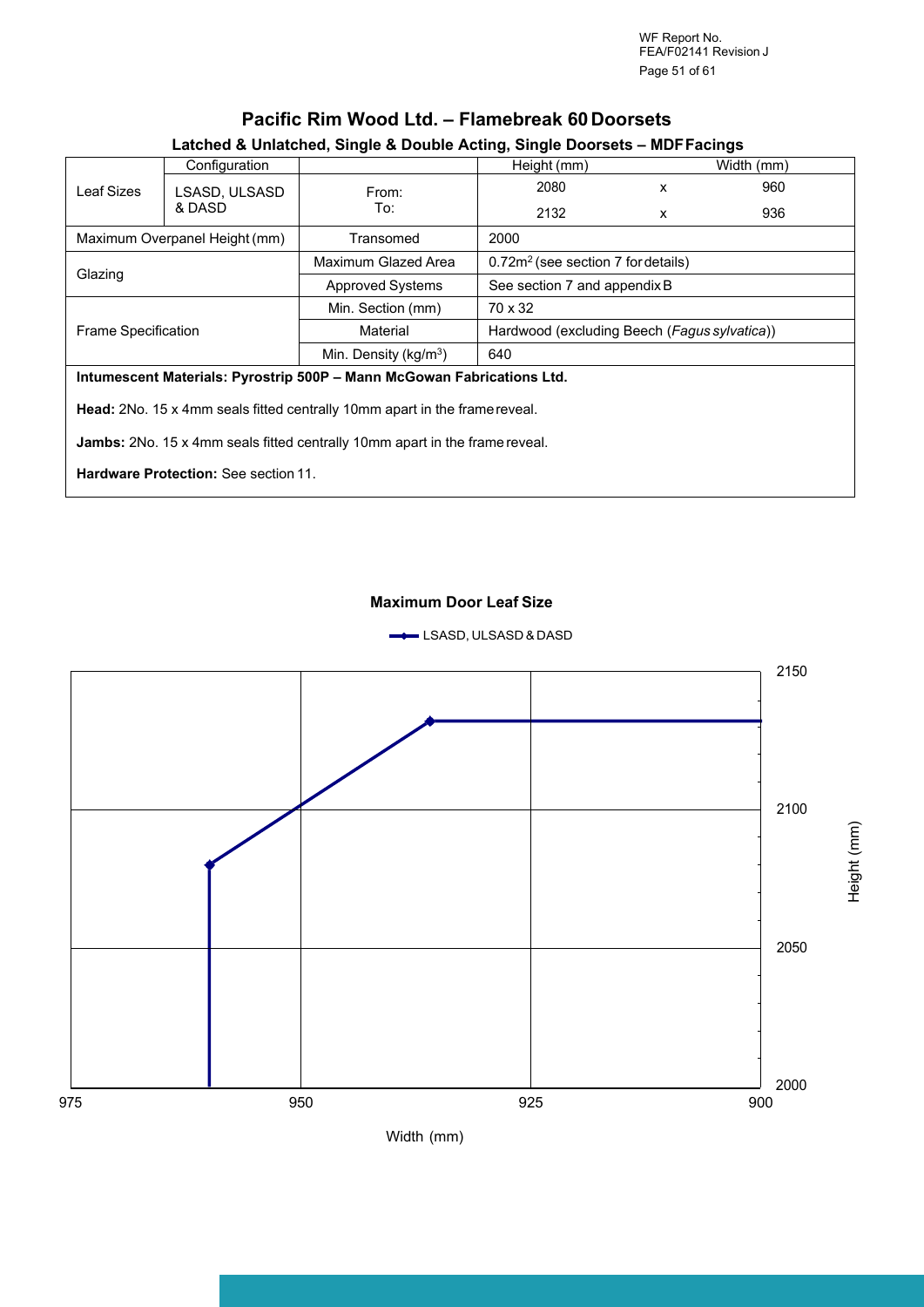# Pacific Rim Wood Ltd. – Flamebreak 60 Doorsets

## Latched & Unlatched, Single & Double Acting, Single Doorsets – MDF Facings

| Leaf Sizes | Configuration | | Height (mm) | | Width (mm) |
|---|---|---|---|---|---|
| | LSASD, ULSASD & DASD | From: | 2080 | x | 960 |
| | | To: | 2132 | x | 936 |
| Maximum Overpanel Height (mm) | | Transomed | 2000 | | |
| Glazing | | Maximum Glazed Area | 0.72m$^2$ (see section 7 for details) | | |
| | | Approved Systems | See section 7 and appendix B | | |
| Frame Specification | | Min. Section (mm) | 70 x 32 | | |
| | | Material | Hardwood (excluding Beech (*Fagus sylvatica*)) | | |
| | | Min. Density (kg/m$^3$) | 640 | | |

**Intumescent Materials: Pyrostrip 500P – Mann McGowan Fabrications Ltd.**

**Head:** 2No. 15 x 4mm seals fitted centrally 10mm apart in the frame reveal.

**Jambs:** 2No. 15 x 4mm seals fitted centrally 10mm apart in the frame reveal.

**Hardware Protection:** See section 11.

**Maximum Door Leaf Size**

LSASD, ULSASD & DASD

| Width (mm) | Height (mm) |
|---|---|
| 960 | 2000 |
| 960 | 2080 |
| 936 | 2132 |
| 900 | 2132 |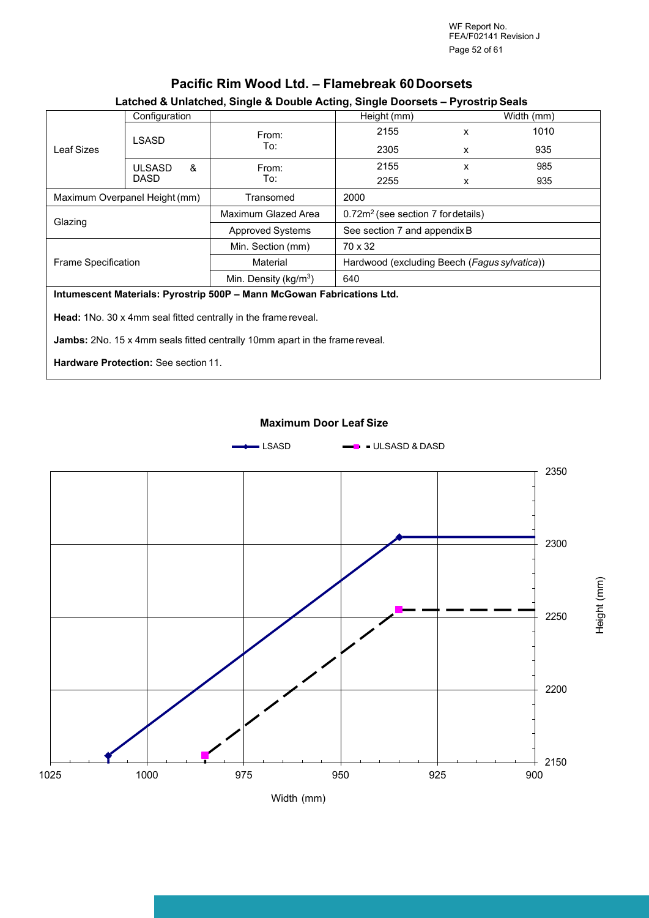## Pacific Rim Wood Ltd. – Flamebreak 60 Doorsets

### Latched & Unlatched, Single & Double Acting, Single Doorsets – Pyrostrip Seals

| | Configuration | | Height (mm) | | Width (mm) |
|---|---|---|---|---|---|
| Leaf Sizes | LSASD | From: | 2155 | x | 1010 |
| | | To: | 2305 | x | 935 |
| | ULSASD & DASD | From: | 2155 | x | 985 |
| | | To: | 2255 | x | 935 |
| Maximum Overpanel Height (mm) | | Transomed | 2000 | | |
| Glazing | | Maximum Glazed Area | $0.72m^2$ (see section 7 for details) | | |
| | | Approved Systems | See section 7 and appendix B | | |
| Frame Specification | | Min. Section (mm) | 70 x 32 | | |
| | | Material | Hardwood (excluding Beech (*Fagus sylvatica*)) | | |
| | | Min. Density ($kg/m^3$) | 640 | | |

**Intumescent Materials: Pyrostrip 500P – Mann McGowan Fabrications Ltd.**

**Head:** 1No. 30 x 4mm seal fitted centrally in the frame reveal.

**Jambs:** 2No. 15 x 4mm seals fitted centrally 10mm apart in the frame reveal.

**Hardware Protection:** See section 11.

**Maximum Door Leaf Size**

| Configuration | Width (mm) | Height (mm) |
|---|---|---|
| LSASD | 1010 | 2155 |
| LSASD | 935 | 2305 |
| LSASD | 900 | 2305 |
| ULSASD & DASD | 985 | 2155 |
| ULSASD & DASD | 935 | 2255 |
| ULSASD & DASD | 900 | 2255 |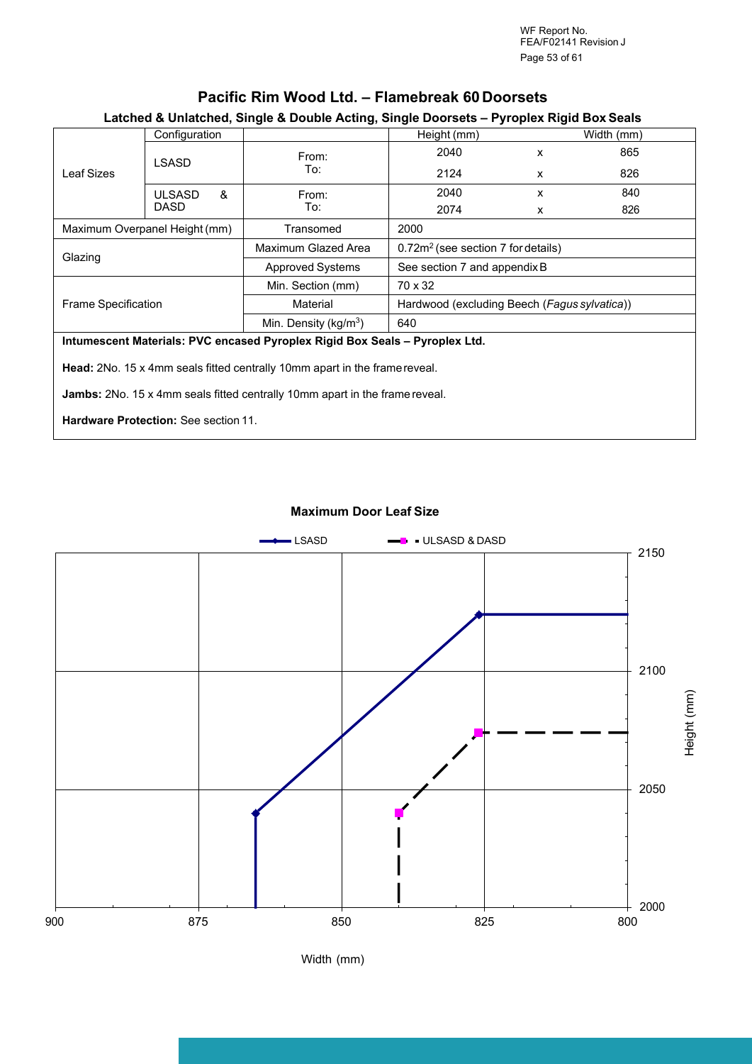# Pacific Rim Wood Ltd. – Flamebreak 60 Doorsets

## Latched & Unlatched, Single & Double Acting, Single Doorsets – Pyroplex Rigid Box Seals

| | Configuration | | Height (mm) | | Width (mm) |
|---|---|---|---|---|---|
| Leaf Sizes | LSASD | From: | 2040 | x | 865 |
| | | To: | 2124 | x | 826 |
| | ULSASD & DASD | From: | 2040 | x | 840 |
| | | To: | 2074 | x | 826 |
| Maximum Overpanel Height (mm) | | Transomed | 2000 | | |
| Glazing | | Maximum Glazed Area | $0.72m^2$ (see section 7 for details) | | |
| | | Approved Systems | See section 7 and appendix B | | |
| Frame Specification | | Min. Section (mm) | 70 x 32 | | |
| | | Material | Hardwood (excluding Beech (*Fagus sylvatica*)) | | |
| | | Min. Density ($kg/m^3$) | 640 | | |

**Intumescent Materials: PVC encased Pyroplex Rigid Box Seals – Pyroplex Ltd.**

**Head:** 2No. 15 x 4mm seals fitted centrally 10mm apart in the frame reveal.

**Jambs:** 2No. 15 x 4mm seals fitted centrally 10mm apart in the frame reveal.

**Hardware Protection:** See section 11.

**Maximum Door Leaf Size**

Legend: LSASD; ULSASD & DASD

Height (mm) axis: 2000 – 2150; Width (mm) axis: 900 – 800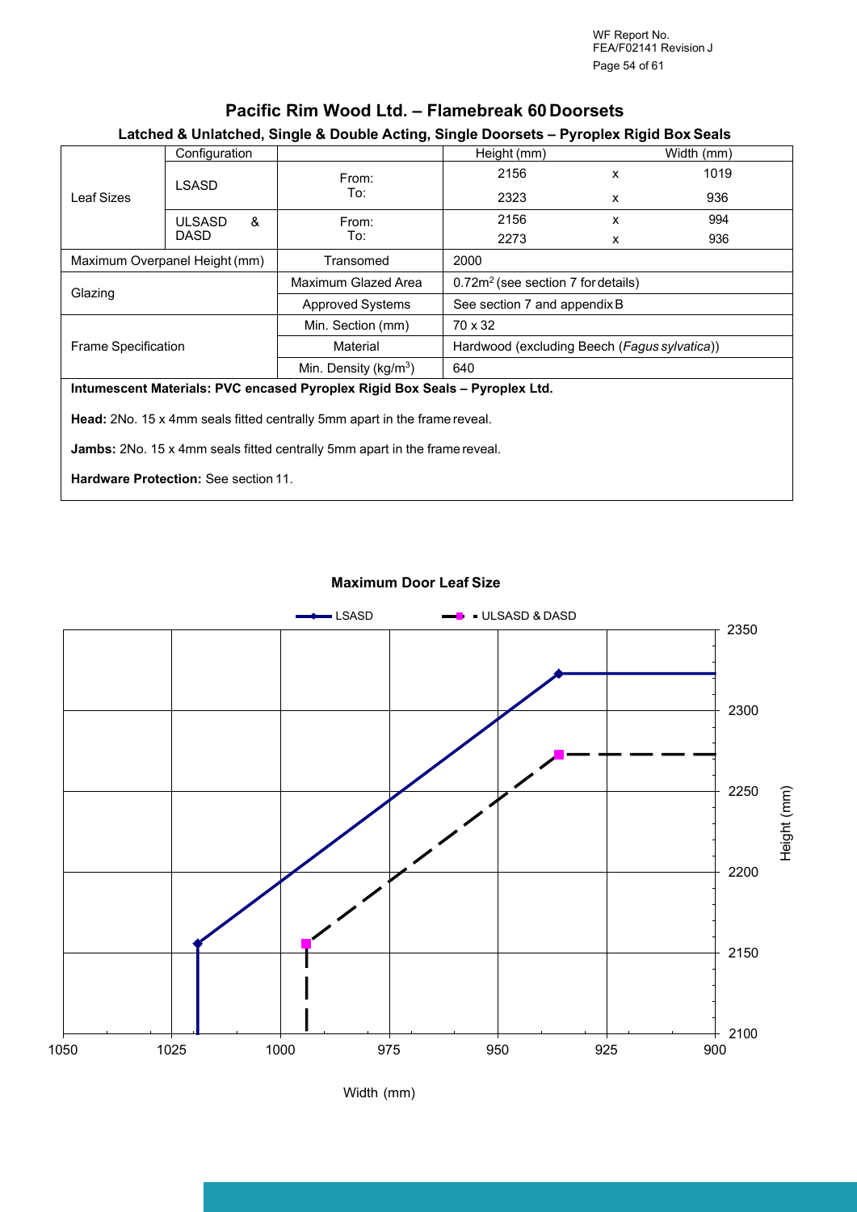## Pacific Rim Wood Ltd. – Flamebreak 60 Doorsets

### Latched & Unlatched, Single & Double Acting, Single Doorsets – Pyroplex Rigid Box Seals

| | Configuration | | Height (mm) | | Width (mm) |
|---|---|---|---|---|---|
| Leaf Sizes | LSASD | From: | 2156 | x | 1019 |
| | | To: | 2323 | x | 936 |
| | ULSASD & DASD | From: | 2156 | x | 994 |
| | | To: | 2273 | x | 936 |
| Maximum Overpanel Height (mm) | | Transomed | 2000 | | |
| Glazing | | Maximum Glazed Area | 0.72m² (see section 7 for details) | | |
| | | Approved Systems | See section 7 and appendix B | | |
| Frame Specification | | Min. Section (mm) | 70 x 32 | | |
| | | Material | Hardwood (excluding Beech (*Fagus sylvatica*)) | | |
| | | Min. Density (kg/m³) | 640 | | |

**Intumescent Materials: PVC encased Pyroplex Rigid Box Seals – Pyroplex Ltd.**

**Head:** 2No. 15 x 4mm seals fitted centrally 5mm apart in the frame reveal.

**Jambs:** 2No. 15 x 4mm seals fitted centrally 5mm apart in the frame reveal.

**Hardware Protection:** See section 11.

**Maximum Door Leaf Size**

| Series | Width (mm) | Height (mm) |
|---|---|---|
| LSASD | 1019 | 2100 |
| LSASD | 1019 | 2156 |
| LSASD | 936 | 2323 |
| LSASD | 900 | 2323 |
| ULSASD & DASD | 994 | 2100 |
| ULSASD & DASD | 994 | 2156 |
| ULSASD & DASD | 936 | 2273 |
| ULSASD & DASD | 900 | 2273 |

Width (mm)

Height (mm)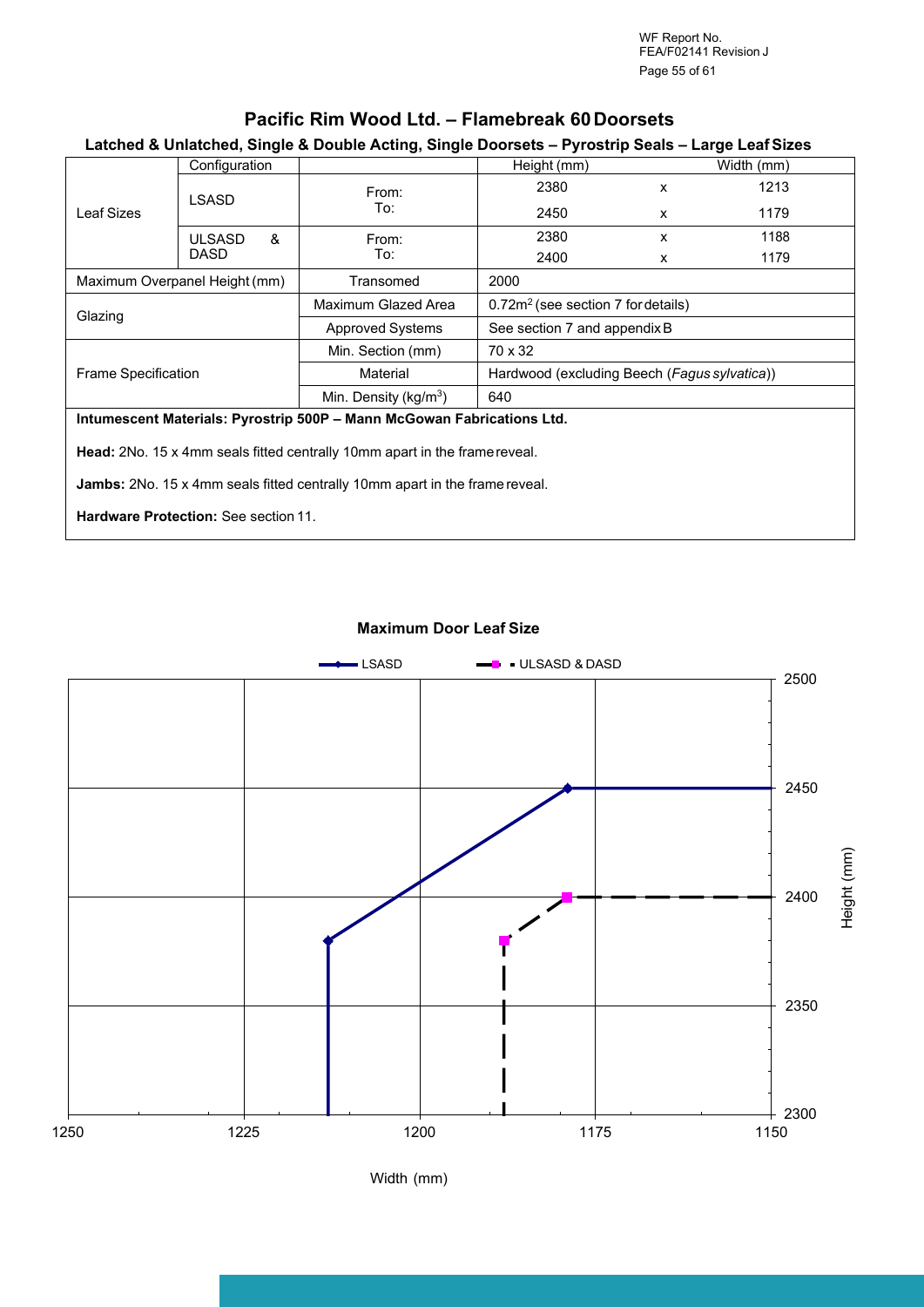# Pacific Rim Wood Ltd. – Flamebreak 60 Doorsets

## Latched & Unlatched, Single & Double Acting, Single Doorsets – Pyrostrip Seals – Large Leaf Sizes

| | Configuration | | Height (mm) | | Width (mm) |
|---|---|---|---|---|---|
| Leaf Sizes | LSASD | From: | 2380 | x | 1213 |
| | | To: | 2450 | x | 1179 |
| | ULSASD & DASD | From: | 2380 | x | 1188 |
| | | To: | 2400 | x | 1179 |
| Maximum Overpanel Height (mm) | | Transomed | 2000 | | |
| Glazing | | Maximum Glazed Area | $0.72m^2$ (see section 7 for details) | | |
| | | Approved Systems | See section 7 and appendix B | | |
| Frame Specification | | Min. Section (mm) | 70 x 32 | | |
| | | Material | Hardwood (excluding Beech (*Fagus sylvatica*)) | | |
| | | Min. Density ($kg/m^3$) | 640 | | |

**Intumescent Materials: Pyrostrip 500P – Mann McGowan Fabrications Ltd.**

**Head:** 2No. 15 x 4mm seals fitted centrally 10mm apart in the frame reveal.

**Jambs:** 2No. 15 x 4mm seals fitted centrally 10mm apart in the frame reveal.

**Hardware Protection:** See section 11.

**Maximum Door Leaf Size**

| Series | Point | Width (mm) | Height (mm) |
|---|---|---|---|
| LSASD | From | 1213 | 2380 |
| LSASD | To | 1179 | 2450 |
| ULSASD & DASD | From | 1188 | 2380 |
| ULSASD & DASD | To | 1179 | 2400 |

Width (mm) axis: 1250 to 1150; Height (mm) axis: 2300 to 2500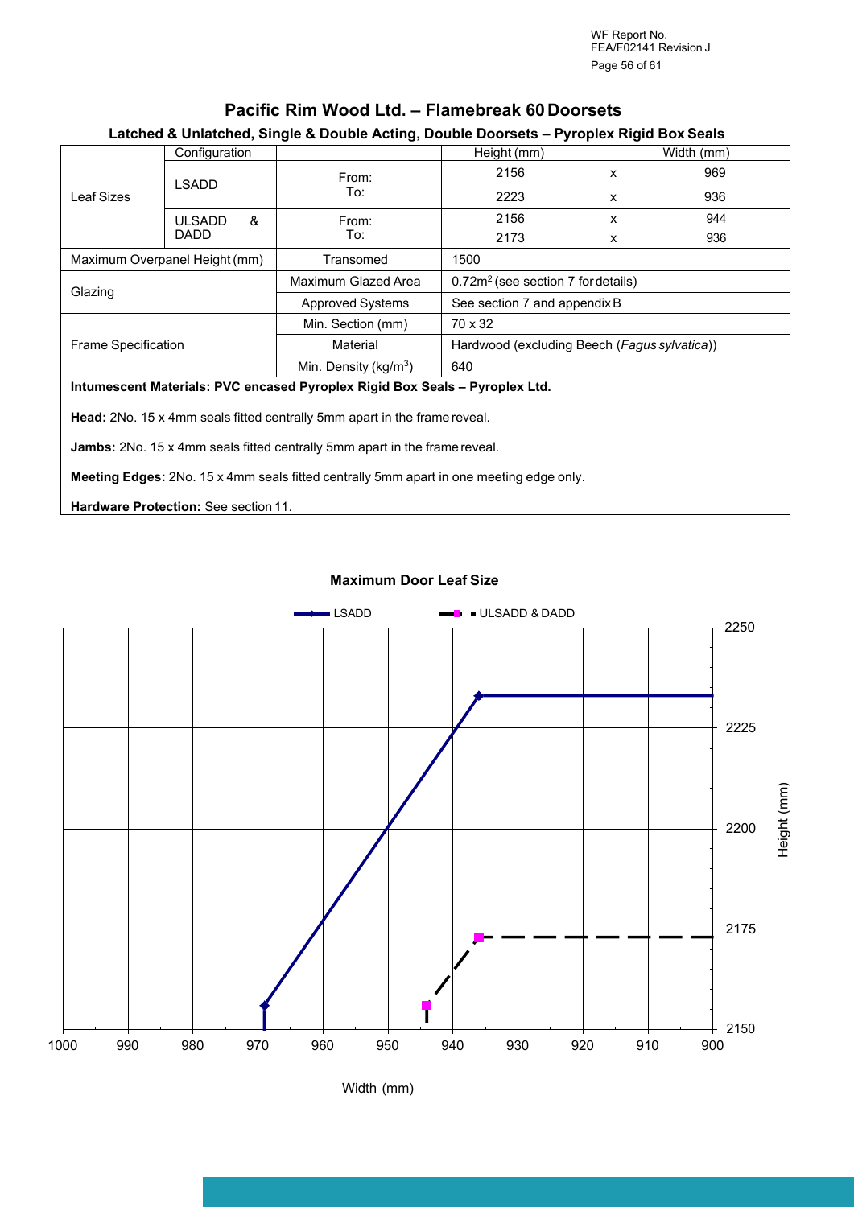# Pacific Rim Wood Ltd. – Flamebreak 60 Doorsets

## Latched & Unlatched, Single & Double Acting, Double Doorsets – Pyroplex Rigid Box Seals

| | Configuration | | Height (mm) | | Width (mm) |
|---|---|---|---|---|---|
| Leaf Sizes | LSADD | From: | 2156 | x | 969 |
| | | To: | 2223 | x | 936 |
| | ULSADD & DADD | From: | 2156 | x | 944 |
| | | To: | 2173 | x | 936 |
| Maximum Overpanel Height (mm) | | Transomed | 1500 | | |
| Glazing | | Maximum Glazed Area | 0.72m² (see section 7 for details) | | |
| | | Approved Systems | See section 7 and appendix B | | |
| Frame Specification | | Min. Section (mm) | 70 x 32 | | |
| | | Material | Hardwood (excluding Beech (*Fagus sylvatica*)) | | |
| | | Min. Density (kg/m³) | 640 | | |

**Intumescent Materials: PVC encased Pyroplex Rigid Box Seals – Pyroplex Ltd.**

**Head:** 2No. 15 x 4mm seals fitted centrally 5mm apart in the frame reveal.

**Jambs:** 2No. 15 x 4mm seals fitted centrally 5mm apart in the frame reveal.

**Meeting Edges:** 2No. 15 x 4mm seals fitted centrally 5mm apart in one meeting edge only.

**Hardware Protection:** See section 11.

**Maximum Door Leaf Size**

Legend: LSADD; ULSADD & DADD

Width (mm): 1000, 990, 980, 970, 960, 950, 940, 930, 920, 910, 900

Height (mm): 2150, 2175, 2200, 2225, 2250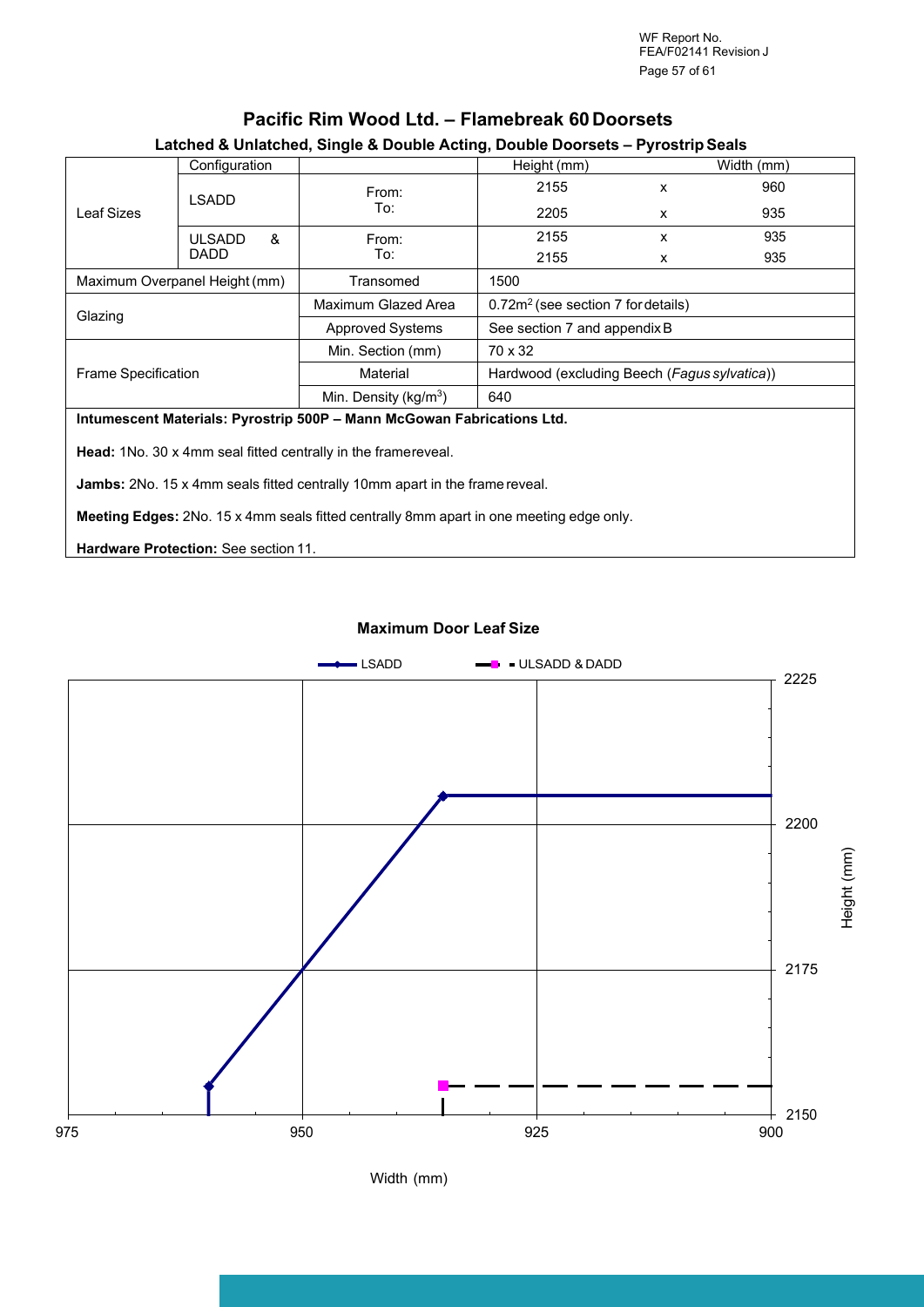# Pacific Rim Wood Ltd. – Flamebreak 60 Doorsets

## Latched & Unlatched, Single & Double Acting, Double Doorsets – Pyrostrip Seals

| | Configuration | | Height (mm) | | Width (mm) |
|---|---|---|---|---|---|
| Leaf Sizes | LSADD | From: | 2155 | x | 960 |
| | | To: | 2205 | x | 935 |
| | ULSADD & DADD | From: | 2155 | x | 935 |
| | | To: | 2155 | x | 935 |
| Maximum Overpanel Height (mm) | | Transomed | 1500 | | |
| Glazing | | Maximum Glazed Area | 0.72m² (see section 7 for details) | | |
| | | Approved Systems | See section 7 and appendix B | | |
| Frame Specification | | Min. Section (mm) | 70 x 32 | | |
| | | Material | Hardwood (excluding Beech (*Fagus sylvatica*)) | | |
| | | Min. Density (kg/m³) | 640 | | |

**Intumescent Materials: Pyrostrip 500P – Mann McGowan Fabrications Ltd.**

**Head:** 1No. 30 x 4mm seal fitted centrally in the frame reveal.

**Jambs:** 2No. 15 x 4mm seals fitted centrally 10mm apart in the frame reveal.

**Meeting Edges:** 2No. 15 x 4mm seals fitted centrally 8mm apart in one meeting edge only.

**Hardware Protection:** See section 11.

### Maximum Door Leaf Size

Legend: LSADD; ULSADD & DADD

Height (mm): 2150, 2175, 2200, 2225

Width (mm): 975, 950, 925, 900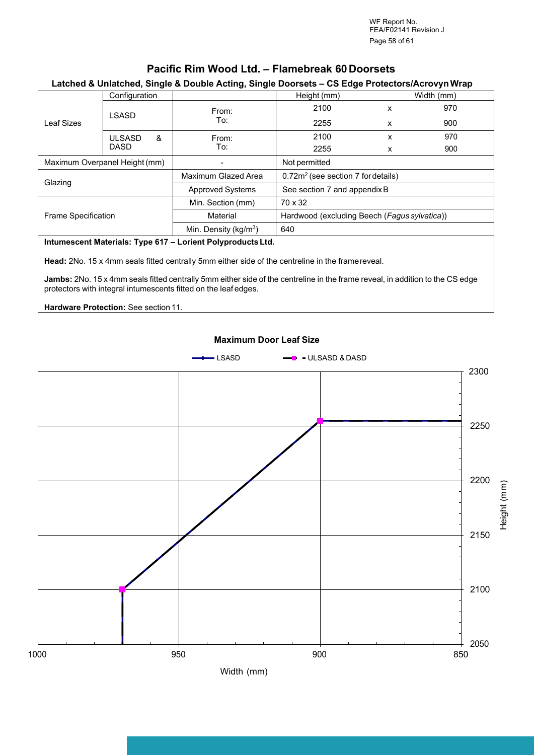## Pacific Rim Wood Ltd. – Flamebreak 60 Doorsets

### Latched & Unlatched, Single & Double Acting, Single Doorsets – CS Edge Protectors/Acrovyn Wrap

| | Configuration | | Height (mm) | | Width (mm) |
|---|---|---|---|---|---|
| Leaf Sizes | LSASD | From: | 2100 | x | 970 |
| | | To: | 2255 | x | 900 |
| | ULSASD & DASD | From: | 2100 | x | 970 |
| | | To: | 2255 | x | 900 |
| Maximum Overpanel Height (mm) | | - | Not permitted | | |
| Glazing | | Maximum Glazed Area | $0.72m^2$ (see section 7 for details) | | |
| | | Approved Systems | See section 7 and appendix B | | |
| Frame Specification | | Min. Section (mm) | 70 x 32 | | |
| | | Material | Hardwood (excluding Beech (*Fagus sylvatica*)) | | |
| | | Min. Density ($kg/m^3$) | 640 | | |

**Intumescent Materials: Type 617 – Lorient Polyproducts Ltd.**

**Head:** 2No. 15 x 4mm seals fitted centrally 5mm either side of the centreline in the frame reveal.

**Jambs:** 2No. 15 x 4mm seals fitted centrally 5mm either side of the centreline in the frame reveal, in addition to the CS edge protectors with integral intumescents fitted on the leaf edges.

**Hardware Protection:** See section 11.

**Maximum Door Leaf Size**

LSASD — ULSASD & DASD

Height (mm): 2050, 2100, 2150, 2200, 2250, 2300

Width (mm): 1000, 950, 900, 850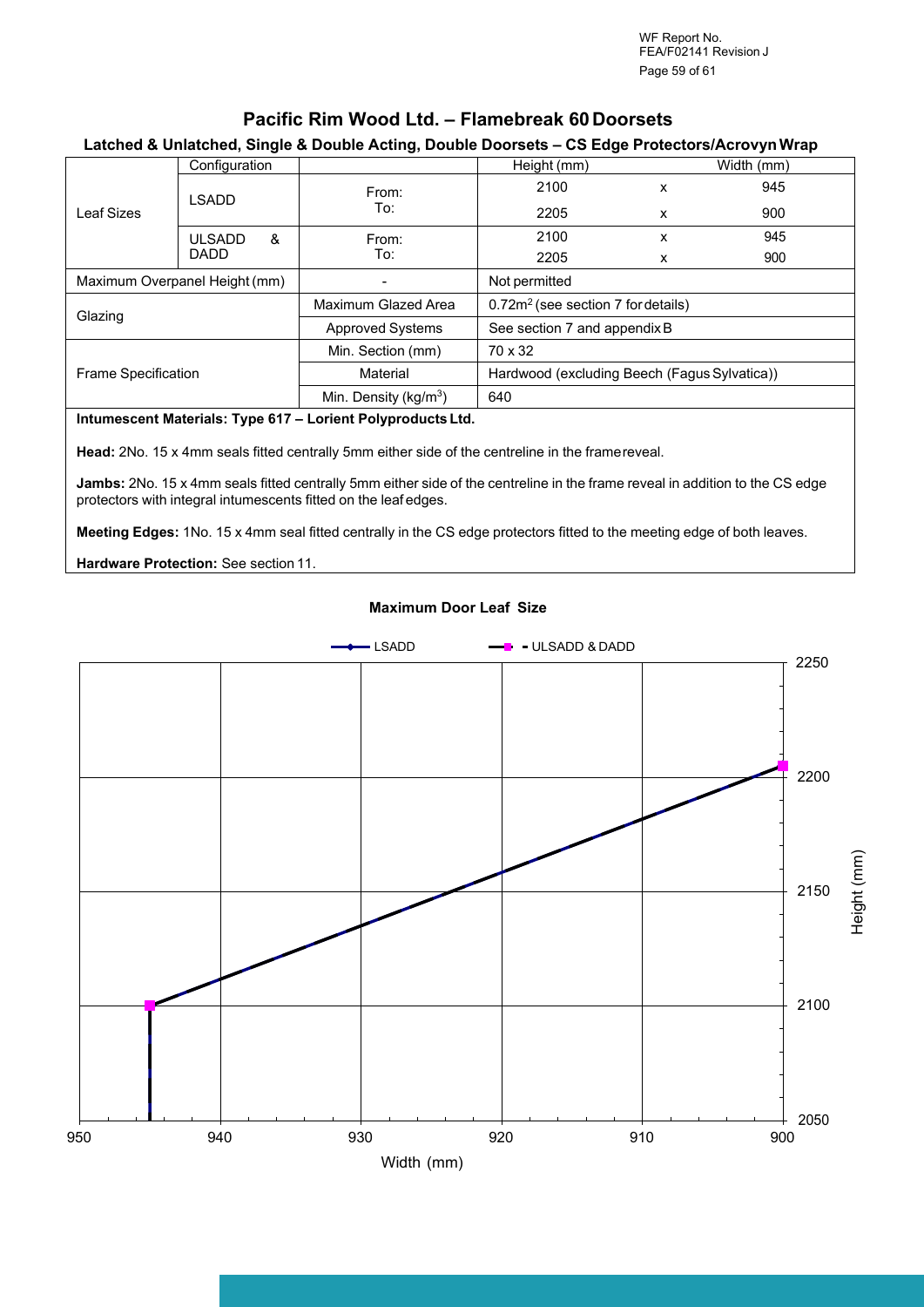## Pacific Rim Wood Ltd. – Flamebreak 60 Doorsets

### Latched & Unlatched, Single & Double Acting, Double Doorsets – CS Edge Protectors/Acrovyn Wrap

| | Configuration | | Height (mm) | | Width (mm) |
|---|---|---|---|---|---|
| Leaf Sizes | LSADD | From: | 2100 | x | 945 |
| | | To: | 2205 | x | 900 |
| | ULSADD & DADD | From: | 2100 | x | 945 |
| | | To: | 2205 | x | 900 |
| Maximum Overpanel Height (mm) | | - | Not permitted | | |
| Glazing | | Maximum Glazed Area | $0.72m^2$ (see section 7 for details) | | |
| | | Approved Systems | See section 7 and appendix B | | |
| Frame Specification | | Min. Section (mm) | 70 x 32 | | |
| | | Material | Hardwood (excluding Beech (Fagus Sylvatica)) | | |
| | | Min. Density ($kg/m^3$) | 640 | | |

**Intumescent Materials: Type 617 – Lorient Polyproducts Ltd.**

**Head:** 2No. 15 x 4mm seals fitted centrally 5mm either side of the centreline in the frame reveal.

**Jambs:** 2No. 15 x 4mm seals fitted centrally 5mm either side of the centreline in the frame reveal in addition to the CS edge protectors with integral intumescents fitted on the leaf edges.

**Meeting Edges:** 1No. 15 x 4mm seal fitted centrally in the CS edge protectors fitted to the meeting edge of both leaves.

**Hardware Protection:** See section 11.

**Maximum Door Leaf Size**

LSADD — ULSADD & DADD

Width (mm): 950, 940, 930, 920, 910, 900

Height (mm): 2050, 2100, 2150, 2200, 2250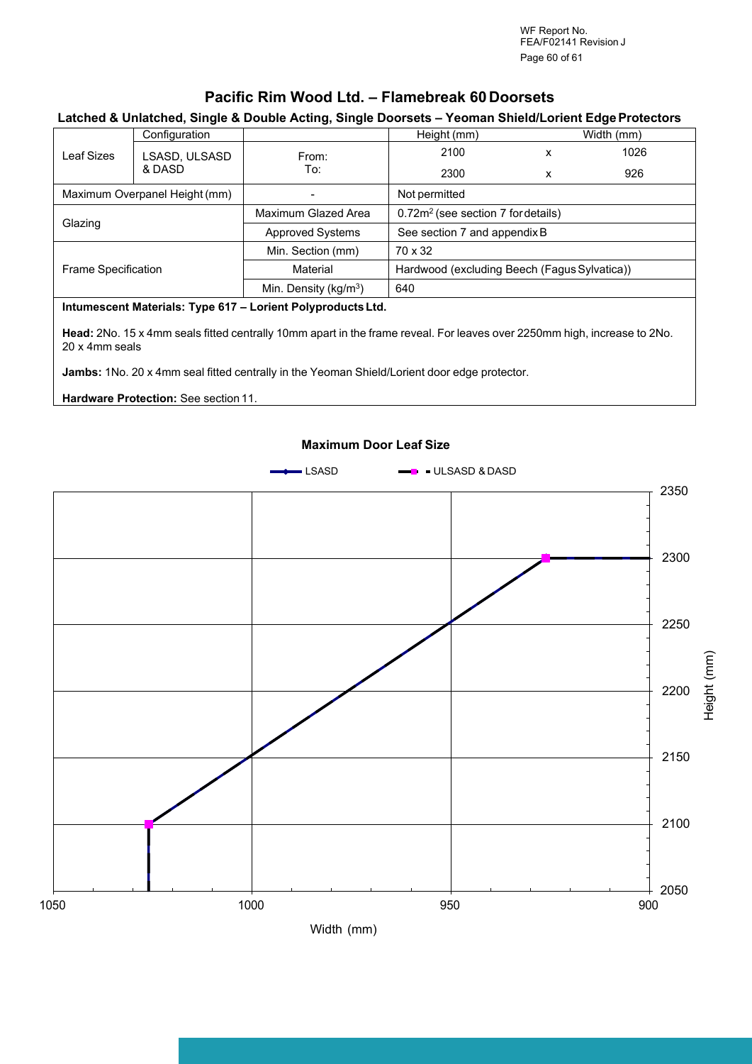## Pacific Rim Wood Ltd. – Flamebreak 60 Doorsets

### Latched & Unlatched, Single & Double Acting, Single Doorsets – Yeoman Shield/Lorient Edge Protectors

| | Configuration | | Height (mm) | | Width (mm) |
|---|---|---|---|---|---|
| Leaf Sizes | LSASD, ULSASD & DASD | From: | 2100 | x | 1026 |
| | | To: | 2300 | x | 926 |
| Maximum Overpanel Height (mm) | | - | Not permitted | | |
| Glazing | | Maximum Glazed Area | $0.72m^2$ (see section 7 for details) | | |
| | | Approved Systems | See section 7 and appendix B | | |
| Frame Specification | | Min. Section (mm) | 70 x 32 | | |
| | | Material | Hardwood (excluding Beech (Fagus Sylvatica)) | | |
| | | Min. Density ($kg/m^3$) | 640 | | |

**Intumescent Materials: Type 617 – Lorient Polyproducts Ltd.**

**Head:** 2No. 15 x 4mm seals fitted centrally 10mm apart in the frame reveal. For leaves over 2250mm high, increase to 2No. 20 x 4mm seals

**Jambs:** 1No. 20 x 4mm seal fitted centrally in the Yeoman Shield/Lorient door edge protector.

**Hardware Protection:** See section 11.

**Maximum Door Leaf Size**

Legend: LSASD; ULSASD & DASD

Width (mm): 1050, 1000, 950, 900

Height (mm): 2050, 2100, 2150, 2200, 2250, 2300, 2350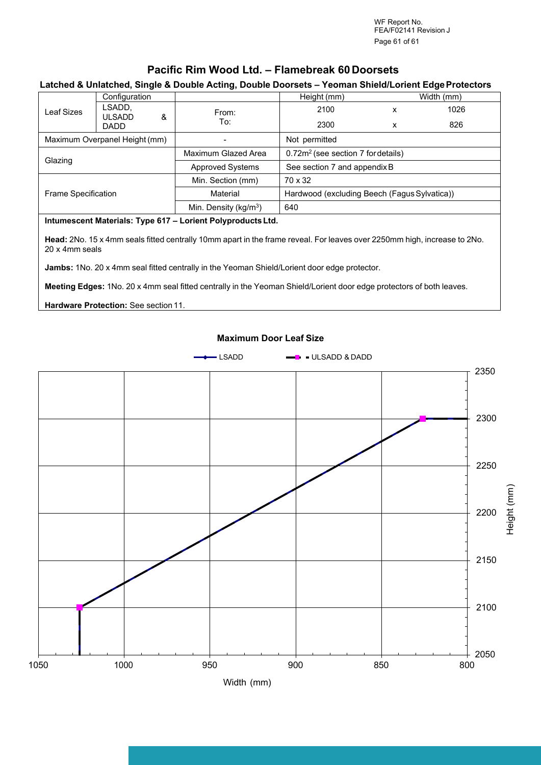## Pacific Rim Wood Ltd. – Flamebreak 60 Doorsets

### Latched & Unlatched, Single & Double Acting, Double Doorsets – Yeoman Shield/Lorient Edge Protectors

| | | | | | |
|---|---|---|---|---|---|
| Leaf Sizes | Configuration | | Height (mm) | | Width (mm) |
| | LSADD, ULSADD & DADD | From: | 2100 | x | 1026 |
| | | To: | 2300 | x | 826 |
| Maximum Overpanel Height (mm) | | - | Not permitted | | |
| Glazing | | Maximum Glazed Area | $0.72m^2$ (see section 7 for details) | | |
| | | Approved Systems | See section 7 and appendix B | | |
| Frame Specification | | Min. Section (mm) | 70 x 32 | | |
| | | Material | Hardwood (excluding Beech (Fagus Sylvatica)) | | |
| | | Min. Density ($kg/m^3$) | 640 | | |

**Intumescent Materials: Type 617 – Lorient Polyproducts Ltd.**

**Head:** 2No. 15 x 4mm seals fitted centrally 10mm apart in the frame reveal. For leaves over 2250mm high, increase to 2No. 20 x 4mm seals

**Jambs:** 1No. 20 x 4mm seal fitted centrally in the Yeoman Shield/Lorient door edge protector.

**Meeting Edges:** 1No. 20 x 4mm seal fitted centrally in the Yeoman Shield/Lorient door edge protectors of both leaves.

**Hardware Protection:** See section 11.

**Maximum Door Leaf Size**

LSADD
ULSADD & DADD

Height (mm): 2050, 2100, 2150, 2200, 2250, 2300, 2350

Width (mm): 1050, 1000, 950, 900, 850, 800